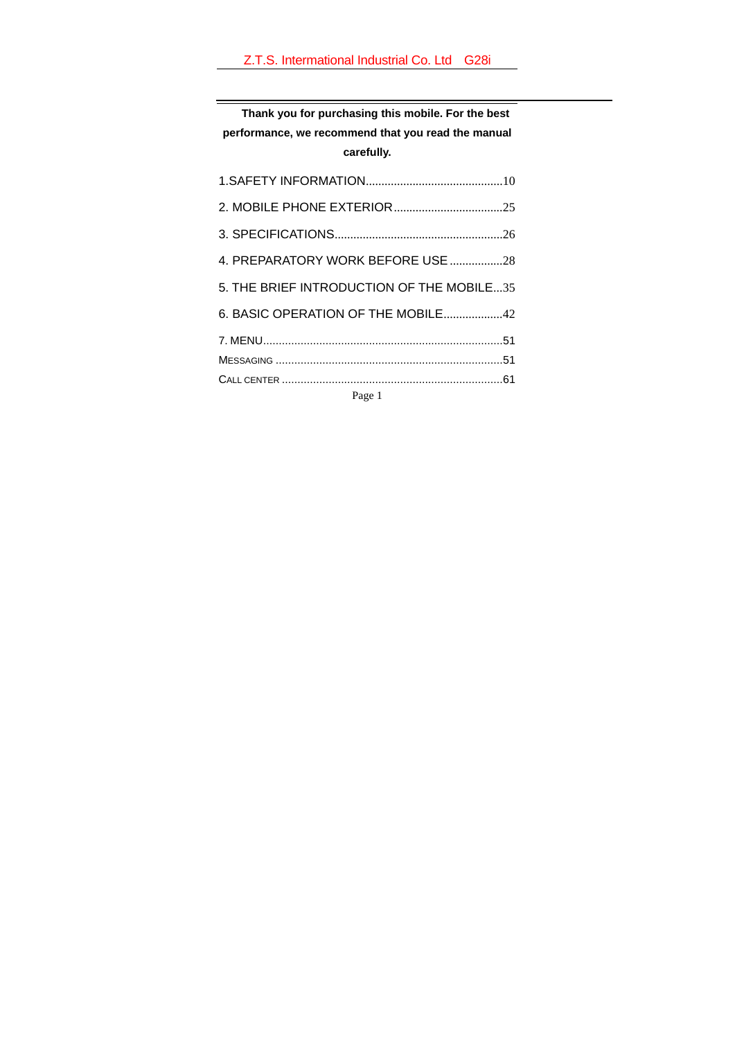**Thank you for purchasing this mobile. For the best performance, we recommend that you read the manual carefully.**

1.SAFETY INFORMATION............................................10

2. MOBILE PHONE EXTERIOR...................................25

3. SPECIFICATIONS.....................................................26

4. PREPARATORY WORK BEFORE USE .................28

5. THE BRIEF INTRODUCTION OF THE MOBILE...35

6. BASIC OPERATION OF THE MOBILE...................42

7. MENU............................................................................51

MESSAGING ........................................................................51

CALL CENTER ......................................................................61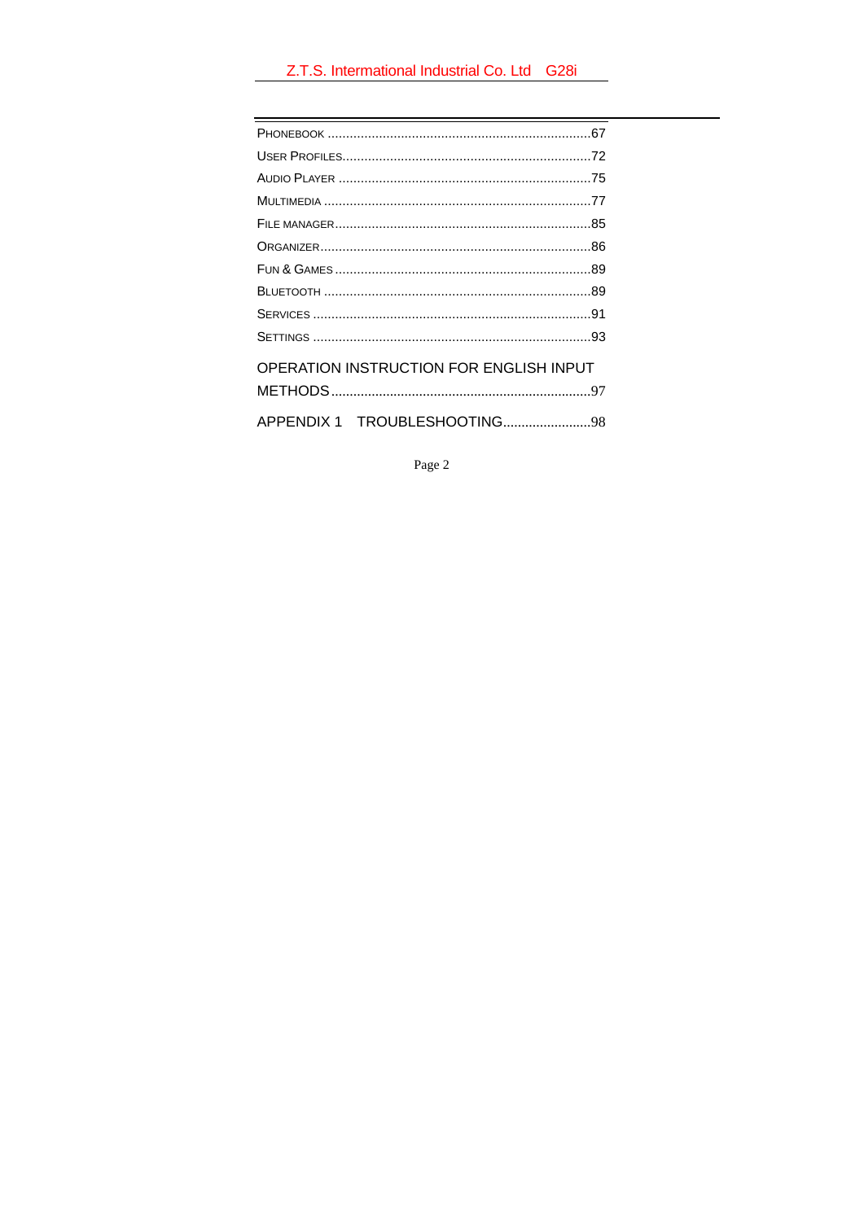PHONEBOOK ........................................................................67

USER PROFILES....................................................................72

AUDIO PLAYER .....................................................................75

MULTIMEDIA .........................................................................77

FILE MANAGER......................................................................85

ORGANIZER..........................................................................86

FUN & GAMES ......................................................................89

BLUETOOTH .........................................................................89

SERVICES ............................................................................91

SETTINGS ............................................................................93

OPERATION INSTRUCTION FOR ENGLISH INPUT METHODS.......................................................................97

APPENDIX 1 TROUBLESHOOTING.........................98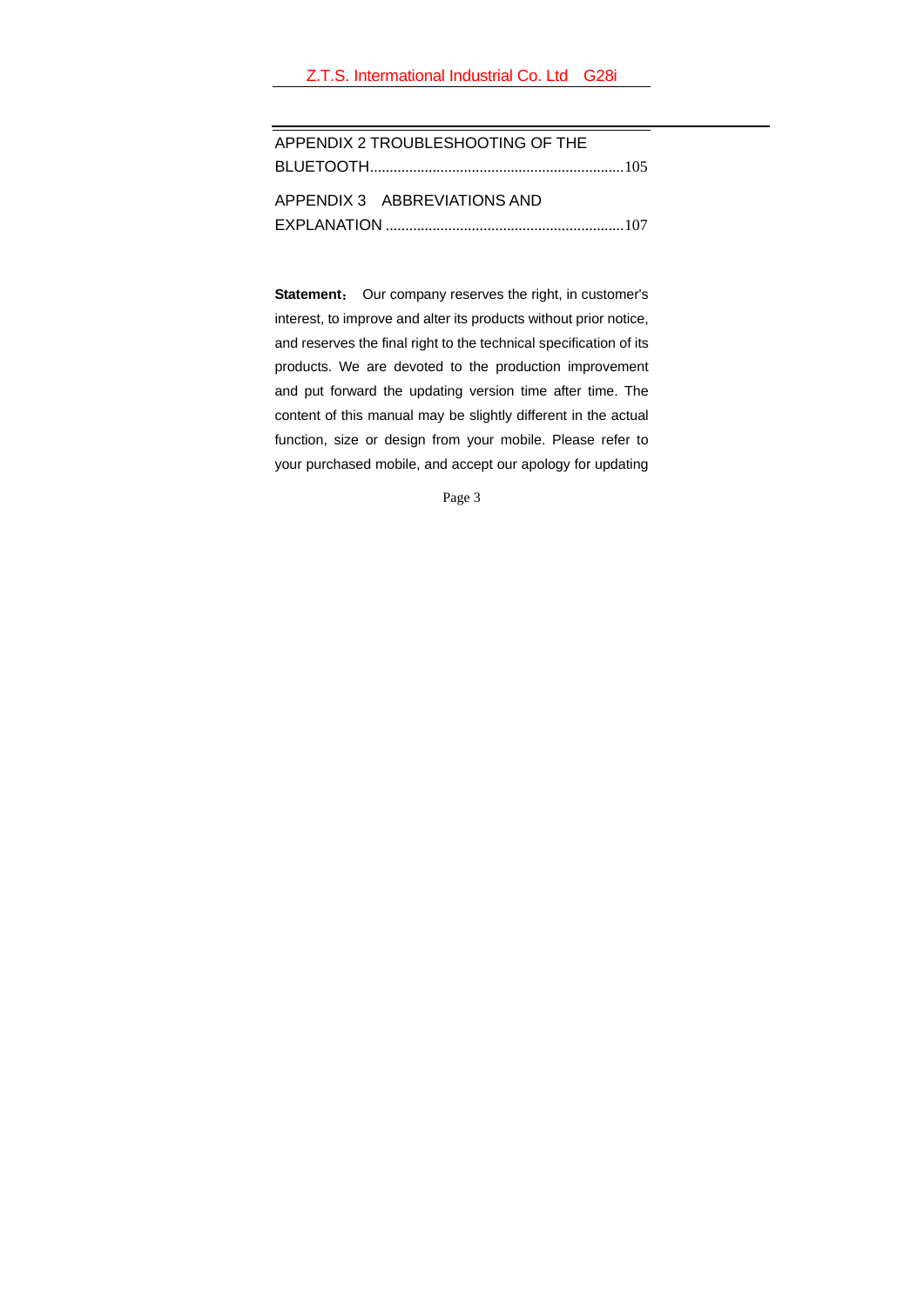APPENDIX 2 TROUBLESHOOTING OF THE BLUETOOTH.................................................................105

APPENDIX 3 ABBREVIATIONS AND EXPLANATION ............................................................107

**Statement：** Our company reserves the right, in customer's interest, to improve and alter its products without prior notice, and reserves the final right to the technical specification of its products. We are devoted to the production improvement and put forward the updating version time after time. The content of this manual may be slightly different in the actual function, size or design from your mobile. Please refer to your purchased mobile, and accept our apology for updating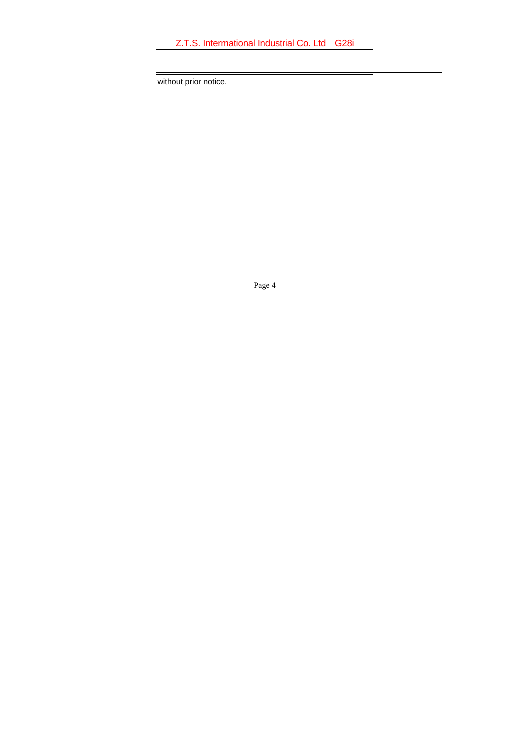without prior notice.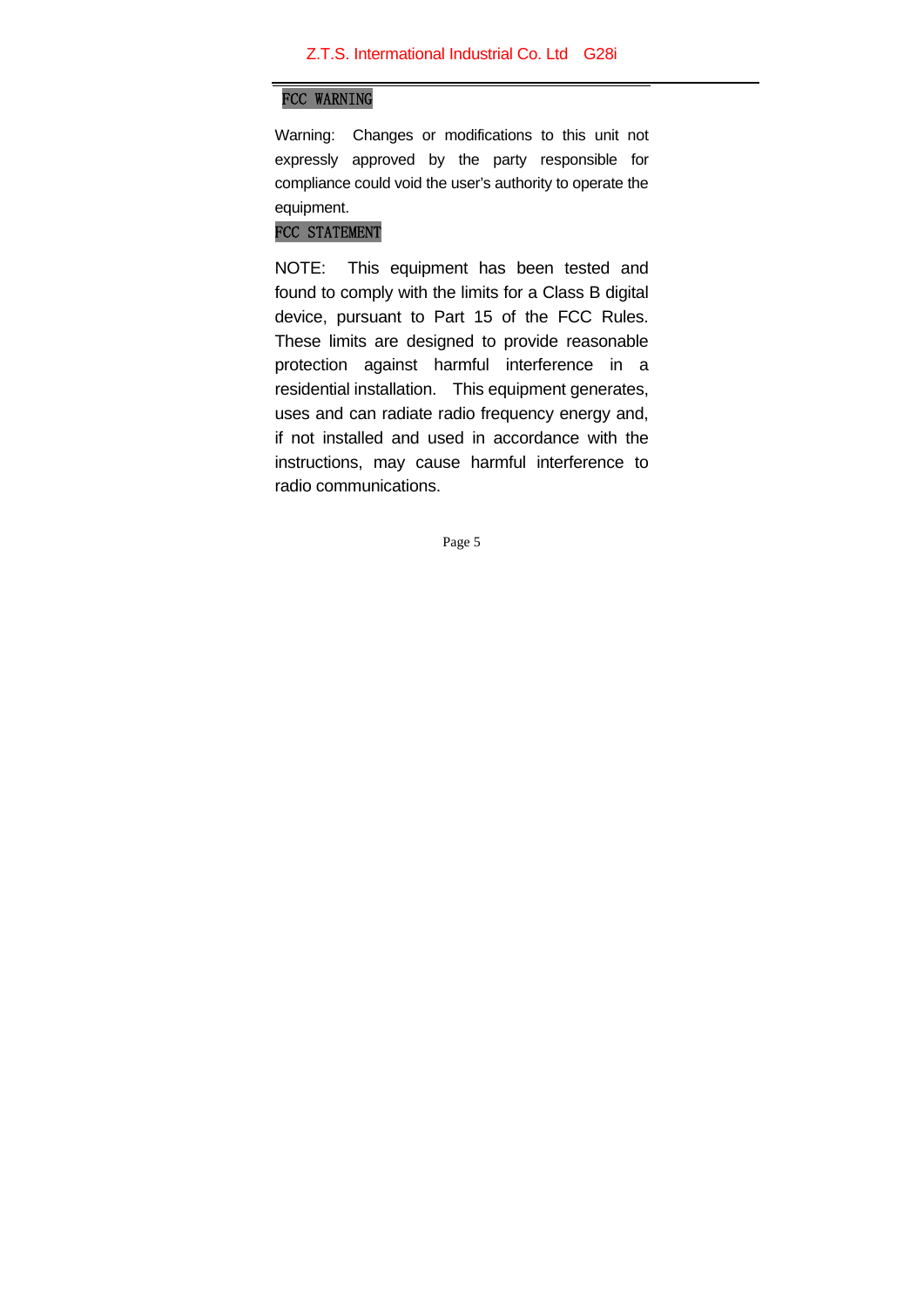## FCC WARNING

Warning: Changes or modifications to this unit not expressly approved by the party responsible for compliance could void the user's authority to operate the equipment.

## FCC STATEMENT

NOTE: This equipment has been tested and found to comply with the limits for a Class B digital device, pursuant to Part 15 of the FCC Rules. These limits are designed to provide reasonable protection against harmful interference in a residential installation. This equipment generates, uses and can radiate radio frequency energy and, if not installed and used in accordance with the instructions, may cause harmful interference to radio communications.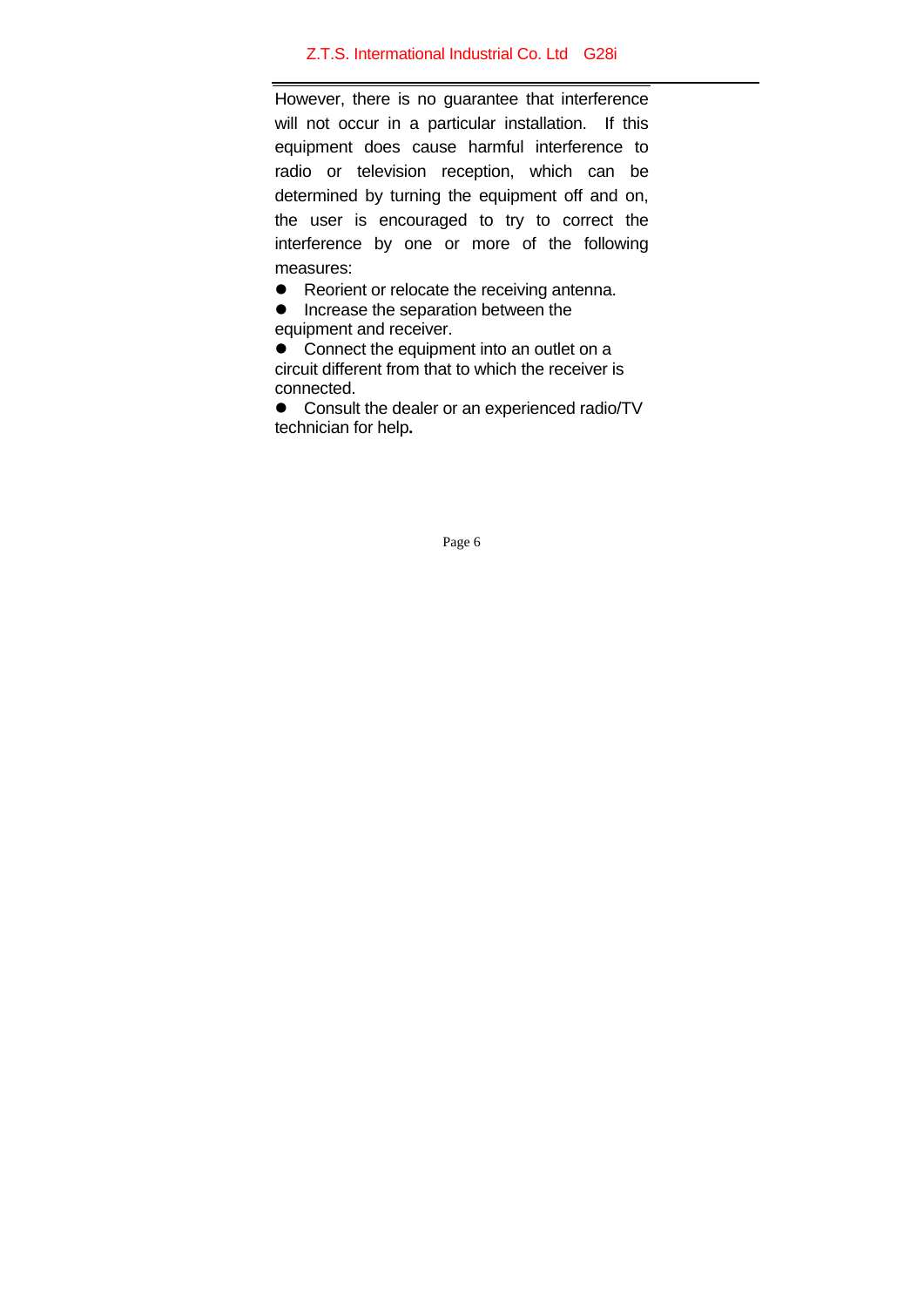However, there is no guarantee that interference will not occur in a particular installation. If this equipment does cause harmful interference to radio or television reception, which can be determined by turning the equipment off and on, the user is encouraged to try to correct the interference by one or more of the following measures:

- Reorient or relocate the receiving antenna.
- Increase the separation between the equipment and receiver.
- Connect the equipment into an outlet on a circuit different from that to which the receiver is connected.
- Consult the dealer or an experienced radio/TV technician for help.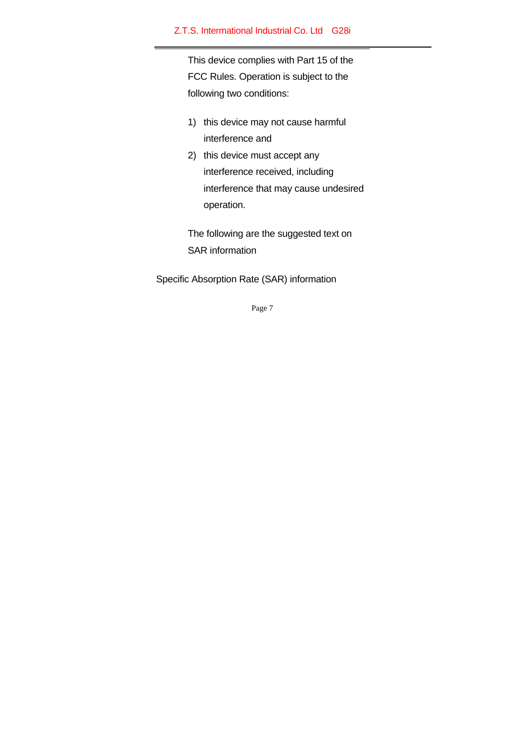This device complies with Part 15 of the FCC Rules. Operation is subject to the following two conditions:

1) this device may not cause harmful interference and
2) this device must accept any interference received, including interference that may cause undesired operation.

The following are the suggested text on SAR information

Specific Absorption Rate (SAR) information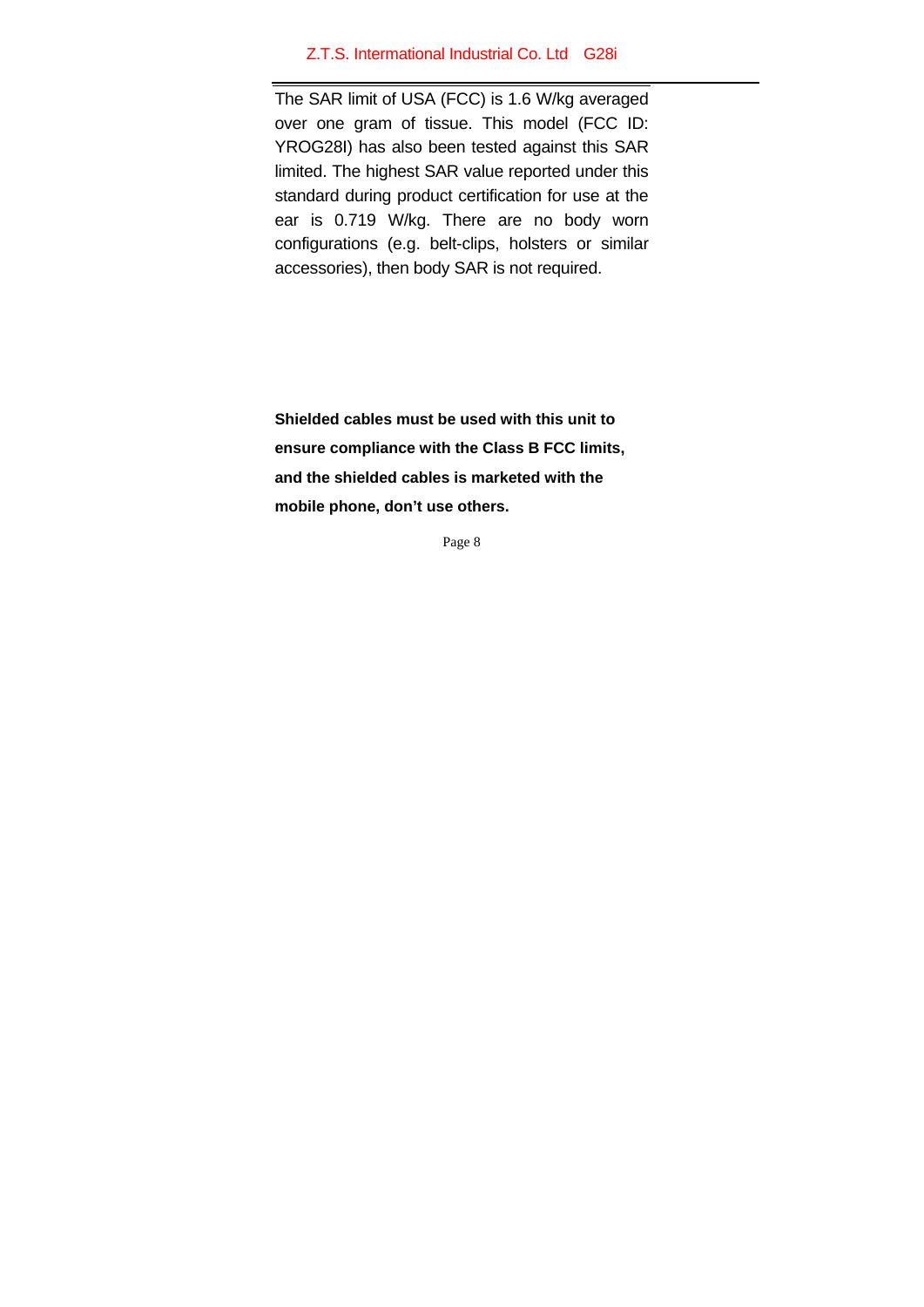The SAR limit of USA (FCC) is 1.6 W/kg averaged over one gram of tissue. This model (FCC ID: YROG28I) has also been tested against this SAR limited. The highest SAR value reported under this standard during product certification for use at the ear is 0.719 W/kg. There are no body worn configurations (e.g. belt-clips, holsters or similar accessories), then body SAR is not required.

**Shielded cables must be used with this unit to ensure compliance with the Class B FCC limits, and the shielded cables is marketed with the mobile phone, don't use others.**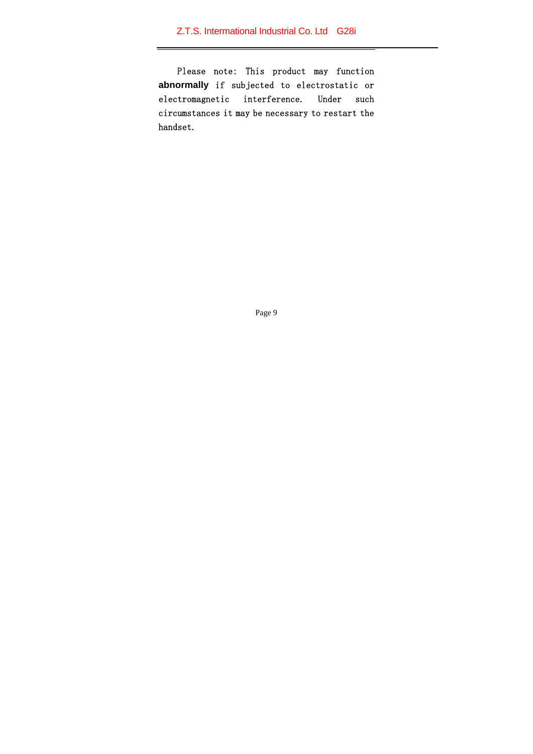Please note: This product may function **abnormally** if subjected to electrostatic or electromagnetic interference. Under such circumstances it may be necessary to restart the handset.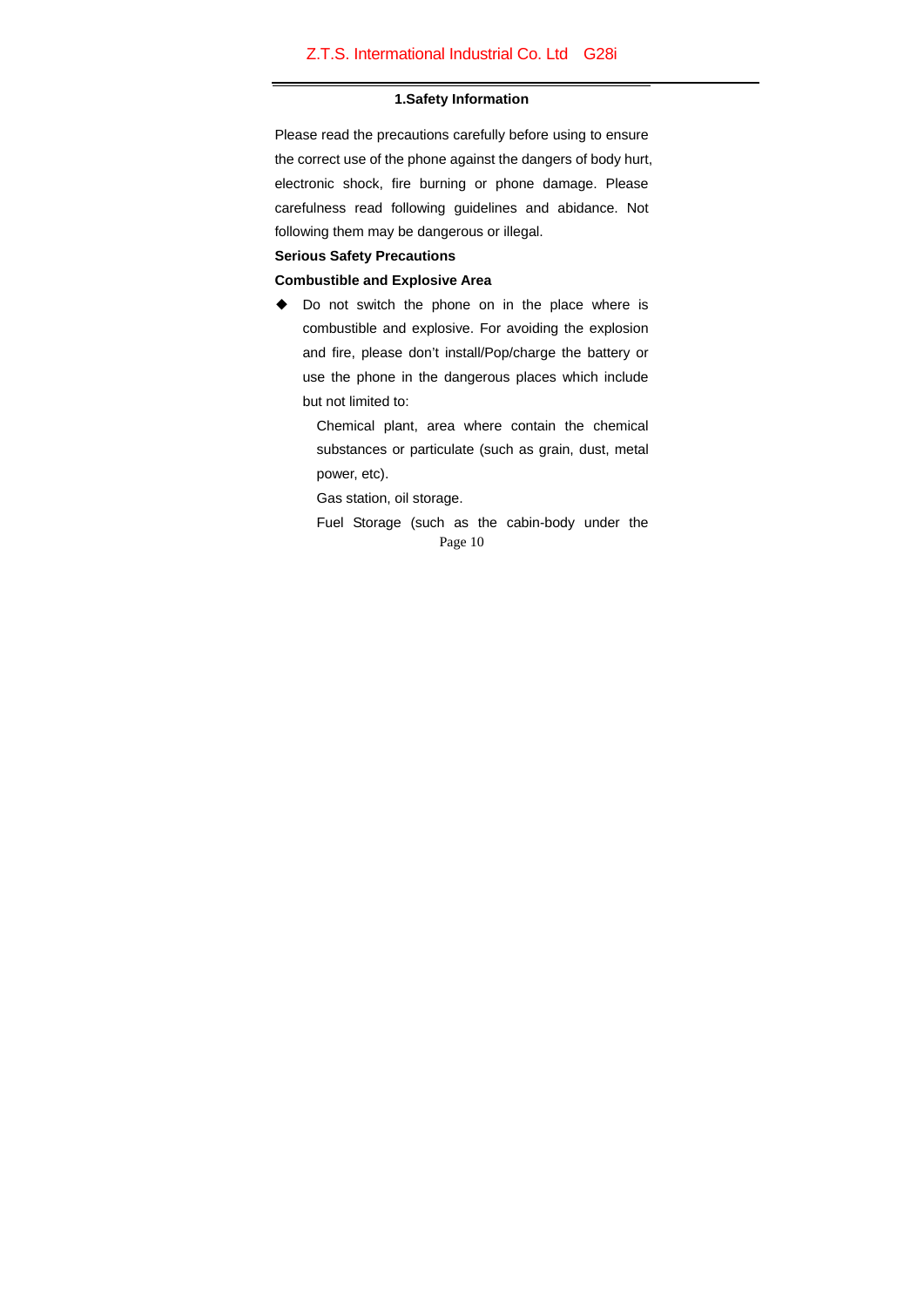## 1.Safety Information

Please read the precautions carefully before using to ensure the correct use of the phone against the dangers of body hurt, electronic shock, fire burning or phone damage. Please carefulness read following guidelines and abidance. Not following them may be dangerous or illegal.

**Serious Safety Precautions**

**Combustible and Explosive Area**

- Do not switch the phone on in the place where is combustible and explosive. For avoiding the explosion and fire, please don't install/Pop/charge the battery or use the phone in the dangerous places which include but not limited to:

  Chemical plant, area where contain the chemical substances or particulate (such as grain, dust, metal power, etc).

  Gas station, oil storage.

  Fuel Storage (such as the cabin-body under the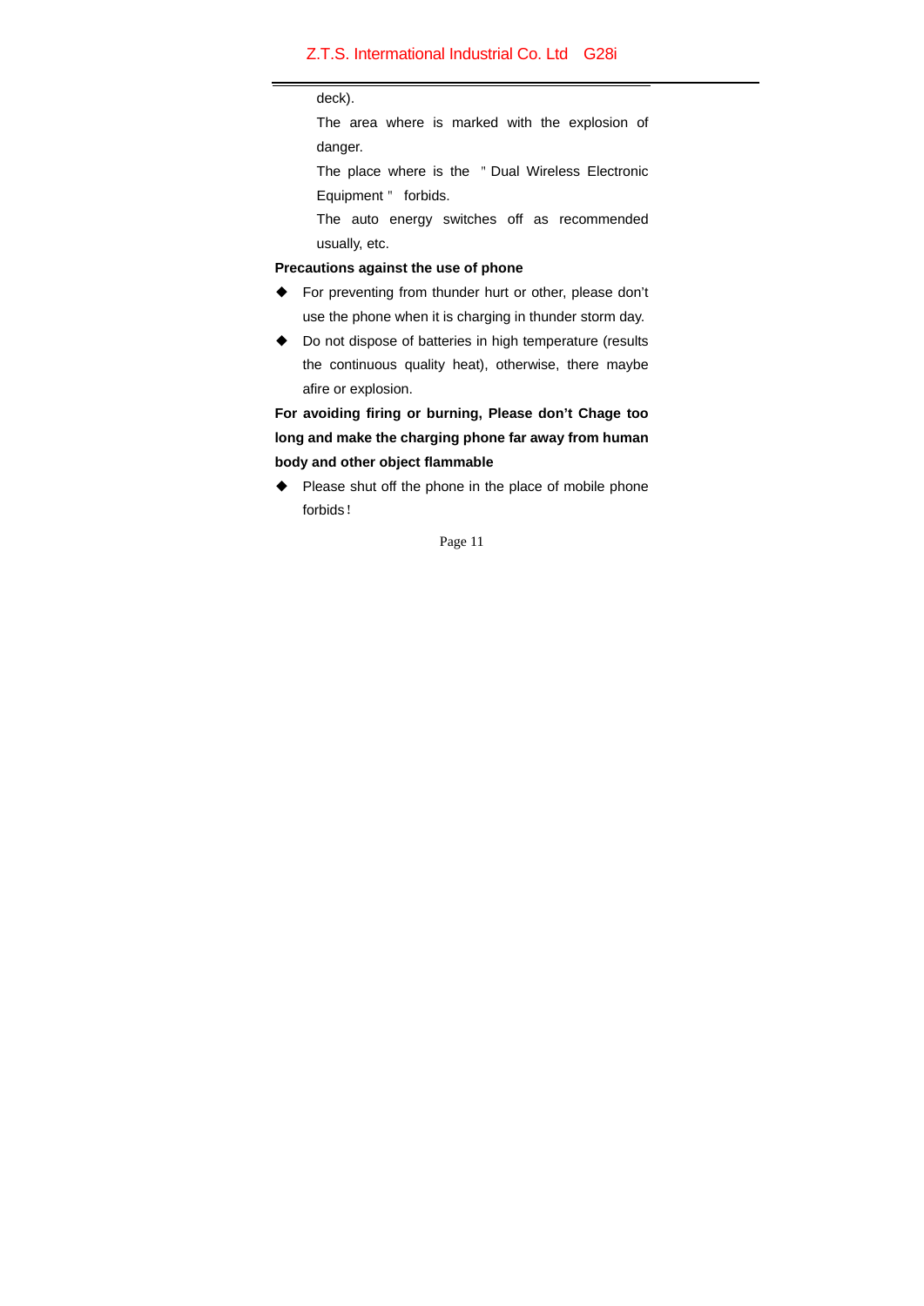deck).

The area where is marked with the explosion of danger.

The place where is the "Dual Wireless Electronic Equipment" forbids.

The auto energy switches off as recommended usually, etc.

**Precautions against the use of phone**

- For preventing from thunder hurt or other, please don't use the phone when it is charging in thunder storm day.
- Do not dispose of batteries in high temperature (results the continuous quality heat), otherwise, there maybe afire or explosion.

**For avoiding firing or burning, Please don't Chage too long and make the charging phone far away from human body and other object flammable**

- Please shut off the phone in the place of mobile phone forbids!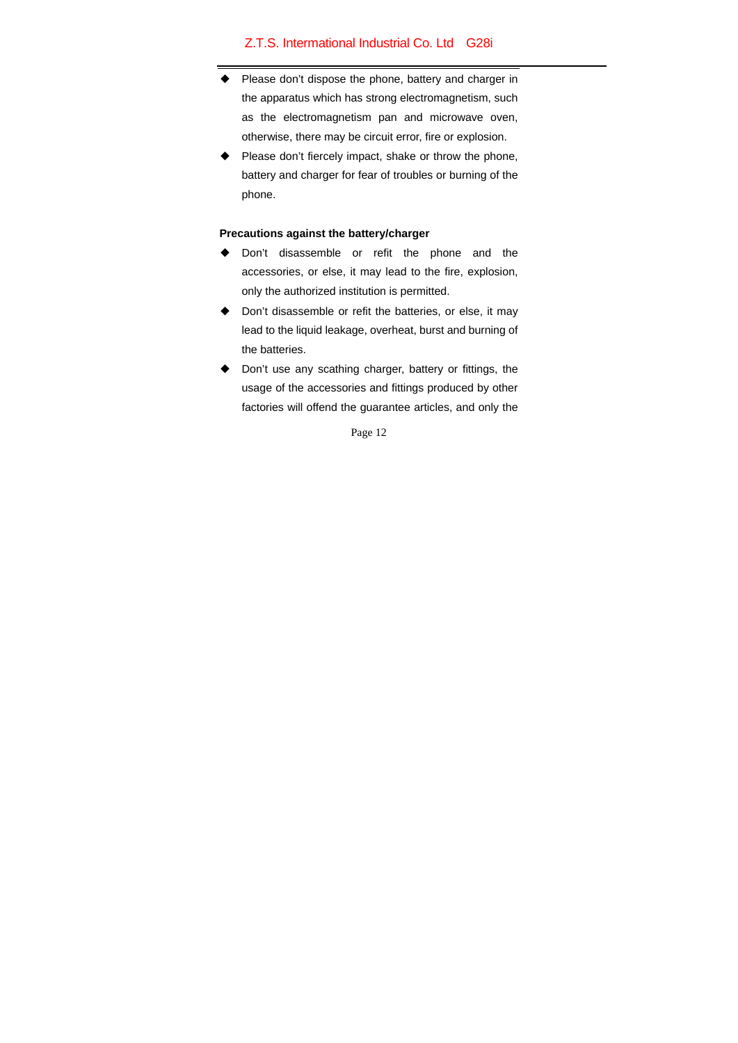- Please don't dispose the phone, battery and charger in the apparatus which has strong electromagnetism, such as the electromagnetism pan and microwave oven, otherwise, there may be circuit error, fire or explosion.
- Please don't fiercely impact, shake or throw the phone, battery and charger for fear of troubles or burning of the phone.

**Precautions against the battery/charger**

- Don't disassemble or refit the phone and the accessories, or else, it may lead to the fire, explosion, only the authorized institution is permitted.
- Don't disassemble or refit the batteries, or else, it may lead to the liquid leakage, overheat, burst and burning of the batteries.
- Don't use any scathing charger, battery or fittings, the usage of the accessories and fittings produced by other factories will offend the guarantee articles, and only the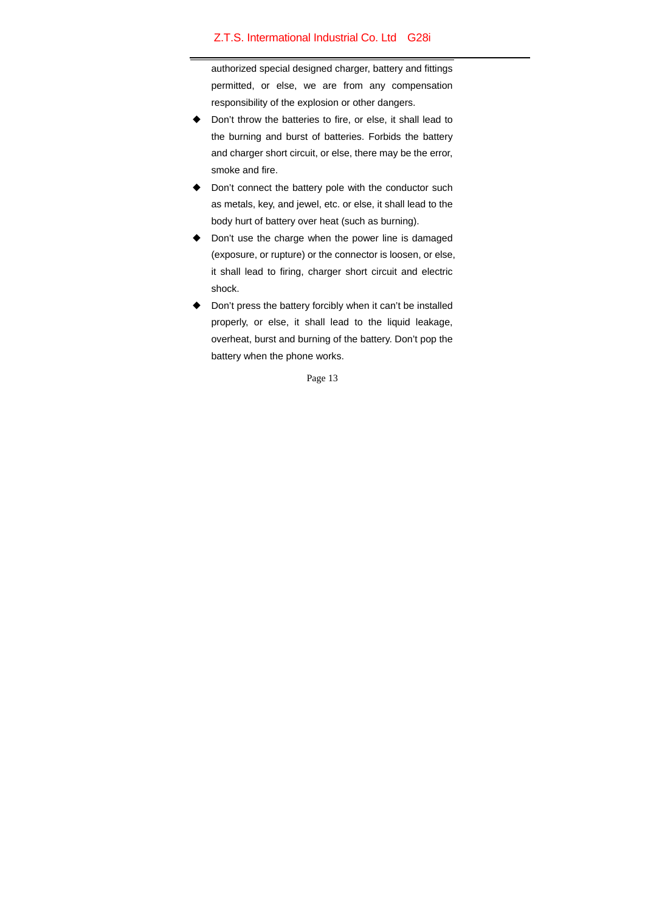authorized special designed charger, battery and fittings permitted, or else, we are from any compensation responsibility of the explosion or other dangers.

- Don't throw the batteries to fire, or else, it shall lead to the burning and burst of batteries. Forbids the battery and charger short circuit, or else, there may be the error, smoke and fire.
- Don't connect the battery pole with the conductor such as metals, key, and jewel, etc. or else, it shall lead to the body hurt of battery over heat (such as burning).
- Don't use the charge when the power line is damaged (exposure, or rupture) or the connector is loosen, or else, it shall lead to firing, charger short circuit and electric shock.
- Don't press the battery forcibly when it can't be installed properly, or else, it shall lead to the liquid leakage, overheat, burst and burning of the battery. Don't pop the battery when the phone works.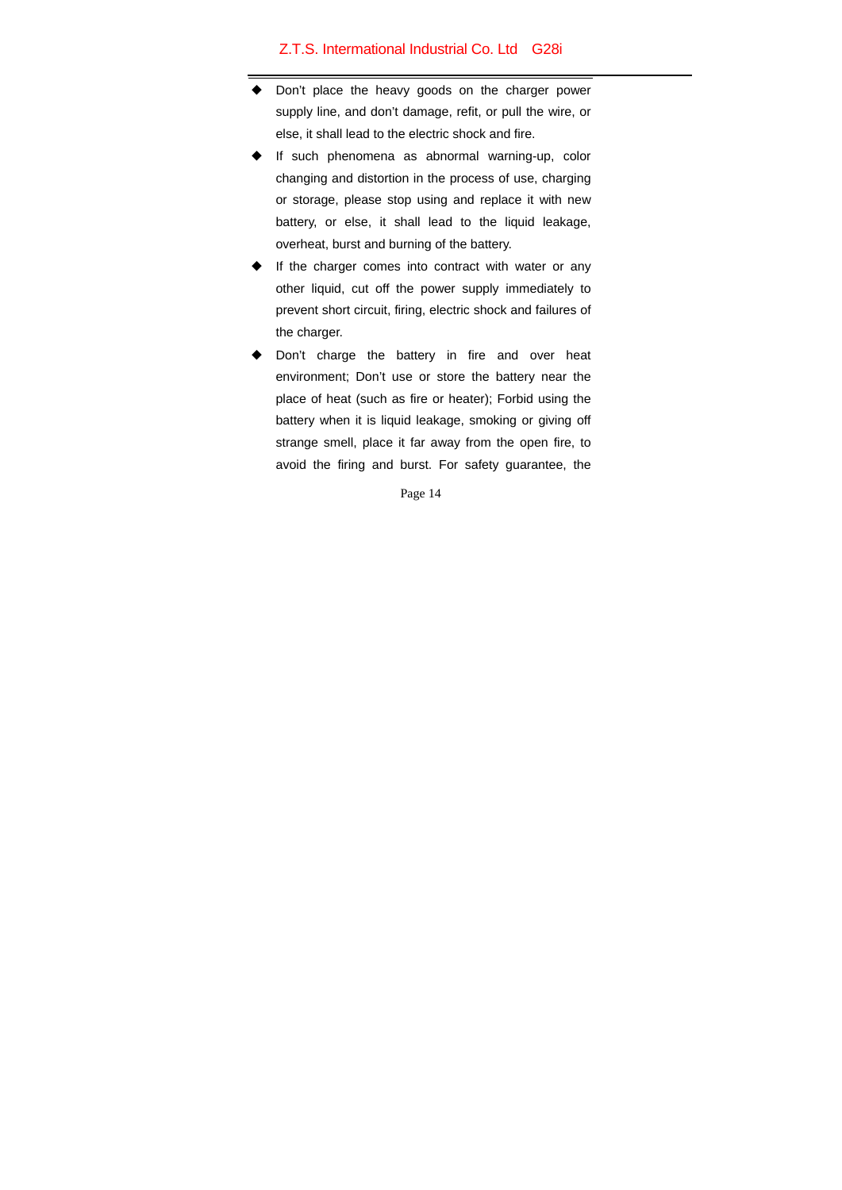- Don't place the heavy goods on the charger power supply line, and don't damage, refit, or pull the wire, or else, it shall lead to the electric shock and fire.
- If such phenomena as abnormal warning-up, color changing and distortion in the process of use, charging or storage, please stop using and replace it with new battery, or else, it shall lead to the liquid leakage, overheat, burst and burning of the battery.
- If the charger comes into contract with water or any other liquid, cut off the power supply immediately to prevent short circuit, firing, electric shock and failures of the charger.
- Don't charge the battery in fire and over heat environment; Don't use or store the battery near the place of heat (such as fire or heater); Forbid using the battery when it is liquid leakage, smoking or giving off strange smell, place it far away from the open fire, to avoid the firing and burst. For safety guarantee, the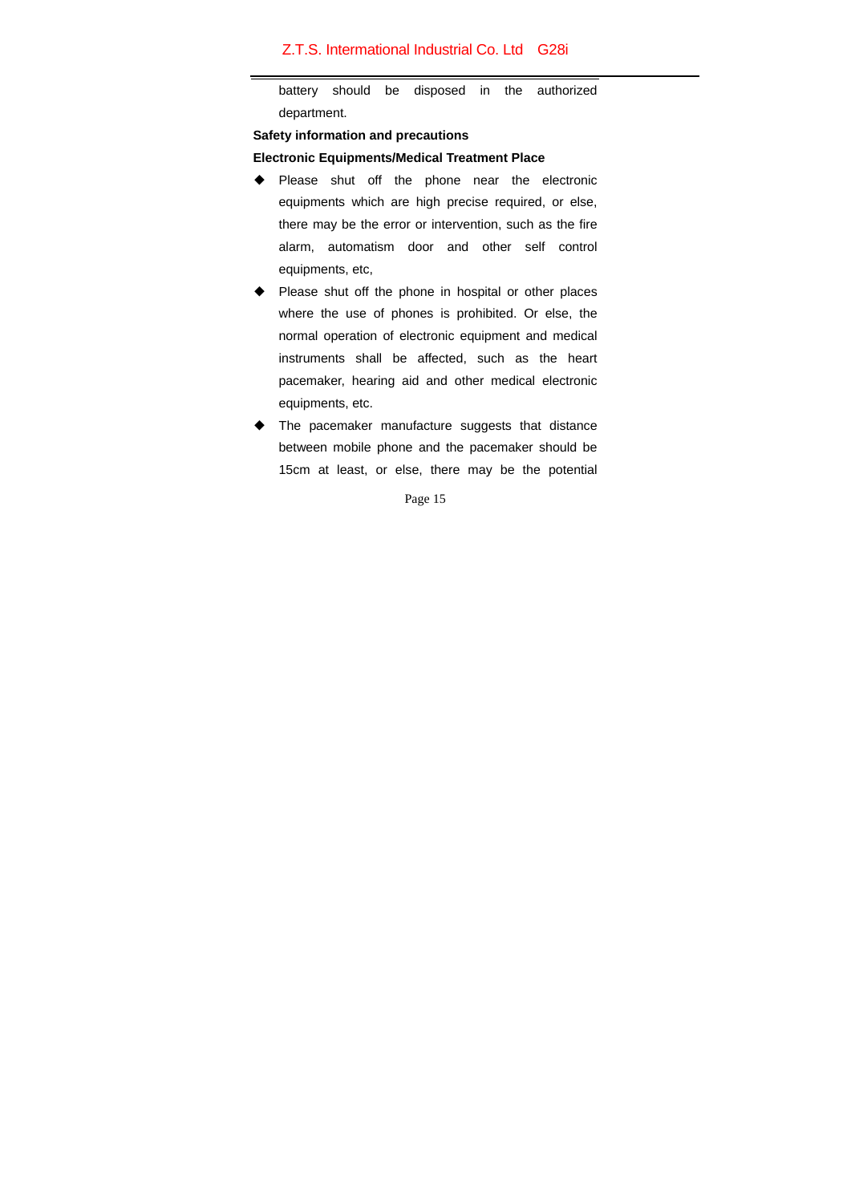battery should be disposed in the authorized department.

**Safety information and precautions**

**Electronic Equipments/Medical Treatment Place**

- Please shut off the phone near the electronic equipments which are high precise required, or else, there may be the error or intervention, such as the fire alarm, automatism door and other self control equipments, etc,
- Please shut off the phone in hospital or other places where the use of phones is prohibited. Or else, the normal operation of electronic equipment and medical instruments shall be affected, such as the heart pacemaker, hearing aid and other medical electronic equipments, etc.
- The pacemaker manufacture suggests that distance between mobile phone and the pacemaker should be 15cm at least, or else, there may be the potential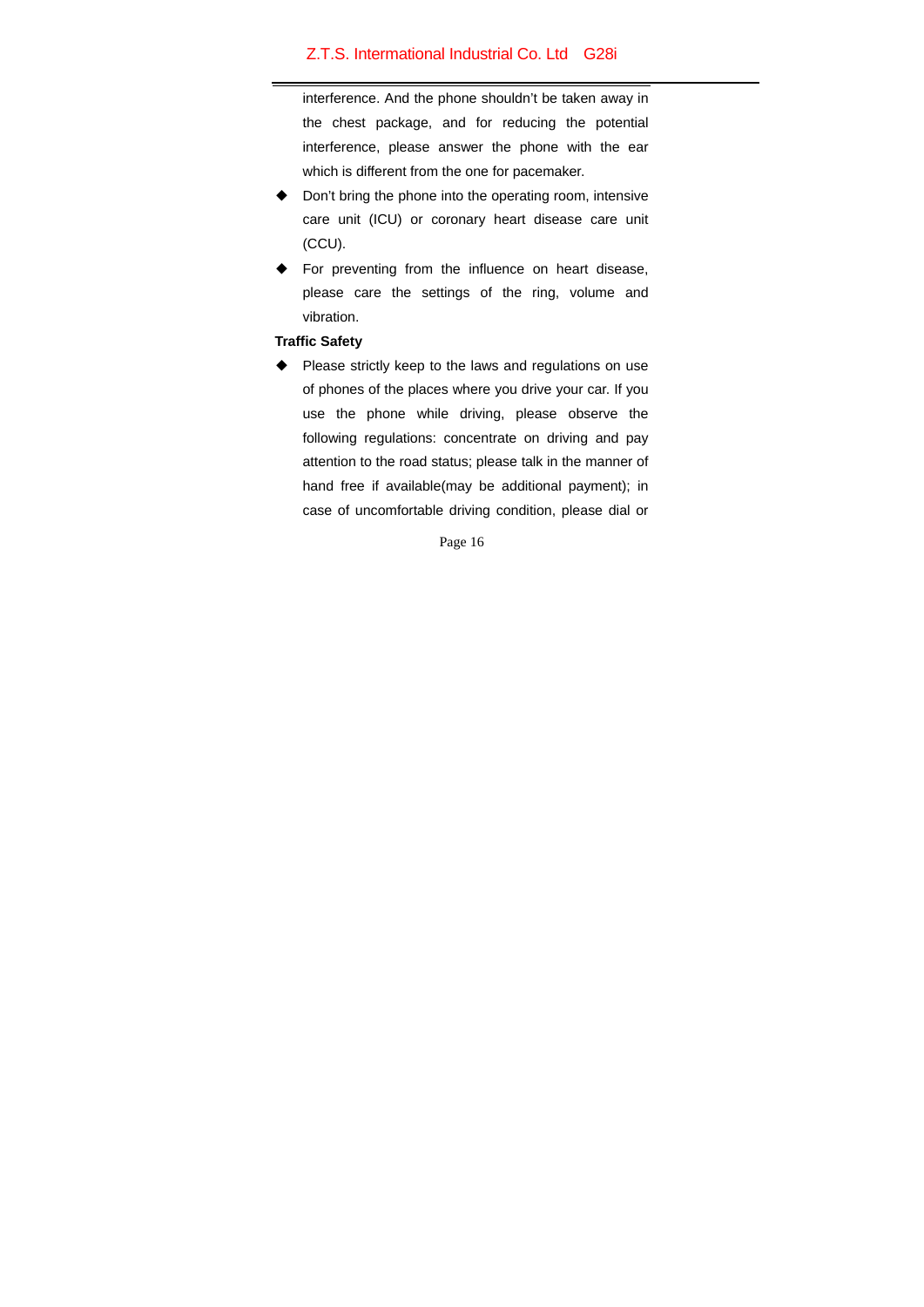interference. And the phone shouldn't be taken away in the chest package, and for reducing the potential interference, please answer the phone with the ear which is different from the one for pacemaker.

- Don't bring the phone into the operating room, intensive care unit (ICU) or coronary heart disease care unit (CCU).
- For preventing from the influence on heart disease, please care the settings of the ring, volume and vibration.

**Traffic Safety**

- Please strictly keep to the laws and regulations on use of phones of the places where you drive your car. If you use the phone while driving, please observe the following regulations: concentrate on driving and pay attention to the road status; please talk in the manner of hand free if available(may be additional payment); in case of uncomfortable driving condition, please dial or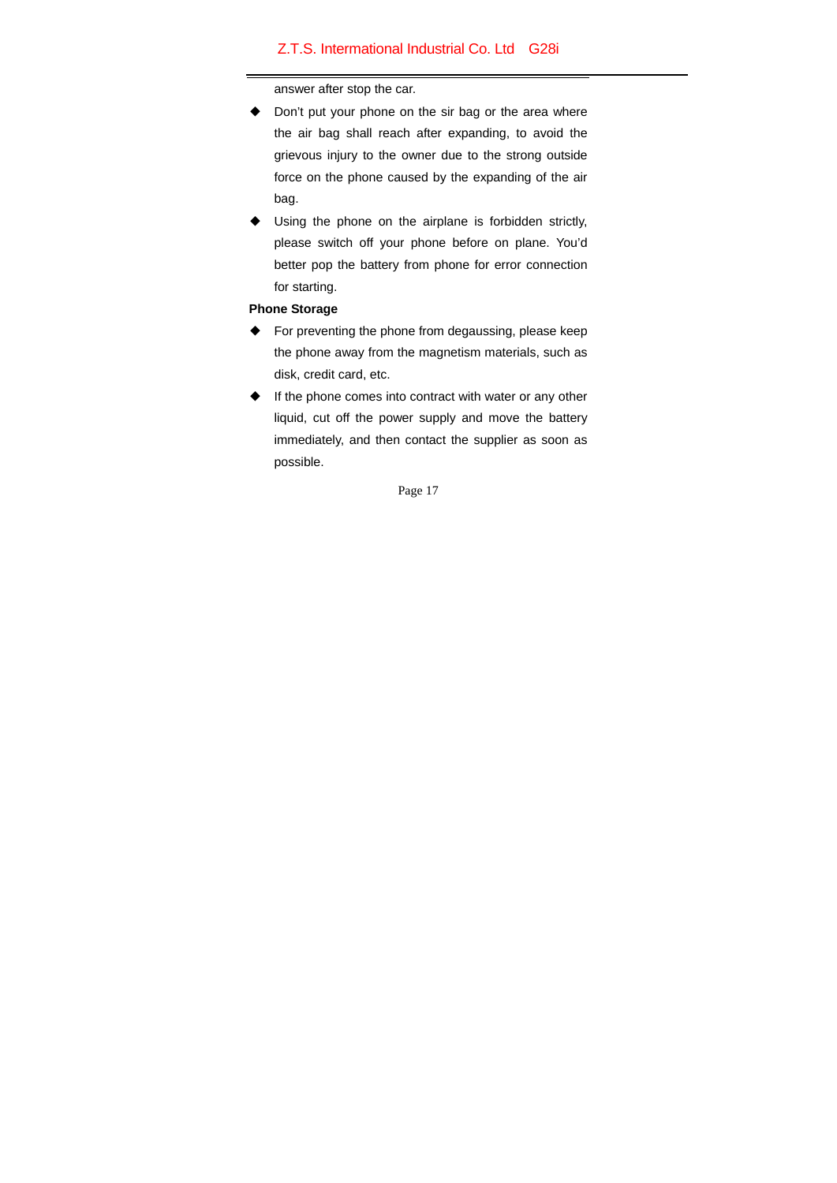answer after stop the car.

- Don't put your phone on the sir bag or the area where the air bag shall reach after expanding, to avoid the grievous injury to the owner due to the strong outside force on the phone caused by the expanding of the air bag.
- Using the phone on the airplane is forbidden strictly, please switch off your phone before on plane. You'd better pop the battery from phone for error connection for starting.

**Phone Storage**

- For preventing the phone from degaussing, please keep the phone away from the magnetism materials, such as disk, credit card, etc.
- If the phone comes into contract with water or any other liquid, cut off the power supply and move the battery immediately, and then contact the supplier as soon as possible.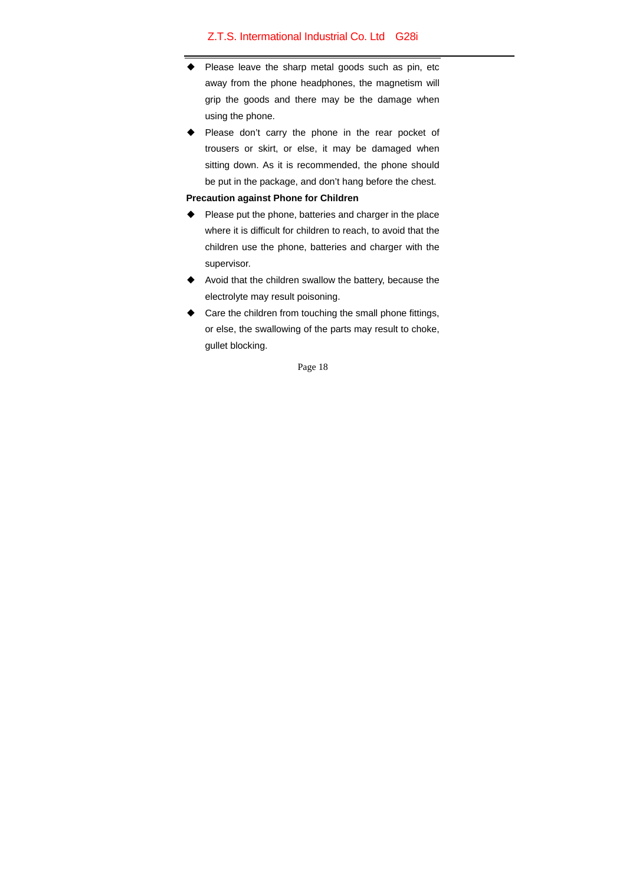- Please leave the sharp metal goods such as pin, etc away from the phone headphones, the magnetism will grip the goods and there may be the damage when using the phone.
- Please don't carry the phone in the rear pocket of trousers or skirt, or else, it may be damaged when sitting down. As it is recommended, the phone should be put in the package, and don't hang before the chest.

**Precaution against Phone for Children**

- Please put the phone, batteries and charger in the place where it is difficult for children to reach, to avoid that the children use the phone, batteries and charger with the supervisor.
- Avoid that the children swallow the battery, because the electrolyte may result poisoning.
- Care the children from touching the small phone fittings, or else, the swallowing of the parts may result to choke, gullet blocking.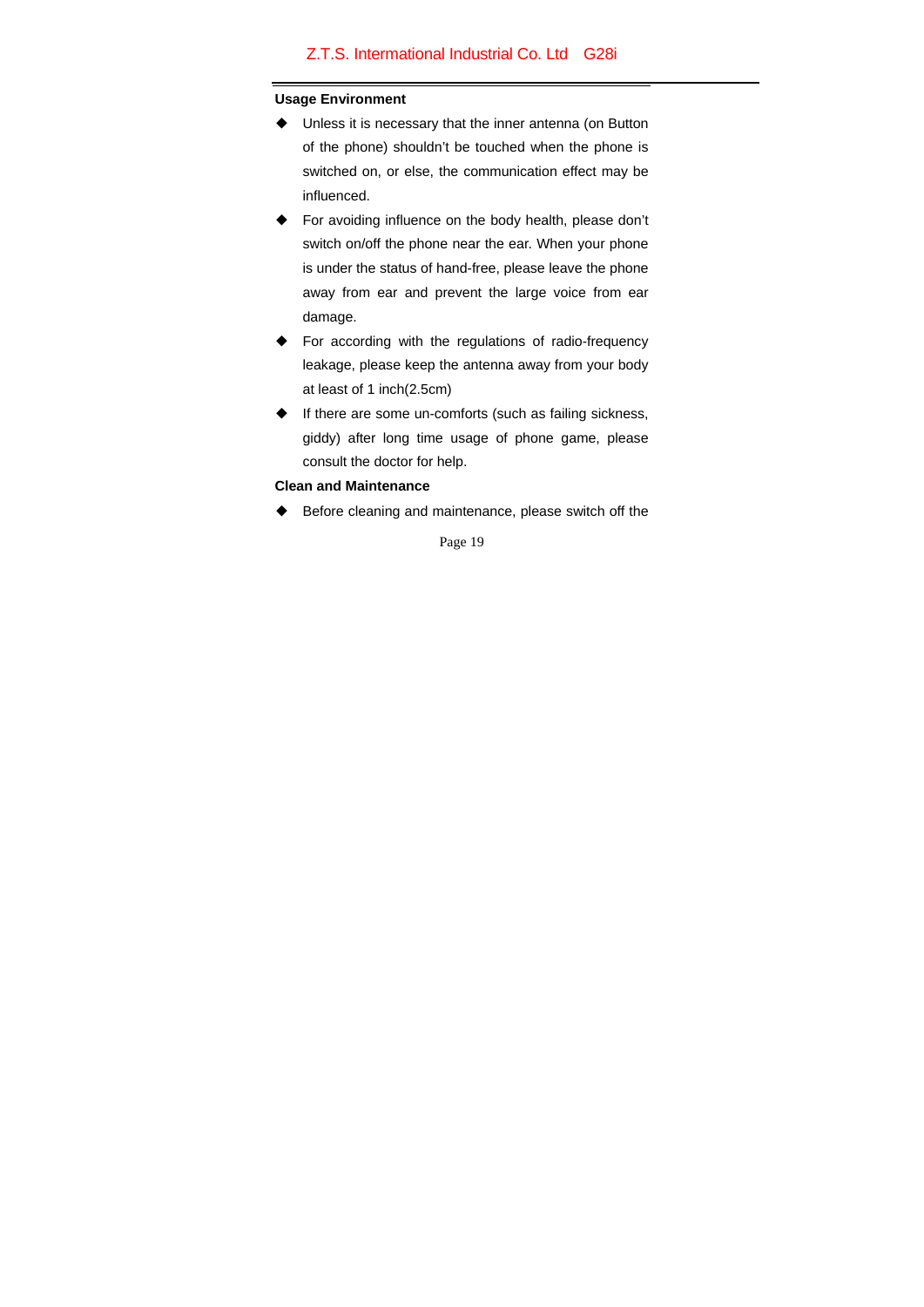**Usage Environment**

- Unless it is necessary that the inner antenna (on Button of the phone) shouldn't be touched when the phone is switched on, or else, the communication effect may be influenced.
- For avoiding influence on the body health, please don't switch on/off the phone near the ear. When your phone is under the status of hand-free, please leave the phone away from ear and prevent the large voice from ear damage.
- For according with the regulations of radio-frequency leakage, please keep the antenna away from your body at least of 1 inch(2.5cm)
- If there are some un-comforts (such as failing sickness, giddy) after long time usage of phone game, please consult the doctor for help.

**Clean and Maintenance**

- Before cleaning and maintenance, please switch off the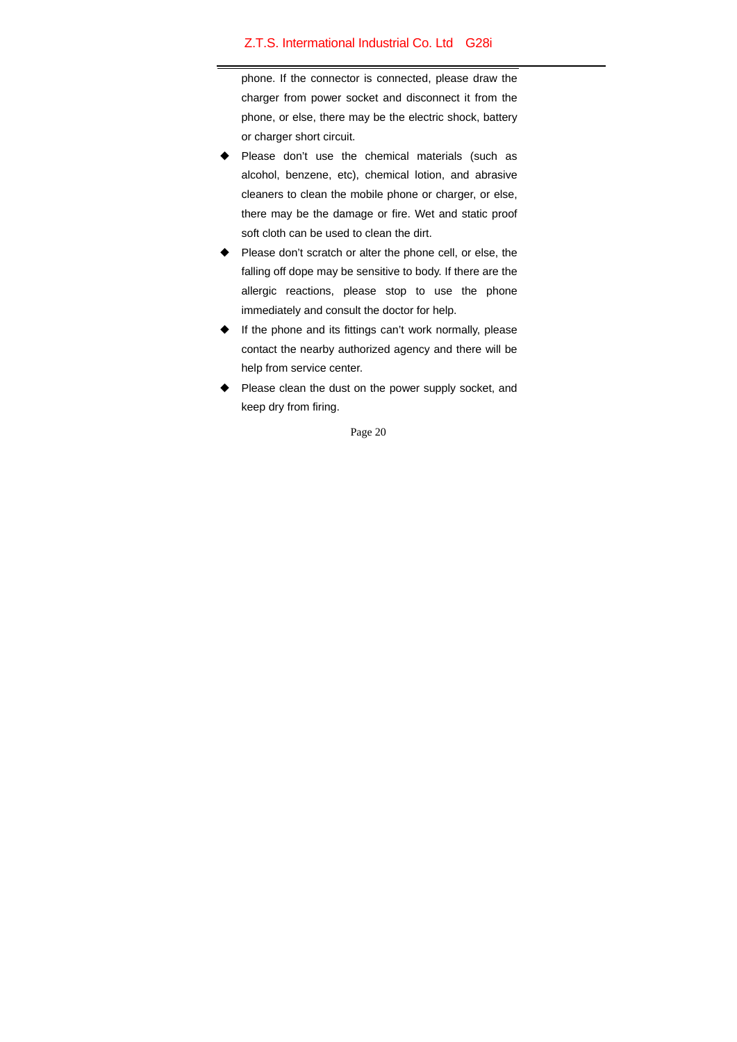phone. If the connector is connected, please draw the charger from power socket and disconnect it from the phone, or else, there may be the electric shock, battery or charger short circuit.

- Please don't use the chemical materials (such as alcohol, benzene, etc), chemical lotion, and abrasive cleaners to clean the mobile phone or charger, or else, there may be the damage or fire. Wet and static proof soft cloth can be used to clean the dirt.
- Please don't scratch or alter the phone cell, or else, the falling off dope may be sensitive to body. If there are the allergic reactions, please stop to use the phone immediately and consult the doctor for help.
- If the phone and its fittings can't work normally, please contact the nearby authorized agency and there will be help from service center.
- Please clean the dust on the power supply socket, and keep dry from firing.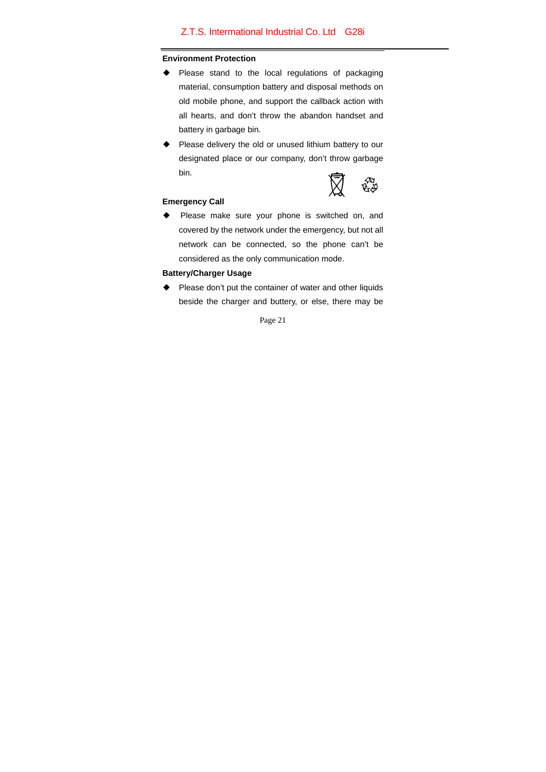**Environment Protection**

- Please stand to the local regulations of packaging material, consumption battery and disposal methods on old mobile phone, and support the callback action with all hearts, and don't throw the abandon handset and battery in garbage bin.
- Please delivery the old or unused lithium battery to our designated place or our company, don't throw garbage bin.

**Emergency Call**

- Please make sure your phone is switched on, and covered by the network under the emergency, but not all network can be connected, so the phone can't be considered as the only communication mode.

**Battery/Charger Usage**

- Please don't put the container of water and other liquids beside the charger and buttery, or else, there may be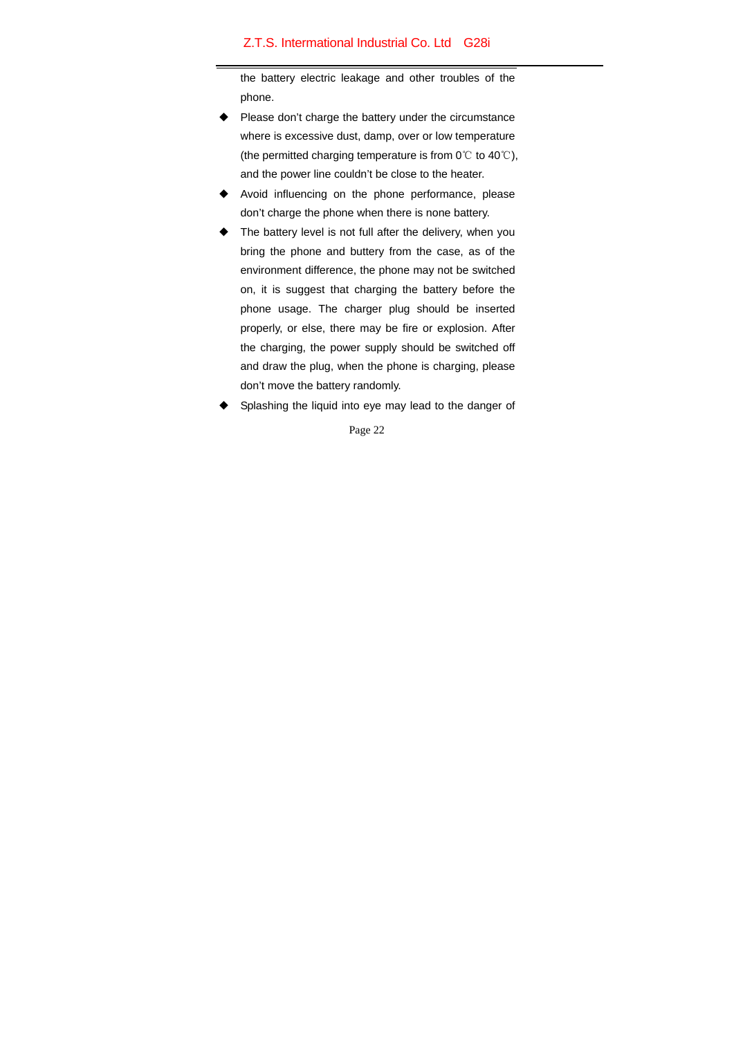the battery electric leakage and other troubles of the phone.

- Please don't charge the battery under the circumstance where is excessive dust, damp, over or low temperature (the permitted charging temperature is from 0℃ to 40℃), and the power line couldn't be close to the heater.
- Avoid influencing on the phone performance, please don't charge the phone when there is none battery.
- The battery level is not full after the delivery, when you bring the phone and buttery from the case, as of the environment difference, the phone may not be switched on, it is suggest that charging the battery before the phone usage. The charger plug should be inserted properly, or else, there may be fire or explosion. After the charging, the power supply should be switched off and draw the plug, when the phone is charging, please don't move the battery randomly.
- Splashing the liquid into eye may lead to the danger of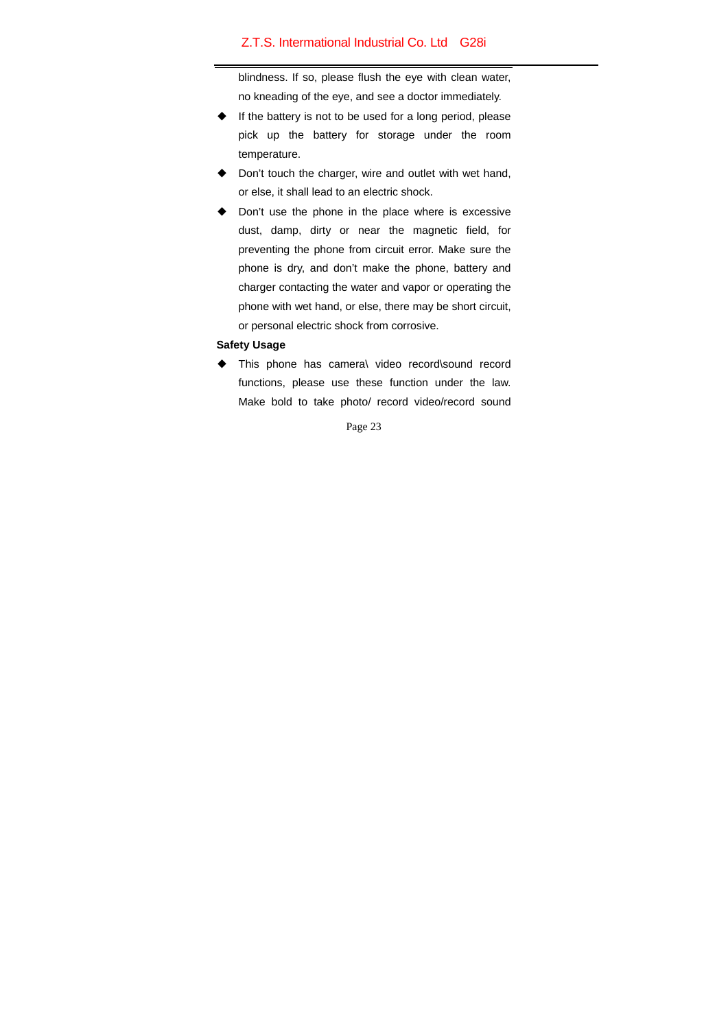blindness. If so, please flush the eye with clean water, no kneading of the eye, and see a doctor immediately.

- If the battery is not to be used for a long period, please pick up the battery for storage under the room temperature.
- Don't touch the charger, wire and outlet with wet hand, or else, it shall lead to an electric shock.
- Don't use the phone in the place where is excessive dust, damp, dirty or near the magnetic field, for preventing the phone from circuit error. Make sure the phone is dry, and don't make the phone, battery and charger contacting the water and vapor or operating the phone with wet hand, or else, there may be short circuit, or personal electric shock from corrosive.

**Safety Usage**

- This phone has camera\ video record\sound record functions, please use these function under the law. Make bold to take photo/ record video/record sound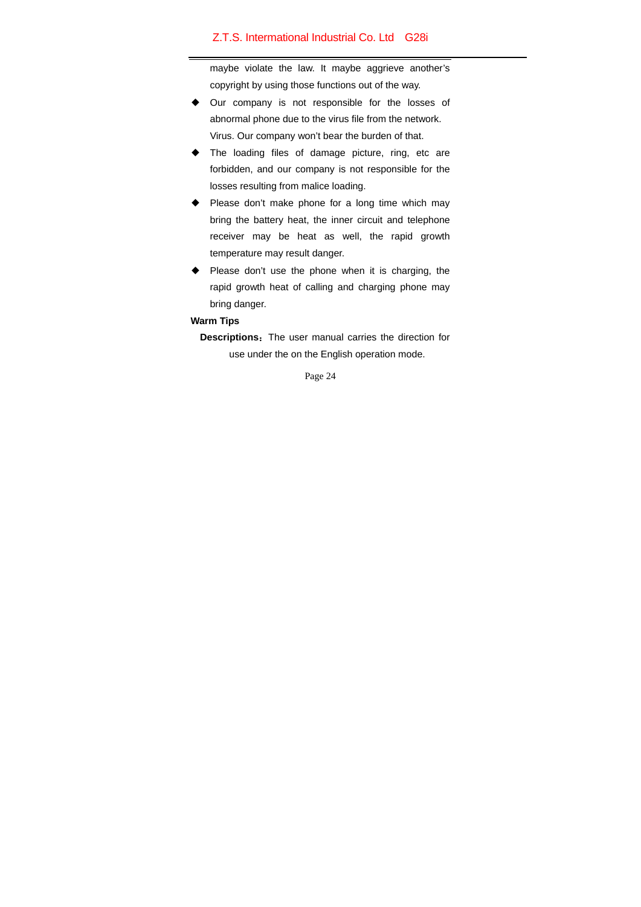maybe violate the law. It maybe aggrieve another's copyright by using those functions out of the way.

- Our company is not responsible for the losses of abnormal phone due to the virus file from the network. Virus. Our company won't bear the burden of that.
- The loading files of damage picture, ring, etc are forbidden, and our company is not responsible for the losses resulting from malice loading.
- Please don't make phone for a long time which may bring the battery heat, the inner circuit and telephone receiver may be heat as well, the rapid growth temperature may result danger.
- Please don't use the phone when it is charging, the rapid growth heat of calling and charging phone may bring danger.

**Warm Tips**

**Descriptions**：The user manual carries the direction for use under the on the English operation mode.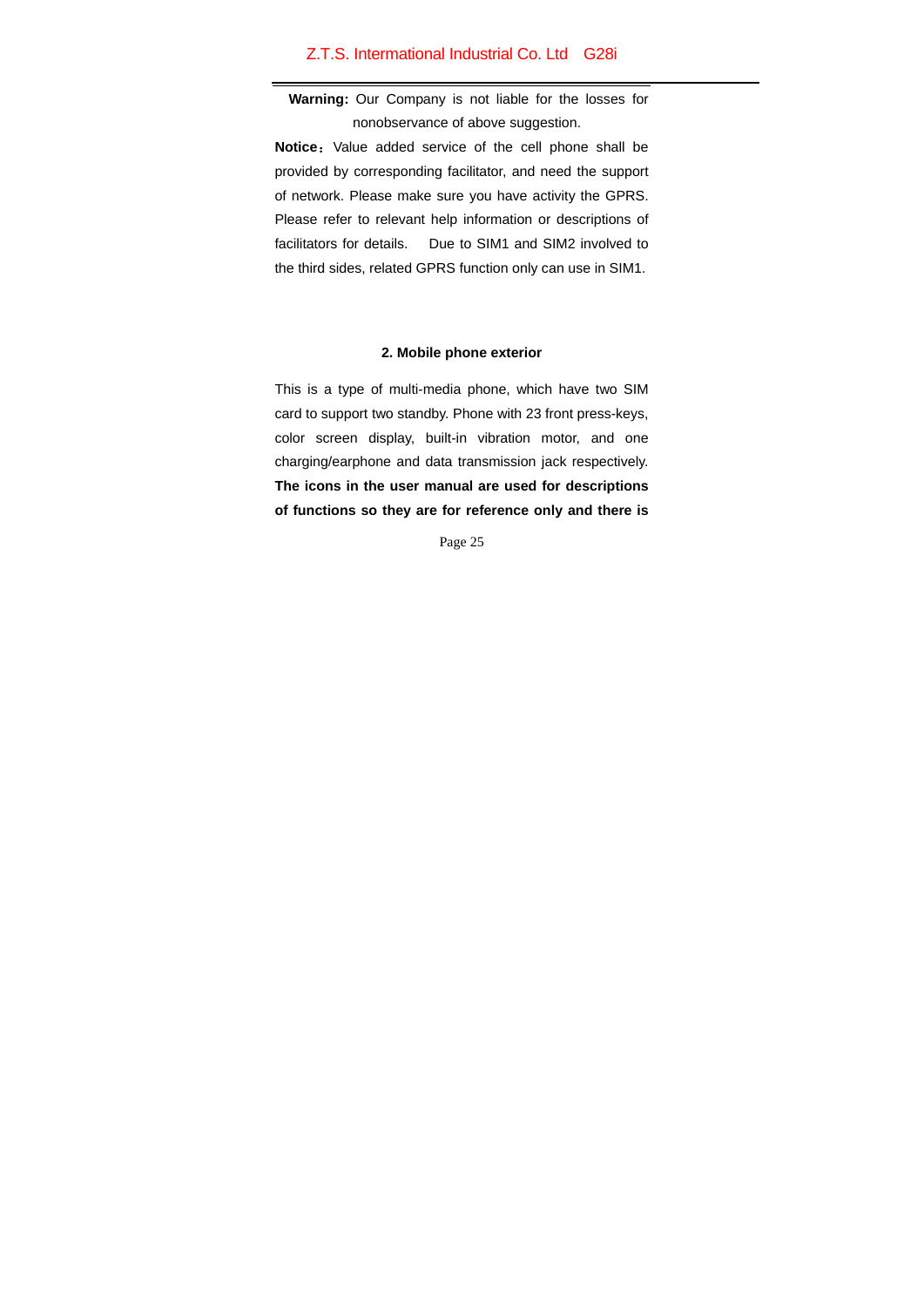**Warning:** Our Company is not liable for the losses for nonobservance of above suggestion.

**Notice**：Value added service of the cell phone shall be provided by corresponding facilitator, and need the support of network. Please make sure you have activity the GPRS. Please refer to relevant help information or descriptions of facilitators for details.  Due to SIM1 and SIM2 involved to the third sides, related GPRS function only can use in SIM1.

## 2. Mobile phone exterior

This is a type of multi-media phone, which have two SIM card to support two standby. Phone with 23 front press-keys, color screen display, built-in vibration motor, and one charging/earphone and data transmission jack respectively. **The icons in the user manual are used for descriptions of functions so they are for reference only and there is**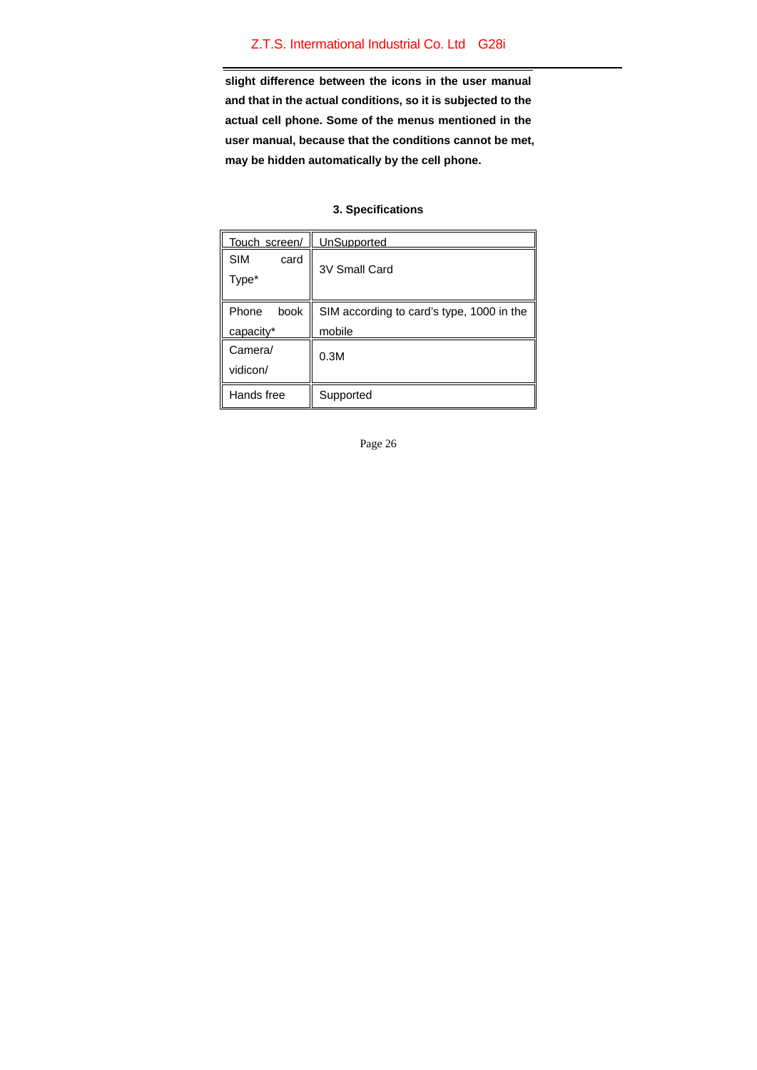**slight difference between the icons in the user manual and that in the actual conditions, so it is subjected to the actual cell phone. Some of the menus mentioned in the user manual, because that the conditions cannot be met, may be hidden automatically by the cell phone.**

## 3. Specifications

| Touch screen/ | UnSupported |
|---|---|
| SIM card Type* | 3V Small Card |
| Phone book capacity* | SIM according to card's type, 1000 in the mobile |
| Camera/ vidicon/ | 0.3M |
| Hands free | Supported |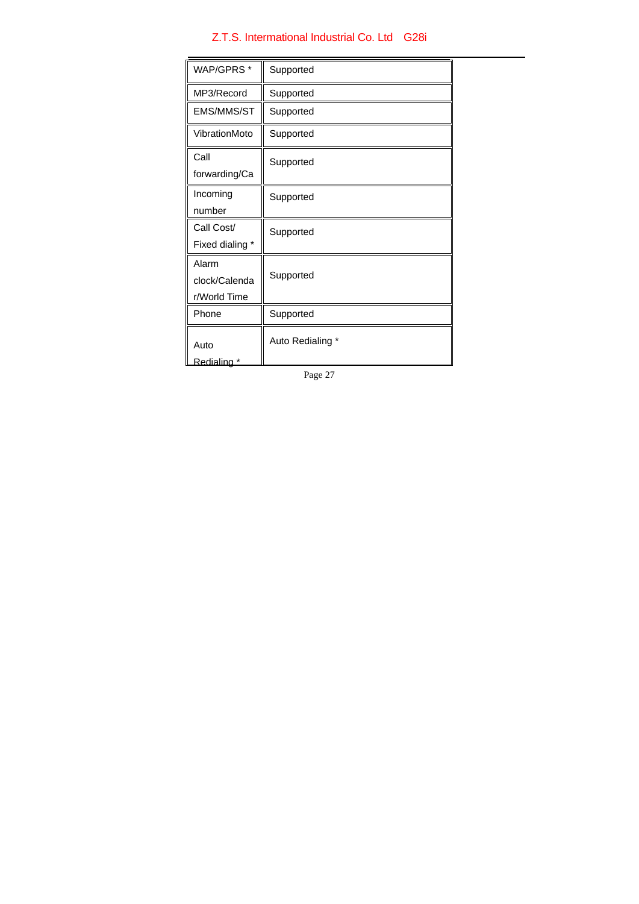| WAP/GPRS * | Supported |
|---|---|
| MP3/Record | Supported |
| EMS/MMS/ST | Supported |
| VibrationMoto | Supported |
| Call forwarding/Ca | Supported |
| Incoming number | Supported |
| Call Cost/ Fixed dialing * | Supported |
| Alarm clock/Calendar/World Time | Supported |
| Phone | Supported |
| Auto Redialing * | Auto Redialing * |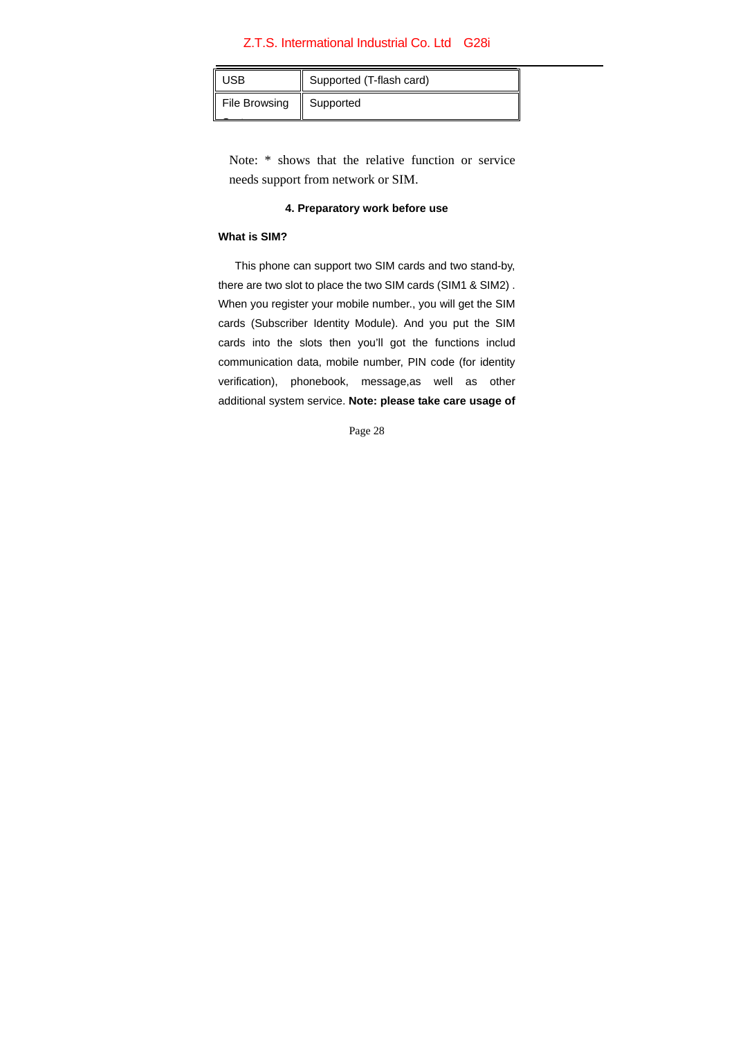| USB | Supported (T-flash card) |
| --- | --- |
| File Browsing | Supported |

Note: * shows that the relative function or service needs support from network or SIM.

## 4. Preparatory work before use

**What is SIM?**

This phone can support two SIM cards and two stand-by, there are two slot to place the two SIM cards (SIM1 & SIM2) . When you register your mobile number., you will get the SIM cards (Subscriber Identity Module). And you put the SIM cards into the slots then you'll got the functions includ communication data, mobile number, PIN code (for identity verification), phonebook, message,as well as other additional system service. **Note: please take care usage of**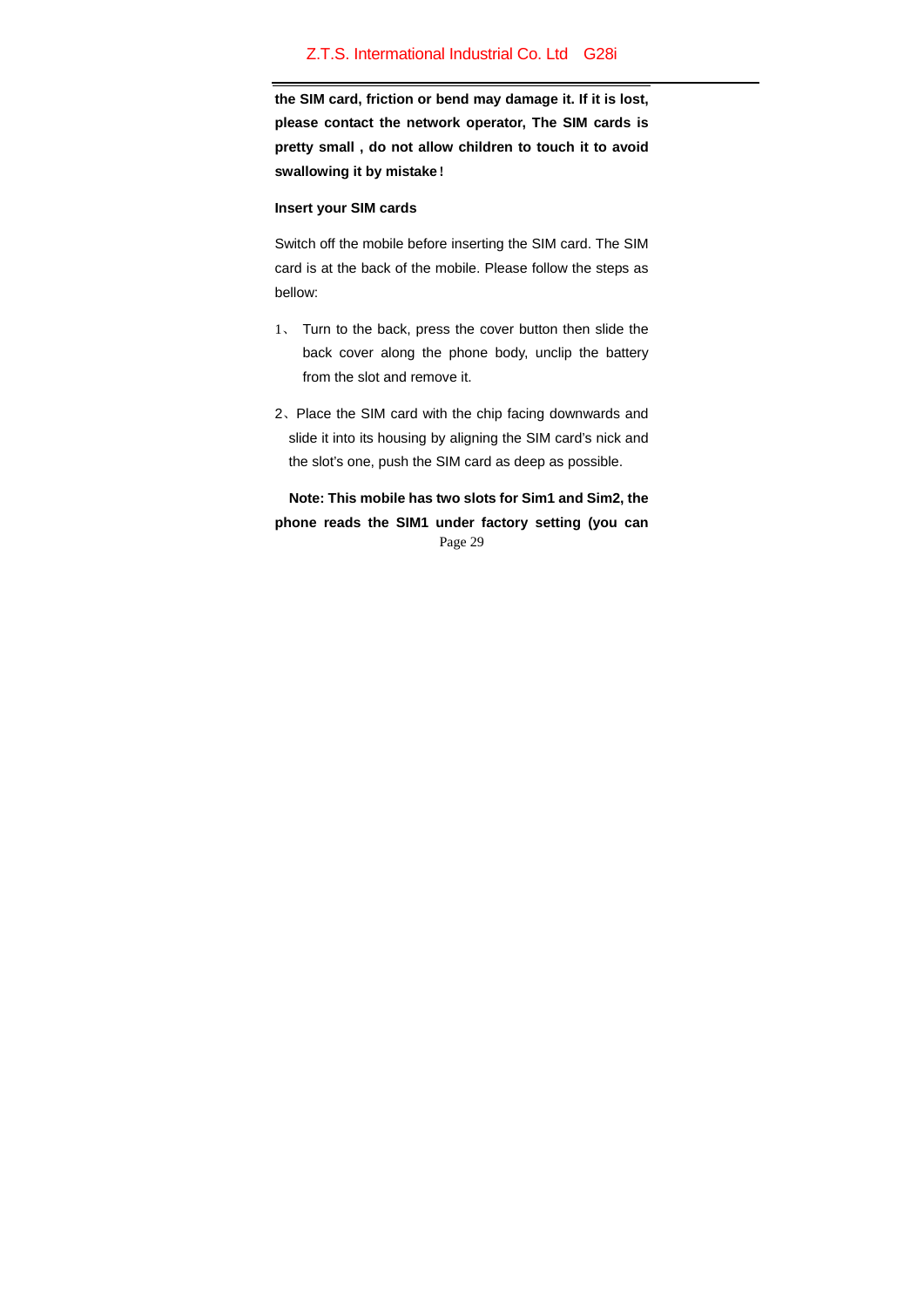**the SIM card, friction or bend may damage it. If it is lost, please contact the network operator, The SIM cards is pretty small , do not allow children to touch it to avoid swallowing it by mistake!**

**Insert your SIM cards**

Switch off the mobile before inserting the SIM card. The SIM card is at the back of the mobile. Please follow the steps as bellow:

1、 Turn to the back, press the cover button then slide the back cover along the phone body, unclip the battery from the slot and remove it.

2、Place the SIM card with the chip facing downwards and slide it into its housing by aligning the SIM card's nick and the slot's one, push the SIM card as deep as possible.

**Note: This mobile has two slots for Sim1 and Sim2, the phone reads the SIM1 under factory setting (you can**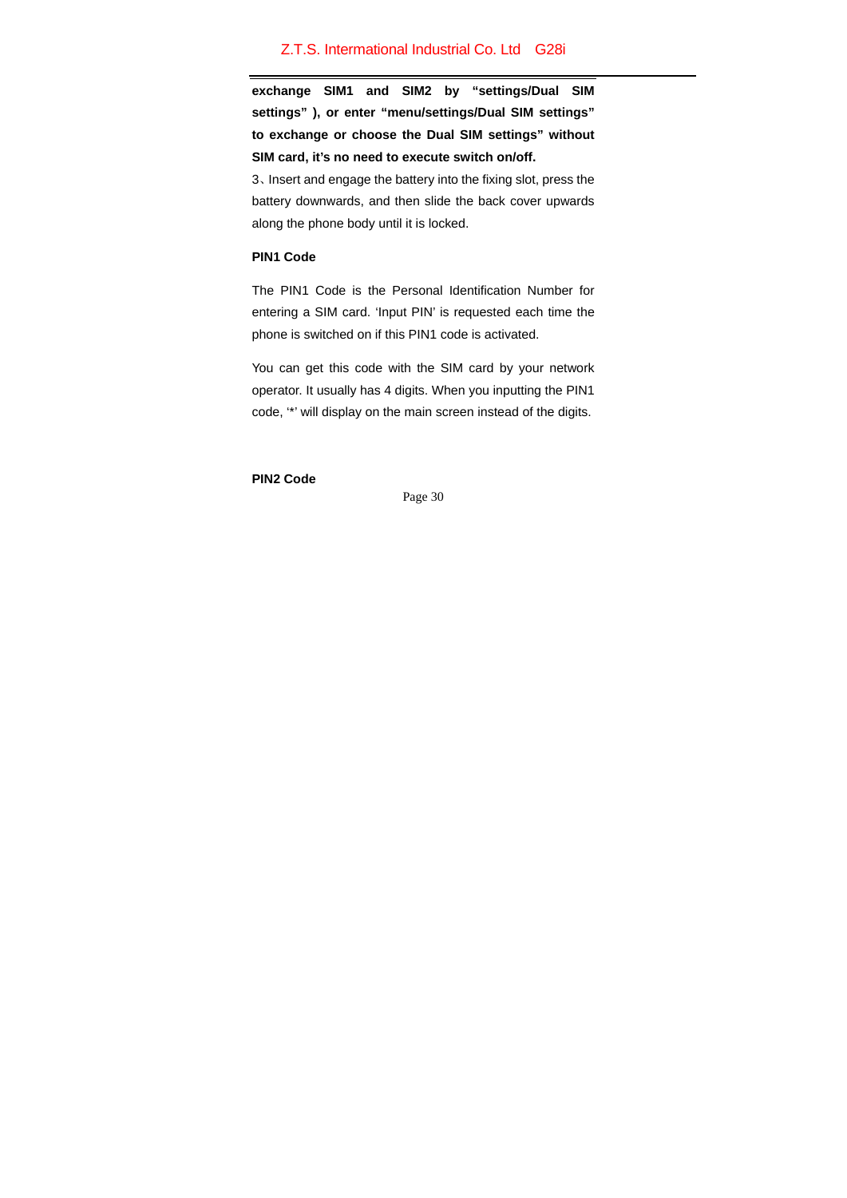**exchange SIM1 and SIM2 by "settings/Dual SIM settings" ), or enter "menu/settings/Dual SIM settings" to exchange or choose the Dual SIM settings" without SIM card, it's no need to execute switch on/off.**

3、Insert and engage the battery into the fixing slot, press the battery downwards, and then slide the back cover upwards along the phone body until it is locked.

**PIN1 Code**

The PIN1 Code is the Personal Identification Number for entering a SIM card. 'Input PIN' is requested each time the phone is switched on if this PIN1 code is activated.

You can get this code with the SIM card by your network operator. It usually has 4 digits. When you inputting the PIN1 code, '*' will display on the main screen instead of the digits.

**PIN2 Code**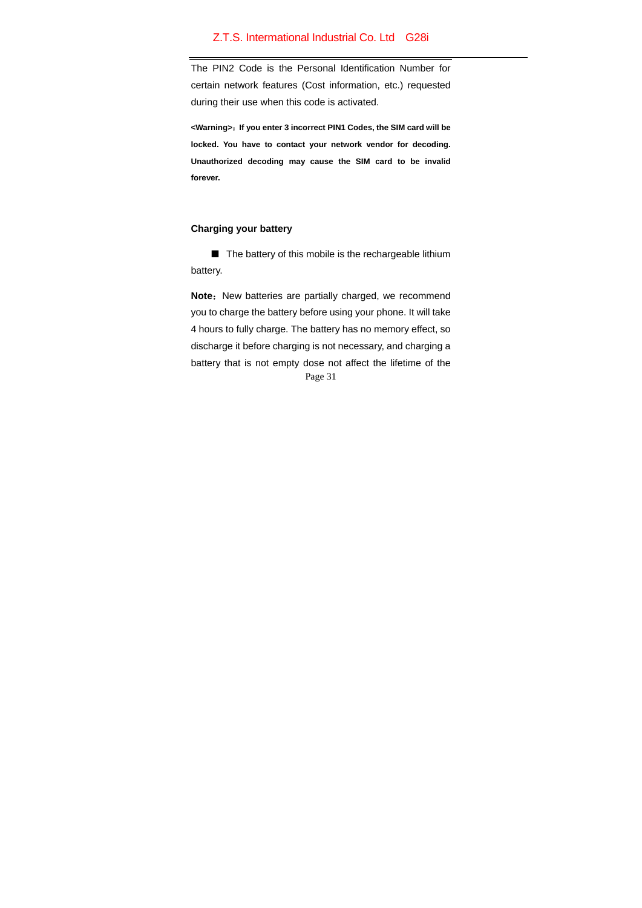The PIN2 Code is the Personal Identification Number for certain network features (Cost information, etc.) requested during their use when this code is activated.

**<Warning>：If you enter 3 incorrect PIN1 Codes, the SIM card will be locked. You have to contact your network vendor for decoding. Unauthorized decoding may cause the SIM card to be invalid forever.**

**Charging your battery**

■ The battery of this mobile is the rechargeable lithium battery.

**Note**：New batteries are partially charged, we recommend you to charge the battery before using your phone. It will take 4 hours to fully charge. The battery has no memory effect, so discharge it before charging is not necessary, and charging a battery that is not empty dose not affect the lifetime of the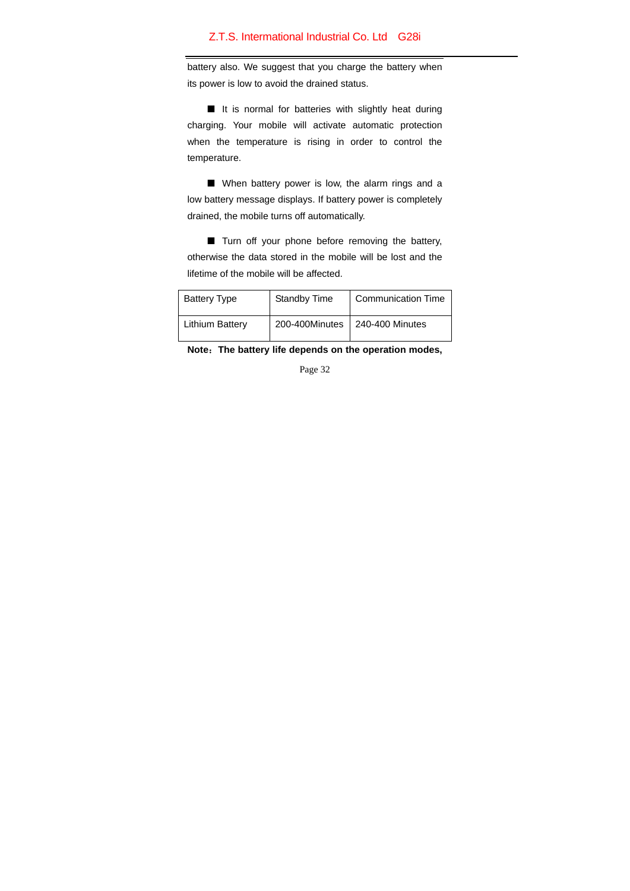battery also. We suggest that you charge the battery when its power is low to avoid the drained status.

■ It is normal for batteries with slightly heat during charging. Your mobile will activate automatic protection when the temperature is rising in order to control the temperature.

■ When battery power is low, the alarm rings and a low battery message displays. If battery power is completely drained, the mobile turns off automatically.

■ Turn off your phone before removing the battery, otherwise the data stored in the mobile will be lost and the lifetime of the mobile will be affected.

| Battery Type | Standby Time | Communication Time |
|---|---|---|
| Lithium Battery | 200-400Minutes | 240-400 Minutes |

**Note：The battery life depends on the operation modes,**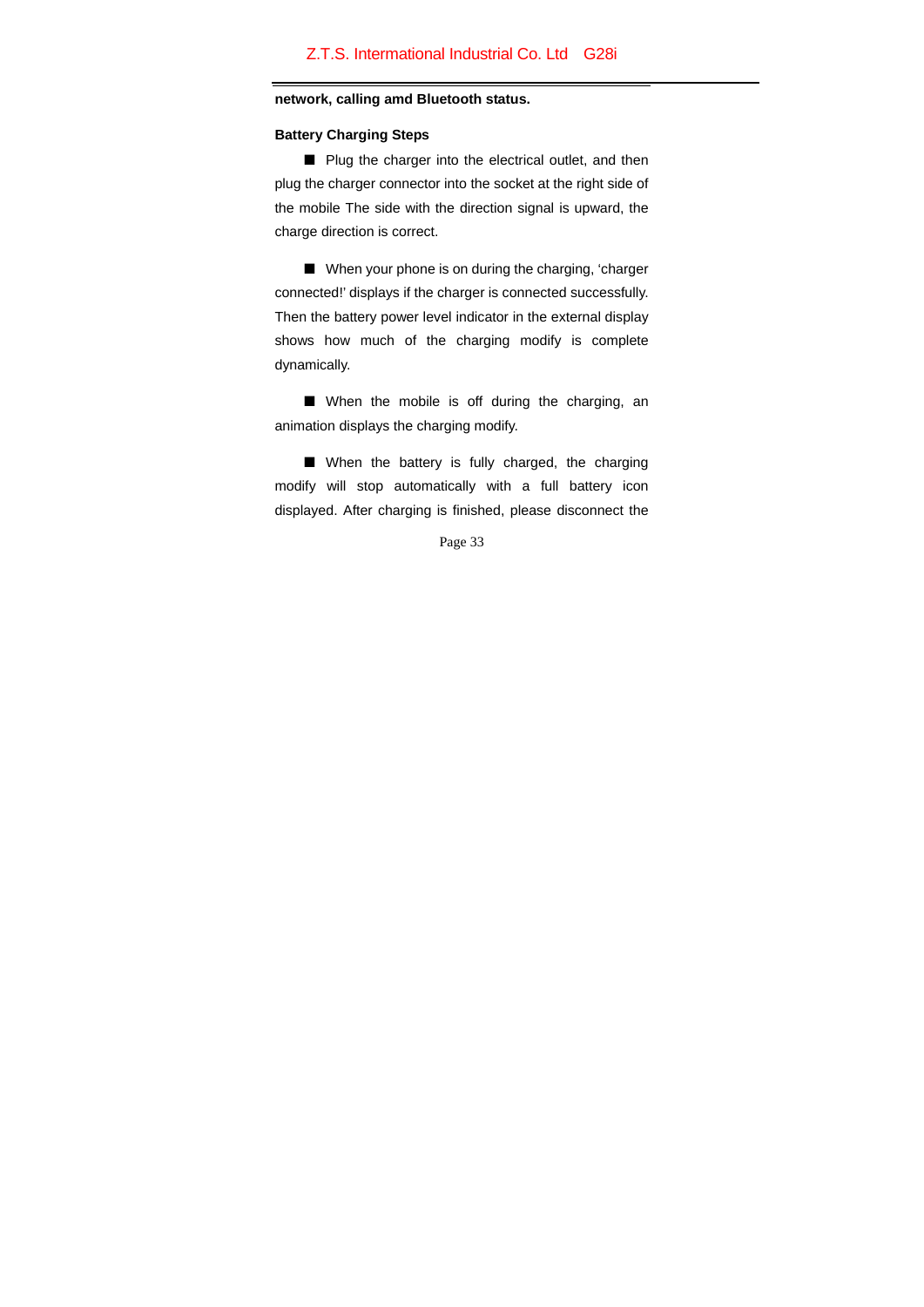**network, calling amd Bluetooth status.**

**Battery Charging Steps**

■ Plug the charger into the electrical outlet, and then plug the charger connector into the socket at the right side of the mobile The side with the direction signal is upward, the charge direction is correct.

■ When your phone is on during the charging, 'charger connected!' displays if the charger is connected successfully. Then the battery power level indicator in the external display shows how much of the charging modify is complete dynamically.

■ When the mobile is off during the charging, an animation displays the charging modify.

■ When the battery is fully charged, the charging modify will stop automatically with a full battery icon displayed. After charging is finished, please disconnect the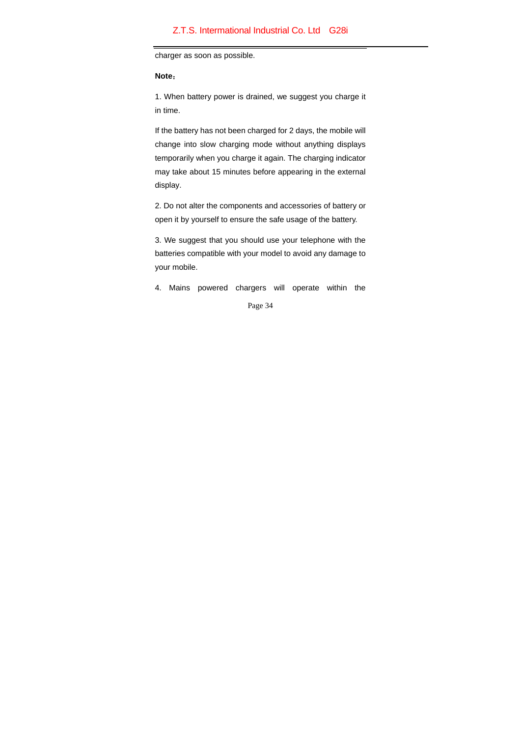charger as soon as possible.

**Note**：

1. When battery power is drained, we suggest you charge it in time.

If the battery has not been charged for 2 days, the mobile will change into slow charging mode without anything displays temporarily when you charge it again. The charging indicator may take about 15 minutes before appearing in the external display.

2. Do not alter the components and accessories of battery or open it by yourself to ensure the safe usage of the battery.

3. We suggest that you should use your telephone with the batteries compatible with your model to avoid any damage to your mobile.

4. Mains powered chargers will operate within the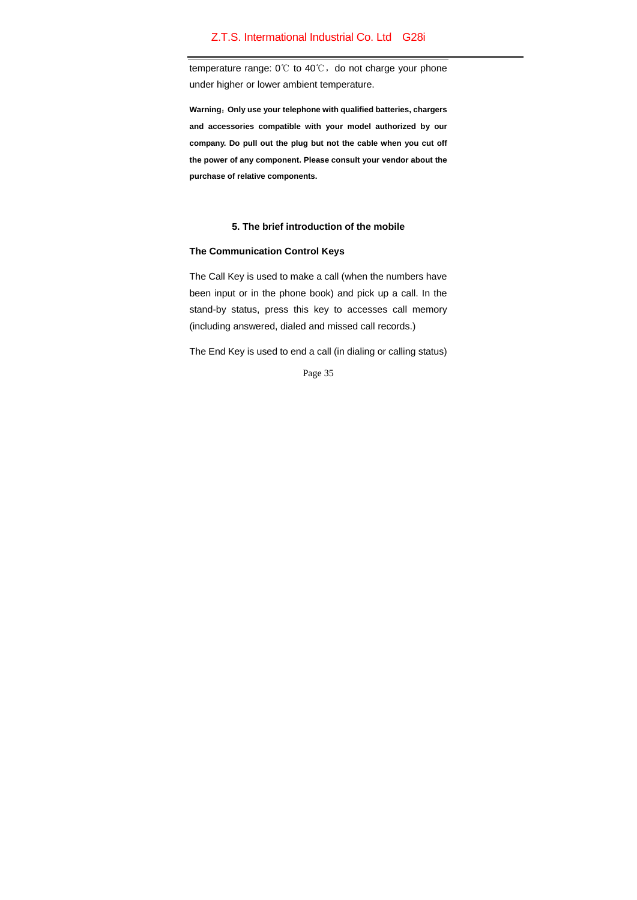temperature range: 0℃ to 40℃，do not charge your phone under higher or lower ambient temperature.

**Warning：Only use your telephone with qualified batteries, chargers and accessories compatible with your model authorized by our company. Do pull out the plug but not the cable when you cut off the power of any component. Please consult your vendor about the purchase of relative components.**

## 5. The brief introduction of the mobile

### The Communication Control Keys

The Call Key is used to make a call (when the numbers have been input or in the phone book) and pick up a call. In the stand-by status, press this key to accesses call memory (including answered, dialed and missed call records.)

The End Key is used to end a call (in dialing or calling status)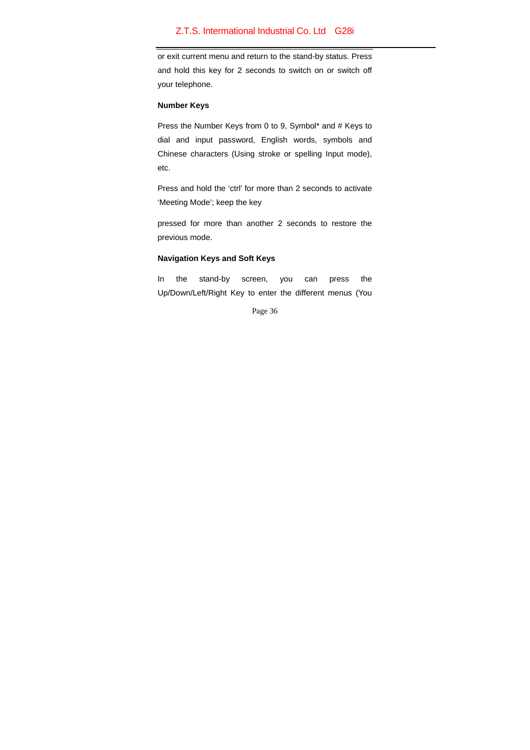or exit current menu and return to the stand-by status. Press and hold this key for 2 seconds to switch on or switch off your telephone.

**Number Keys**

Press the Number Keys from 0 to 9, Symbol* and # Keys to dial and input password, English words, symbols and Chinese characters (Using stroke or spelling Input mode), etc.

Press and hold the 'ctrl' for more than 2 seconds to activate 'Meeting Mode'; keep the key

pressed for more than another 2 seconds to restore the previous mode.

**Navigation Keys and Soft Keys**

In the stand-by screen, you can press the Up/Down/Left/Right Key to enter the different menus (You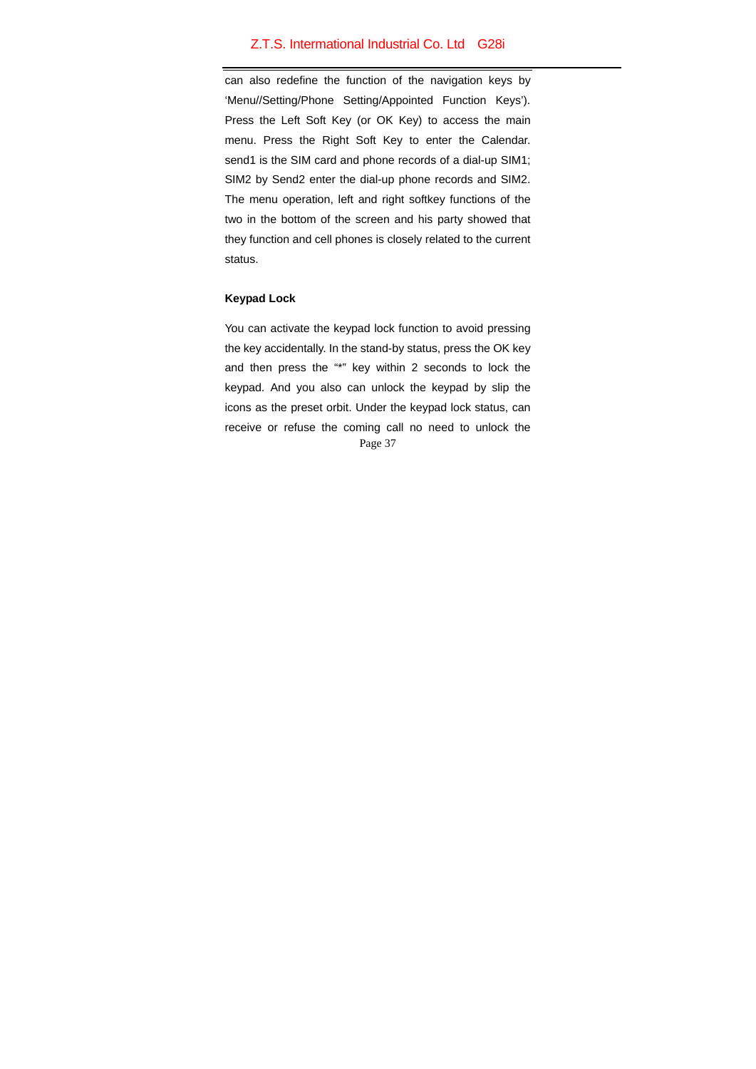can also redefine the function of the navigation keys by 'Menu//Setting/Phone Setting/Appointed Function Keys'). Press the Left Soft Key (or OK Key) to access the main menu. Press the Right Soft Key to enter the Calendar. send1 is the SIM card and phone records of a dial-up SIM1; SIM2 by Send2 enter the dial-up phone records and SIM2. The menu operation, left and right softkey functions of the two in the bottom of the screen and his party showed that they function and cell phones is closely related to the current status.

**Keypad Lock**

You can activate the keypad lock function to avoid pressing the key accidentally. In the stand-by status, press the OK key and then press the "*" key within 2 seconds to lock the keypad. And you also can unlock the keypad by slip the icons as the preset orbit. Under the keypad lock status, can receive or refuse the coming call no need to unlock the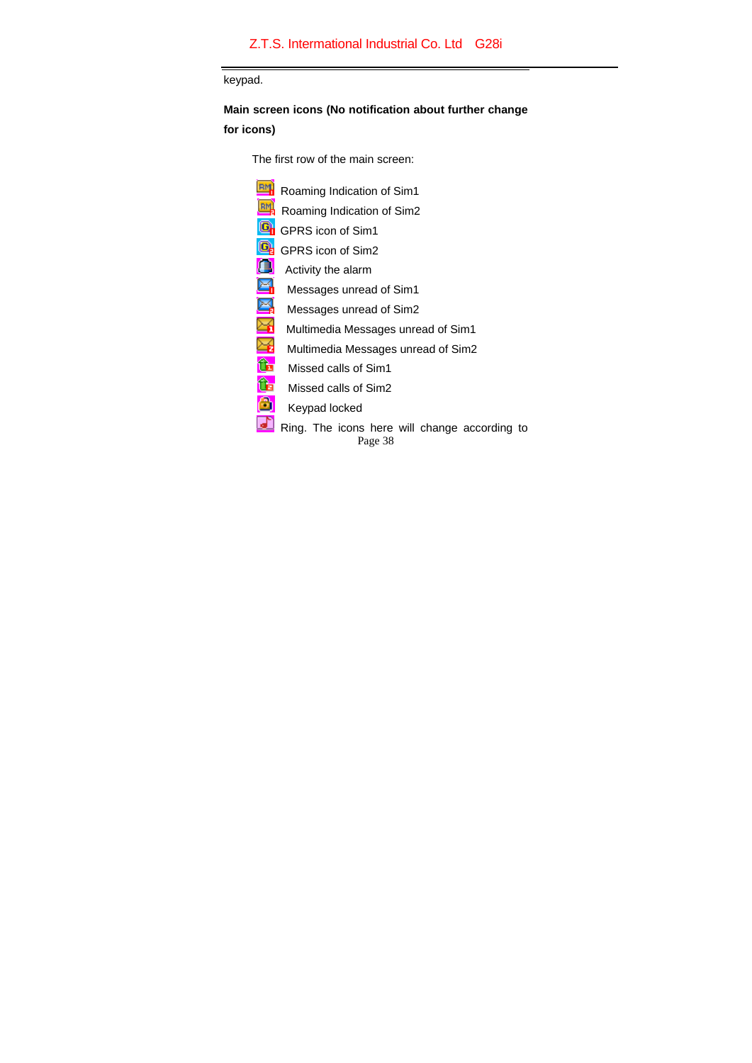keypad.

**Main screen icons (No notification about further change for icons)**

The first row of the main screen:

- Roaming Indication of Sim1
- Roaming Indication of Sim2
- GPRS icon of Sim1
- GPRS icon of Sim2
- Activity the alarm
- Messages unread of Sim1
- Messages unread of Sim2
- Multimedia Messages unread of Sim1
- Multimedia Messages unread of Sim2
- Missed calls of Sim1
- Missed calls of Sim2
- Keypad locked
- Ring. The icons here will change according to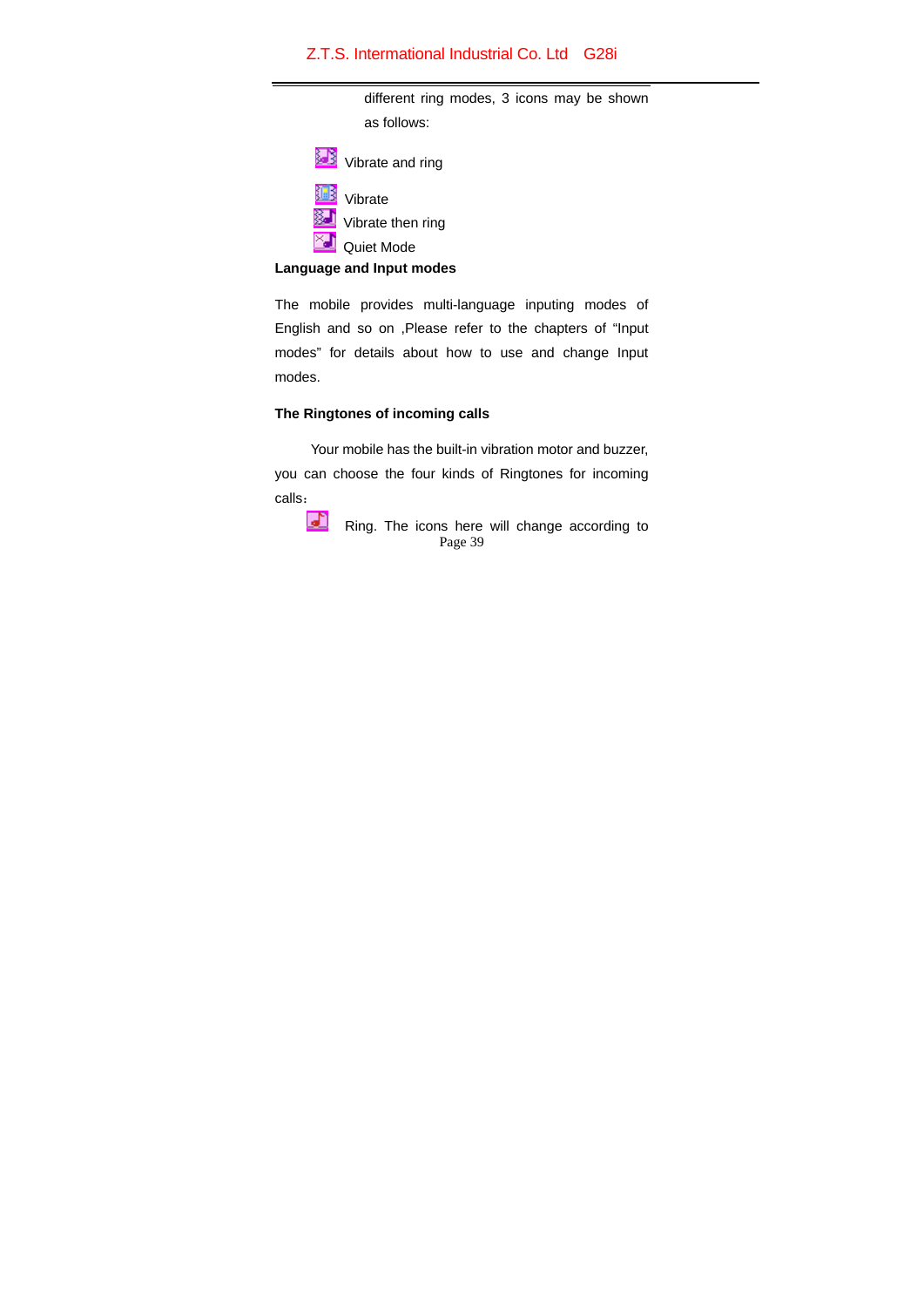different ring modes, 3 icons may be shown as follows:

Vibrate and ring

Vibrate

Vibrate then ring

Quiet Mode

**Language and Input modes**

The mobile provides multi-language inputing modes of English and so on ,Please refer to the chapters of "Input modes" for details about how to use and change Input modes.

**The Ringtones of incoming calls**

Your mobile has the built-in vibration motor and buzzer, you can choose the four kinds of Ringtones for incoming calls：

Ring. The icons here will change according to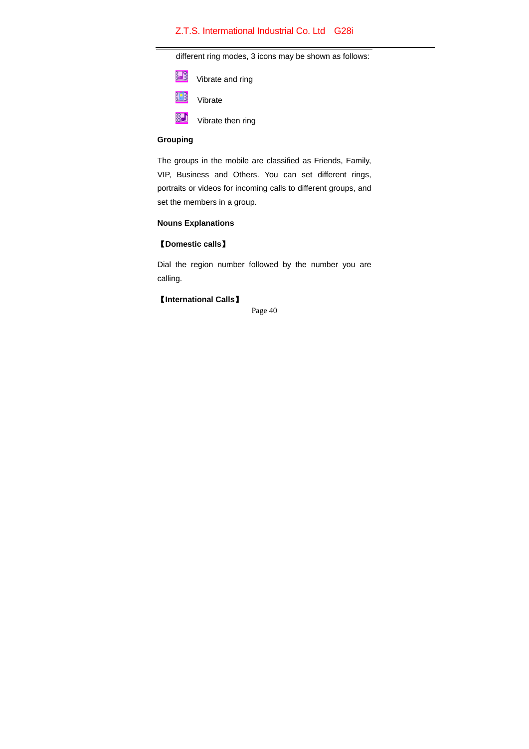different ring modes, 3 icons may be shown as follows:

Vibrate and ring

Vibrate

Vibrate then ring

**Grouping**

The groups in the mobile are classified as Friends, Family, VIP, Business and Others. You can set different rings, portraits or videos for incoming calls to different groups, and set the members in a group.

**Nouns Explanations**

**【Domestic calls】**

Dial the region number followed by the number you are calling.

**【International Calls】**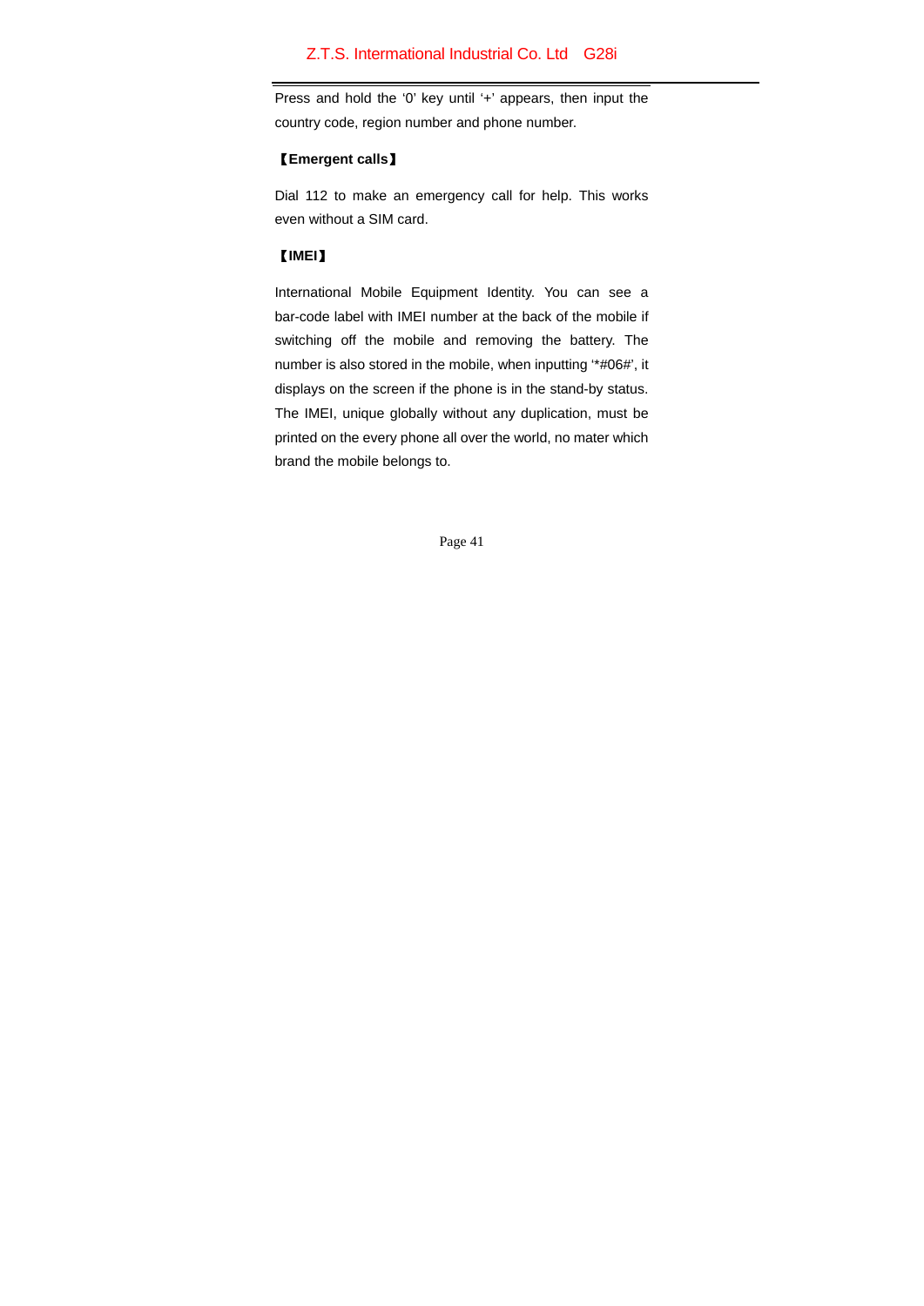Press and hold the '0' key until '+' appears, then input the country code, region number and phone number.

**【Emergent calls】**

Dial 112 to make an emergency call for help. This works even without a SIM card.

**【IMEI】**

International Mobile Equipment Identity. You can see a bar-code label with IMEI number at the back of the mobile if switching off the mobile and removing the battery. The number is also stored in the mobile, when inputting '*#06#', it displays on the screen if the phone is in the stand-by status. The IMEI, unique globally without any duplication, must be printed on the every phone all over the world, no mater which brand the mobile belongs to.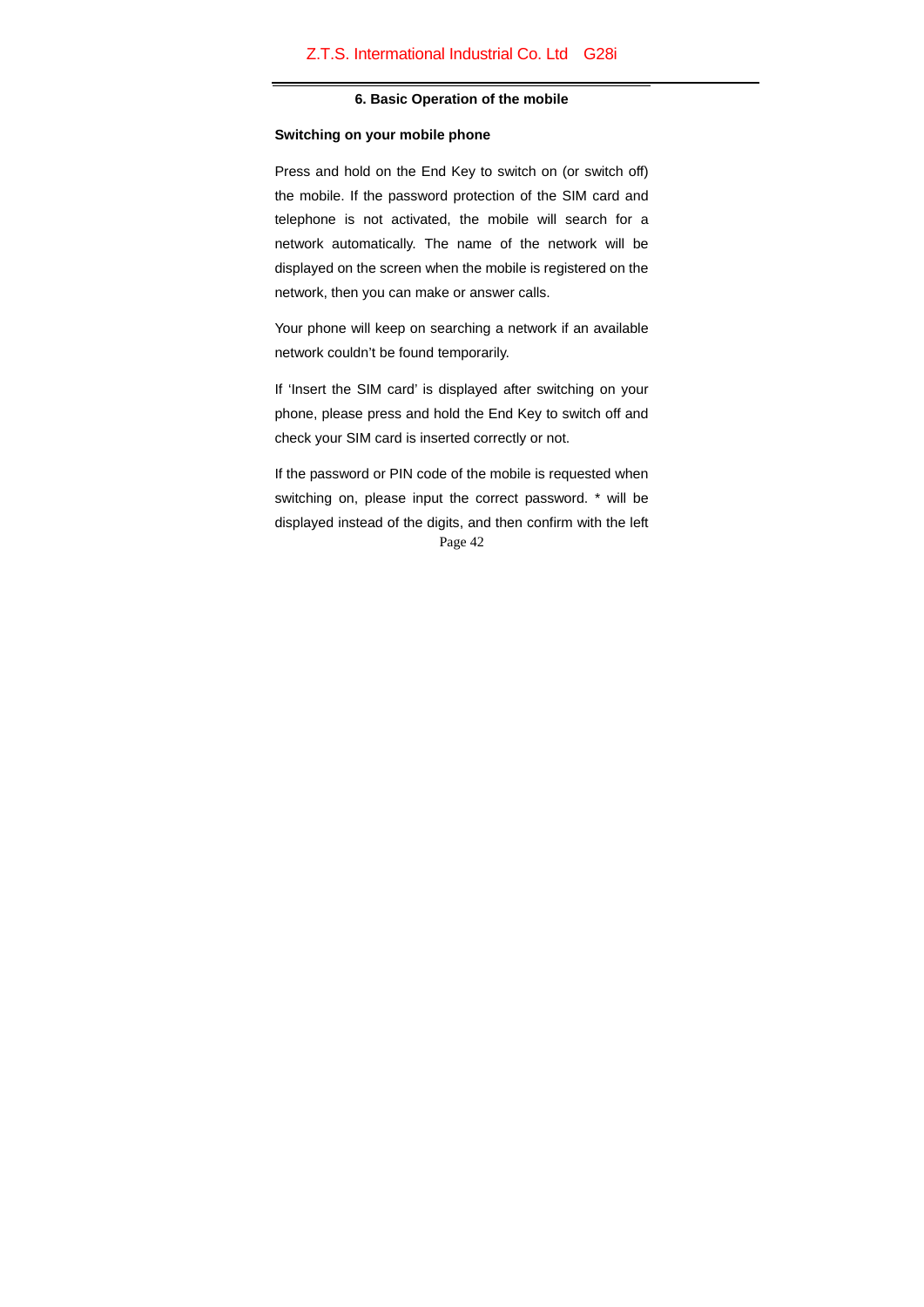## 6. Basic Operation of the mobile

### Switching on your mobile phone

Press and hold on the End Key to switch on (or switch off) the mobile. If the password protection of the SIM card and telephone is not activated, the mobile will search for a network automatically. The name of the network will be displayed on the screen when the mobile is registered on the network, then you can make or answer calls.

Your phone will keep on searching a network if an available network couldn't be found temporarily.

If 'Insert the SIM card' is displayed after switching on your phone, please press and hold the End Key to switch off and check your SIM card is inserted correctly or not.

If the password or PIN code of the mobile is requested when switching on, please input the correct password. * will be displayed instead of the digits, and then confirm with the left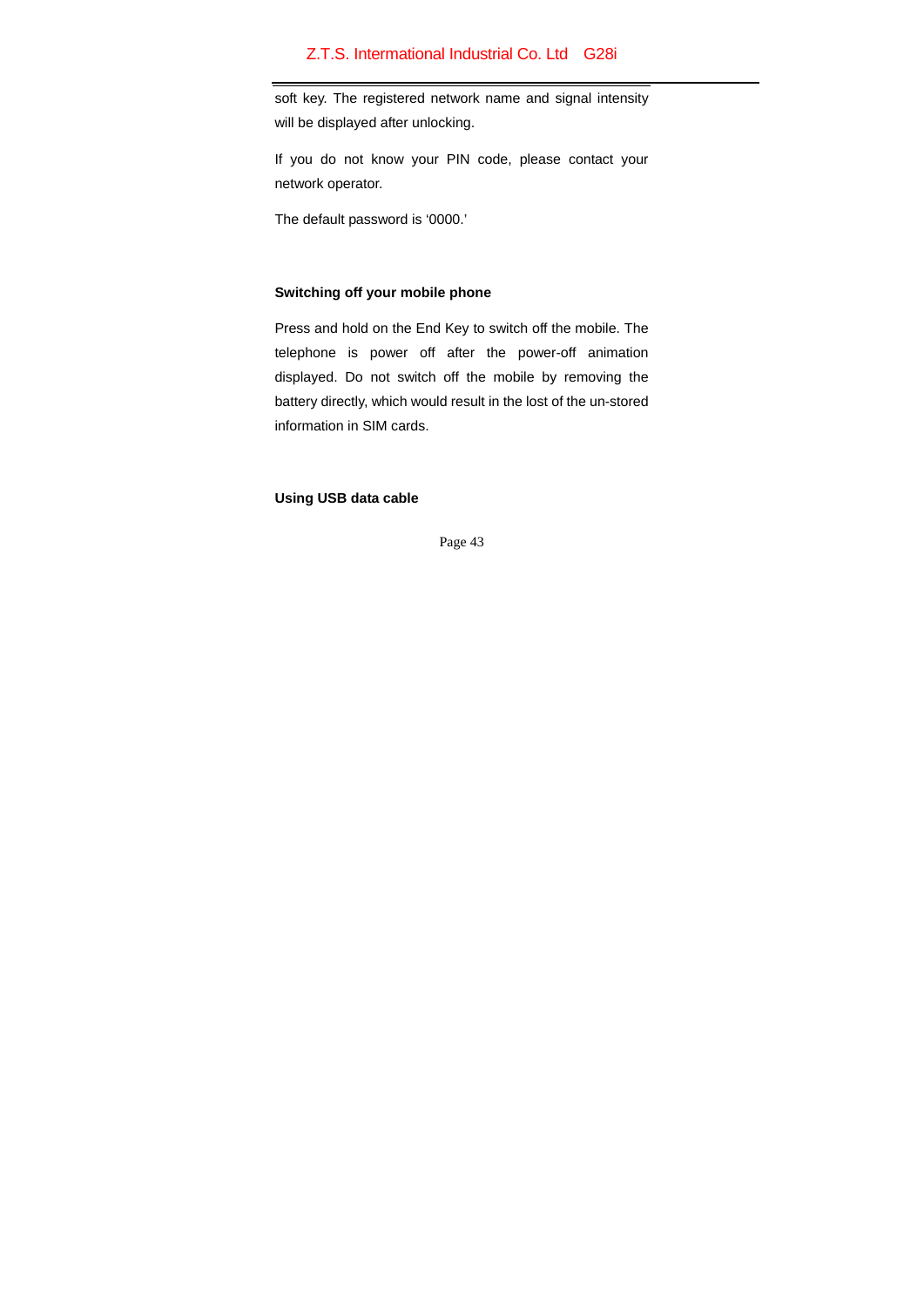soft key. The registered network name and signal intensity will be displayed after unlocking.

If you do not know your PIN code, please contact your network operator.

The default password is '0000.'

**Switching off your mobile phone**

Press and hold on the End Key to switch off the mobile. The telephone is power off after the power-off animation displayed. Do not switch off the mobile by removing the battery directly, which would result in the lost of the un-stored information in SIM cards.

**Using USB data cable**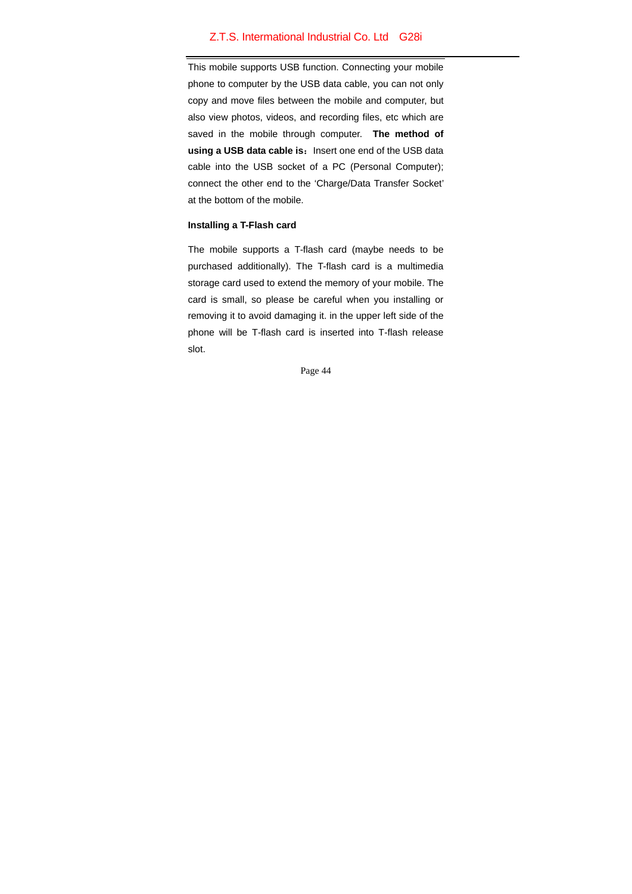This mobile supports USB function. Connecting your mobile phone to computer by the USB data cable, you can not only copy and move files between the mobile and computer, but also view photos, videos, and recording files, etc which are saved in the mobile through computer. **The method of using a USB data cable is**：Insert one end of the USB data cable into the USB socket of a PC (Personal Computer); connect the other end to the 'Charge/Data Transfer Socket' at the bottom of the mobile.

**Installing a T-Flash card**

The mobile supports a T-flash card (maybe needs to be purchased additionally). The T-flash card is a multimedia storage card used to extend the memory of your mobile. The card is small, so please be careful when you installing or removing it to avoid damaging it. in the upper left side of the phone will be T-flash card is inserted into T-flash release slot.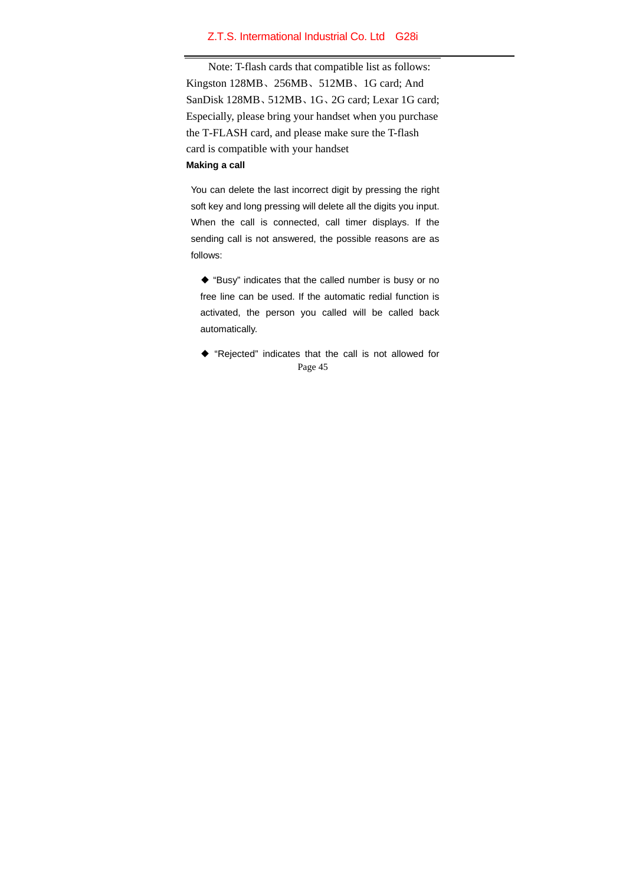Note: T-flash cards that compatible list as follows: Kingston 128MB、256MB、512MB、1G card; And SanDisk 128MB、512MB、1G、2G card; Lexar 1G card; Especially, please bring your handset when you purchase the T-FLASH card, and please make sure the T-flash card is compatible with your handset

**Making a call**

You can delete the last incorrect digit by pressing the right soft key and long pressing will delete all the digits you input. When the call is connected, call timer displays. If the sending call is not answered, the possible reasons are as follows:

◆ "Busy" indicates that the called number is busy or no free line can be used. If the automatic redial function is activated, the person you called will be called back automatically.

◆ "Rejected" indicates that the call is not allowed for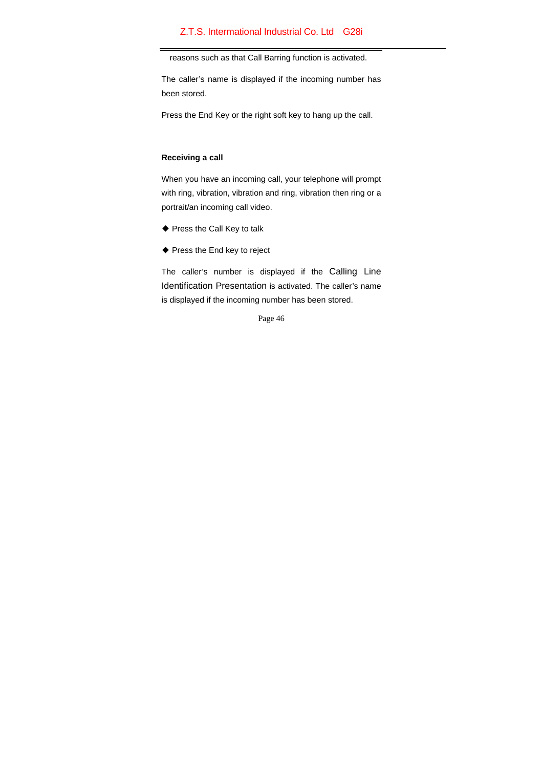reasons such as that Call Barring function is activated.

The caller's name is displayed if the incoming number has been stored.

Press the End Key or the right soft key to hang up the call.

**Receiving a call**

When you have an incoming call, your telephone will prompt with ring, vibration, vibration and ring, vibration then ring or a portrait/an incoming call video.

- Press the Call Key to talk
- Press the End key to reject

The caller's number is displayed if the Calling Line Identification Presentation is activated. The caller's name is displayed if the incoming number has been stored.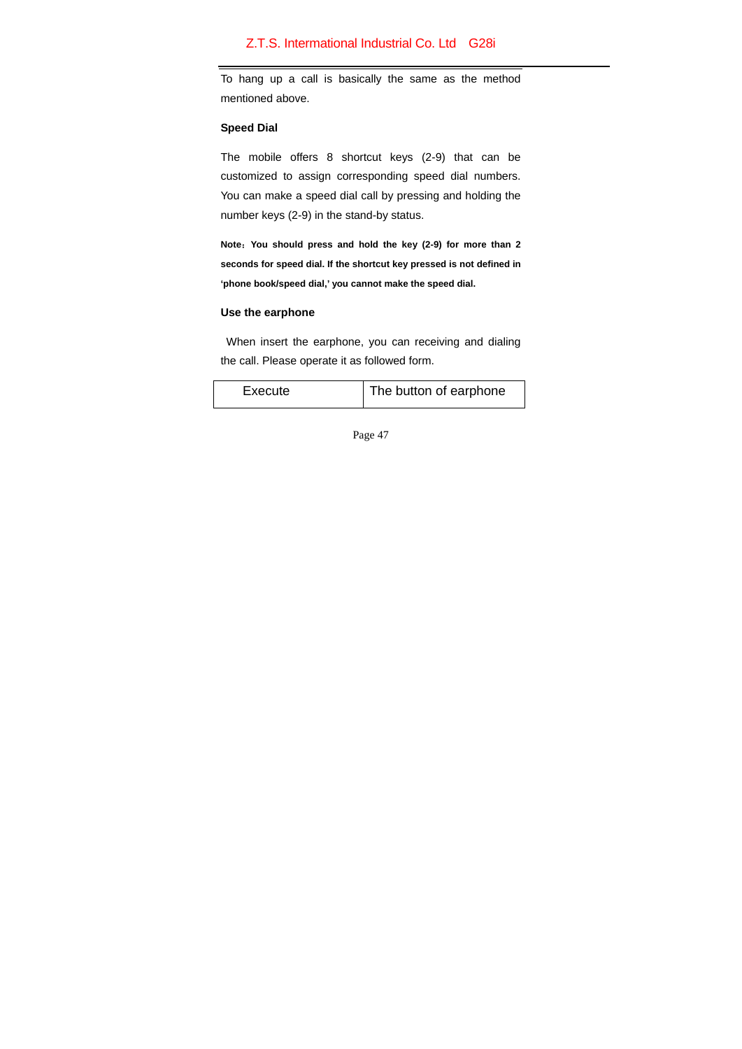To hang up a call is basically the same as the method mentioned above.

### Speed Dial

The mobile offers 8 shortcut keys (2-9) that can be customized to assign corresponding speed dial numbers. You can make a speed dial call by pressing and holding the number keys (2-9) in the stand-by status.

**Note：You should press and hold the key (2-9) for more than 2 seconds for speed dial. If the shortcut key pressed is not defined in 'phone book/speed dial,' you cannot make the speed dial.**

### Use the earphone

When insert the earphone, you can receiving and dialing the call. Please operate it as followed form.

| Execute | The button of earphone |
| --- | --- |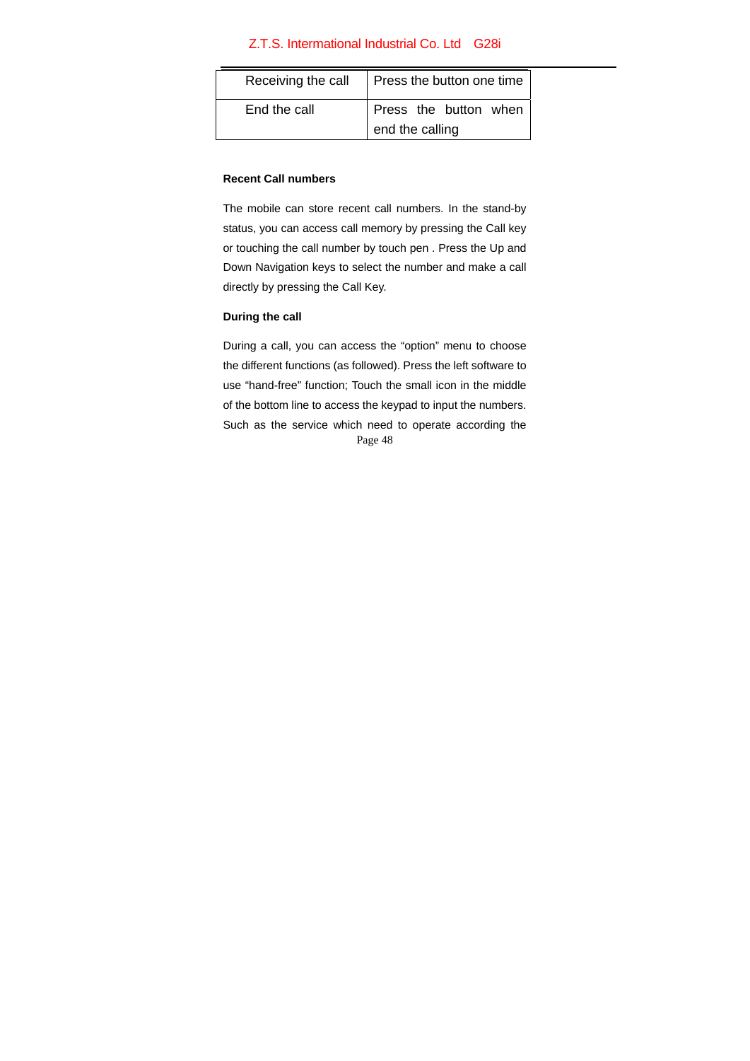| Receiving the call | Press the button one time |
|---|---|
| End the call | Press the button when end the calling |

**Recent Call numbers**

The mobile can store recent call numbers. In the stand-by status, you can access call memory by pressing the Call key or touching the call number by touch pen . Press the Up and Down Navigation keys to select the number and make a call directly by pressing the Call Key.

**During the call**

During a call, you can access the “option” menu to choose the different functions (as followed). Press the left software to use “hand-free” function; Touch the small icon in the middle of the bottom line to access the keypad to input the numbers. Such as the service which need to operate according the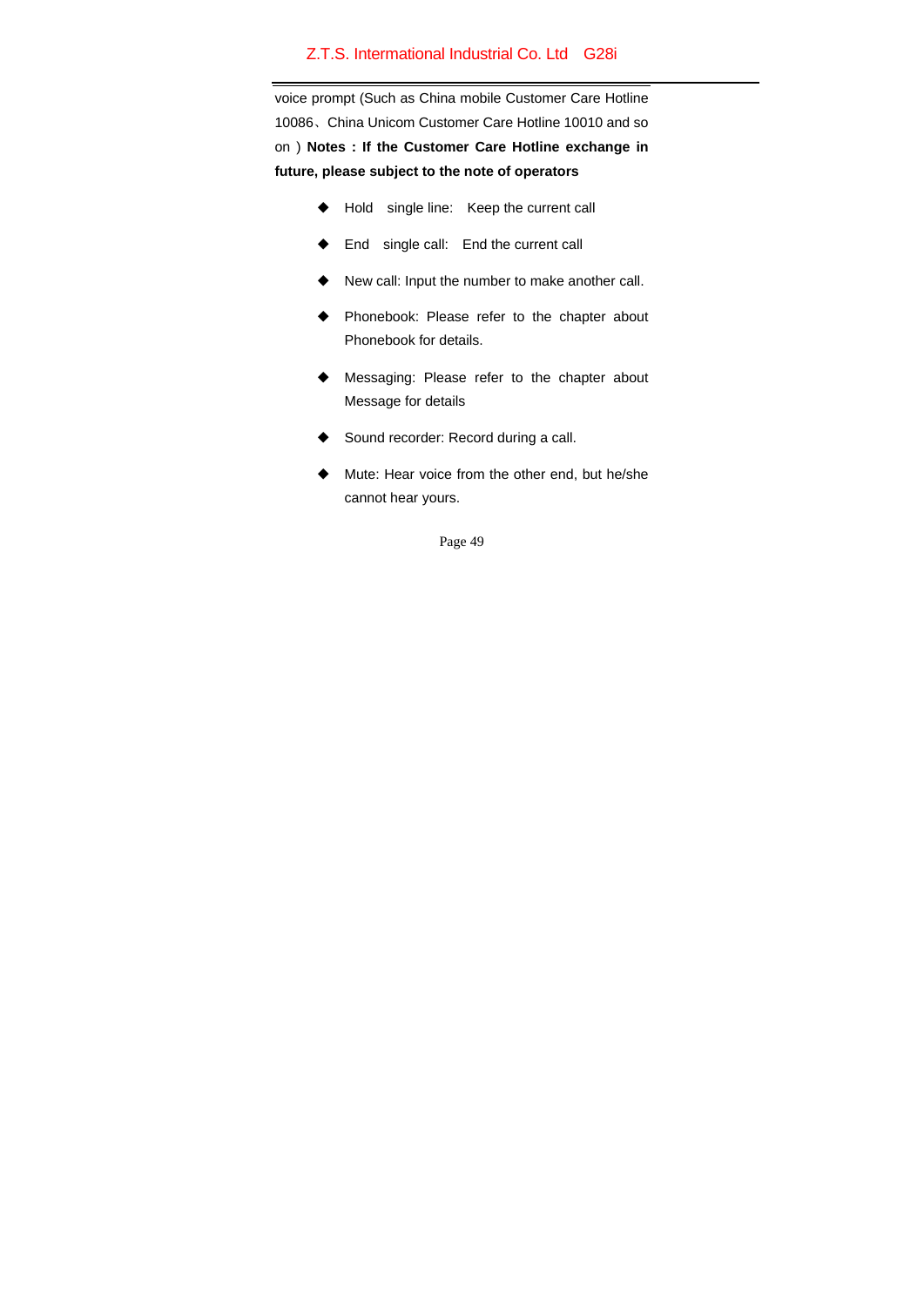voice prompt (Such as China mobile Customer Care Hotline 10086、China Unicom Customer Care Hotline 10010 and so on）**Notes：If the Customer Care Hotline exchange in future, please subject to the note of operators**

- Hold single line: Keep the current call
- End single call: End the current call
- New call: Input the number to make another call.
- Phonebook: Please refer to the chapter about Phonebook for details.
- Messaging: Please refer to the chapter about Message for details
- Sound recorder: Record during a call.
- Mute: Hear voice from the other end, but he/she cannot hear yours.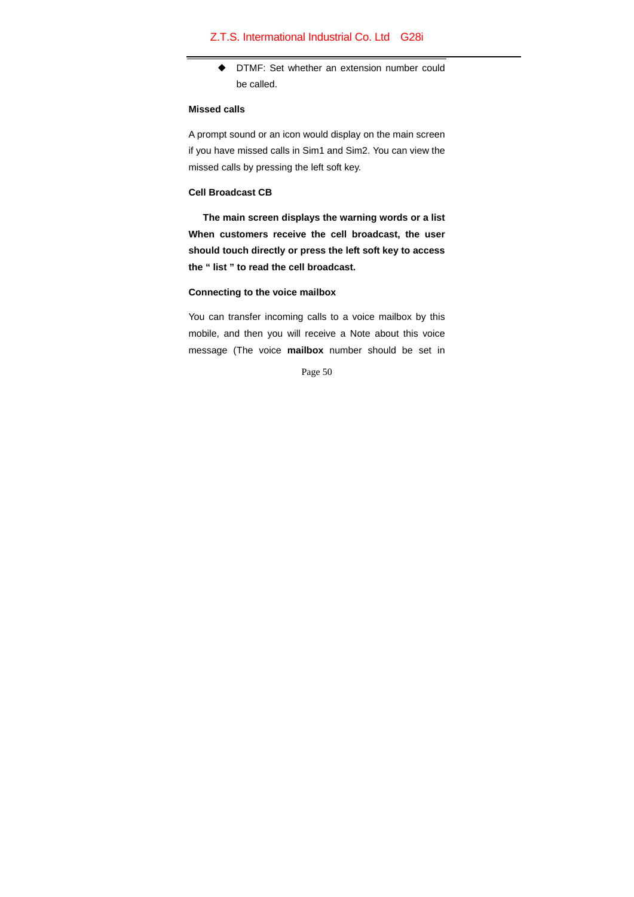- DTMF: Set whether an extension number could be called.

**Missed calls**

A prompt sound or an icon would display on the main screen if you have missed calls in Sim1 and Sim2. You can view the missed calls by pressing the left soft key.

**Cell Broadcast CB**

**The main screen displays the warning words or a list When customers receive the cell broadcast, the user should touch directly or press the left soft key to access the “ list ” to read the cell broadcast.**

**Connecting to the voice mailbox**

You can transfer incoming calls to a voice mailbox by this mobile, and then you will receive a Note about this voice message (The voice **mailbox** number should be set in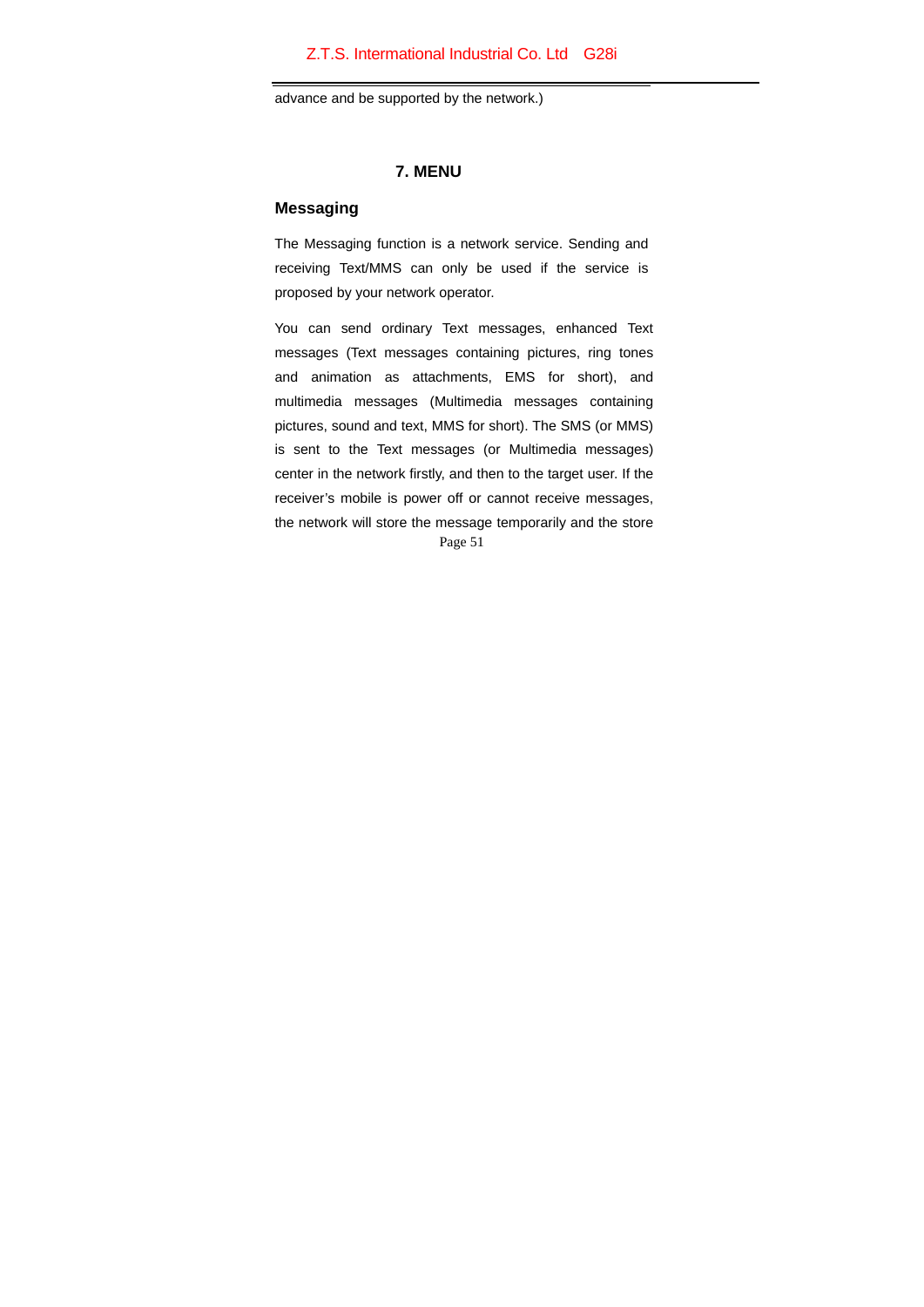advance and be supported by the network.)

# 7. MENU

## Messaging

The Messaging function is a network service. Sending and receiving Text/MMS can only be used if the service is proposed by your network operator.

You can send ordinary Text messages, enhanced Text messages (Text messages containing pictures, ring tones and animation as attachments, EMS for short), and multimedia messages (Multimedia messages containing pictures, sound and text, MMS for short). The SMS (or MMS) is sent to the Text messages (or Multimedia messages) center in the network firstly, and then to the target user. If the receiver's mobile is power off or cannot receive messages, the network will store the message temporarily and the store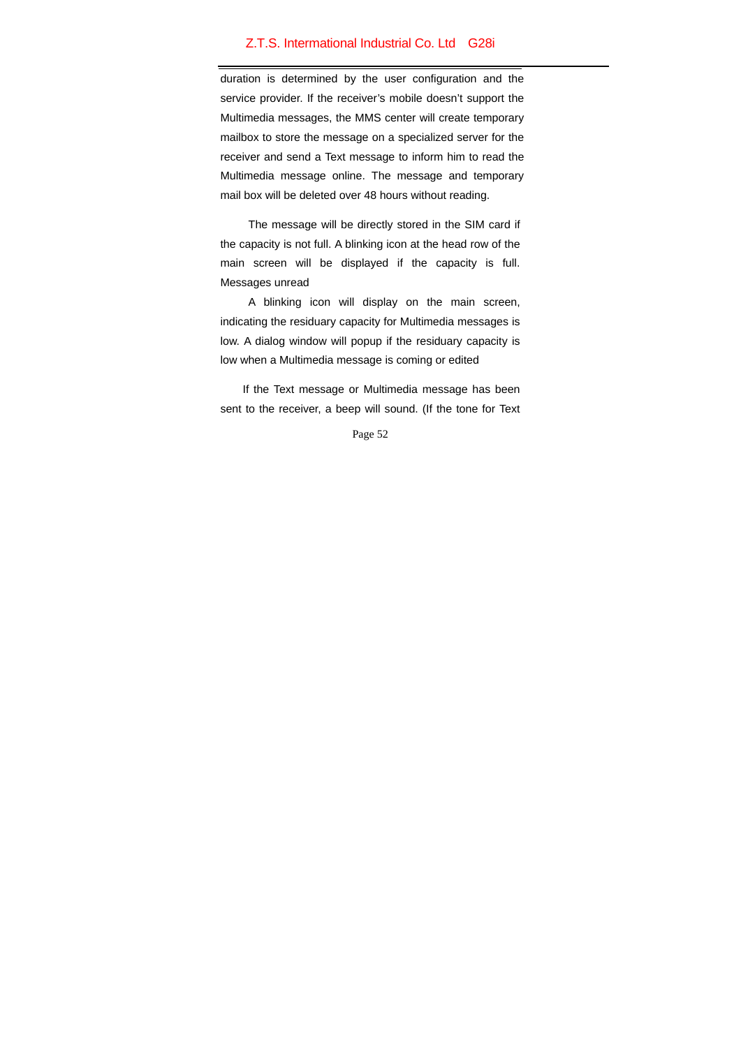duration is determined by the user configuration and the service provider. If the receiver's mobile doesn't support the Multimedia messages, the MMS center will create temporary mailbox to store the message on a specialized server for the receiver and send a Text message to inform him to read the Multimedia message online. The message and temporary mail box will be deleted over 48 hours without reading.

The message will be directly stored in the SIM card if the capacity is not full. A blinking icon at the head row of the main screen will be displayed if the capacity is full. Messages unread

A blinking icon will display on the main screen, indicating the residuary capacity for Multimedia messages is low. A dialog window will popup if the residuary capacity is low when a Multimedia message is coming or edited

If the Text message or Multimedia message has been sent to the receiver, a beep will sound. (If the tone for Text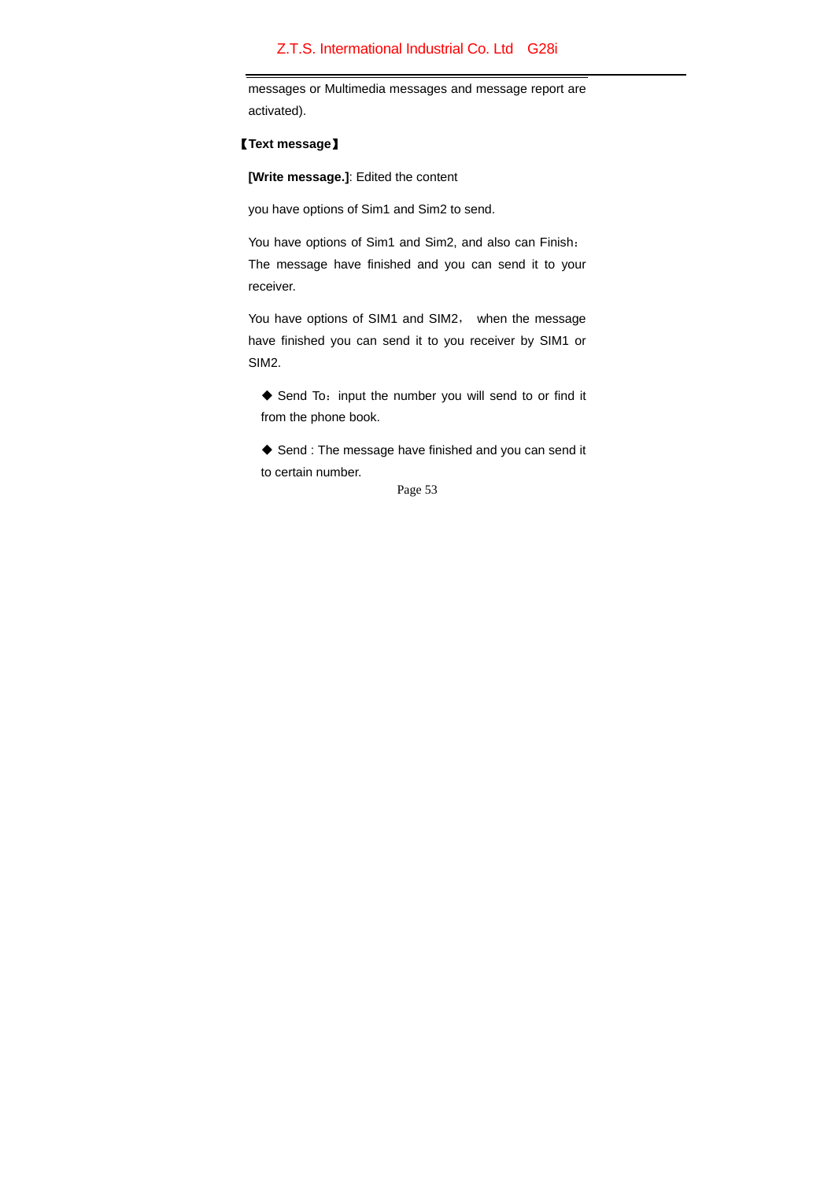messages or Multimedia messages and message report are activated).

【Text message】

**[Write message.]**: Edited the content

you have options of Sim1 and Sim2 to send.

You have options of Sim1 and Sim2, and also can Finish：The message have finished and you can send it to your receiver.

You have options of SIM1 and SIM2， when the message have finished you can send it to you receiver by SIM1 or SIM2.

◆ Send To：input the number you will send to or find it from the phone book.

◆ Send : The message have finished and you can send it to certain number.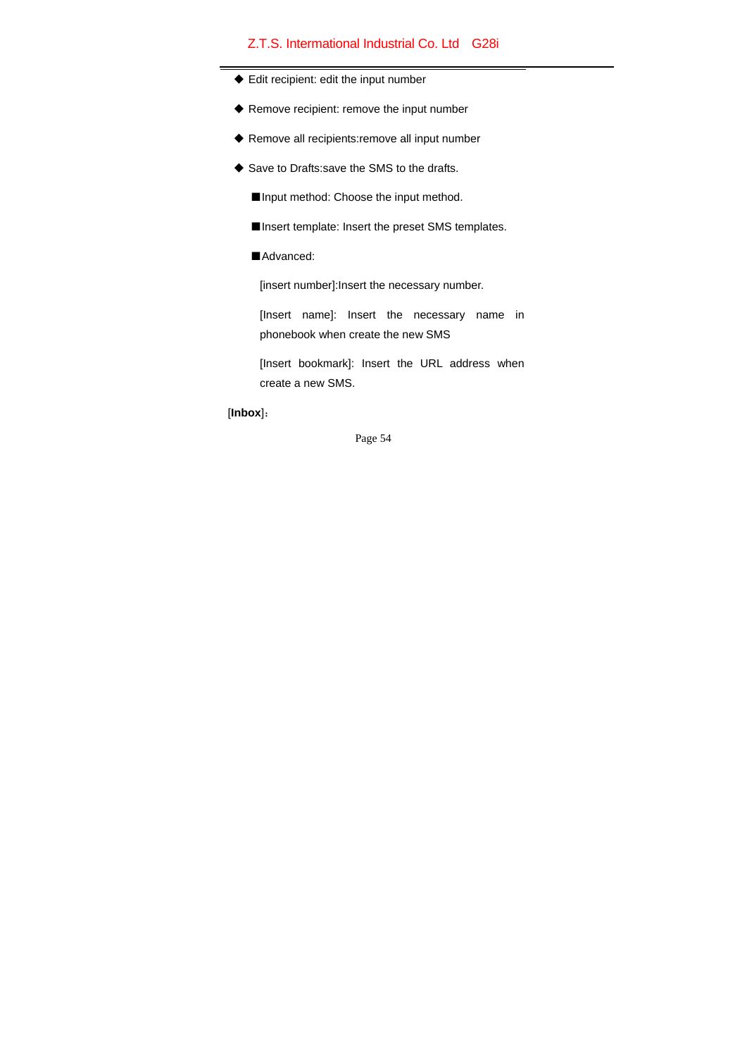◆ Edit recipient: edit the input number

◆ Remove recipient: remove the input number

◆ Remove all recipients:remove all input number

◆ Save to Drafts:save the SMS to the drafts.

■Input method: Choose the input method.

■Insert template: Insert the preset SMS templates.

■Advanced:

[insert number]:Insert the necessary number.

[Insert name]: Insert the necessary name in phonebook when create the new SMS

[Insert bookmark]: Insert the URL address when create a new SMS.

[**Inbox**]：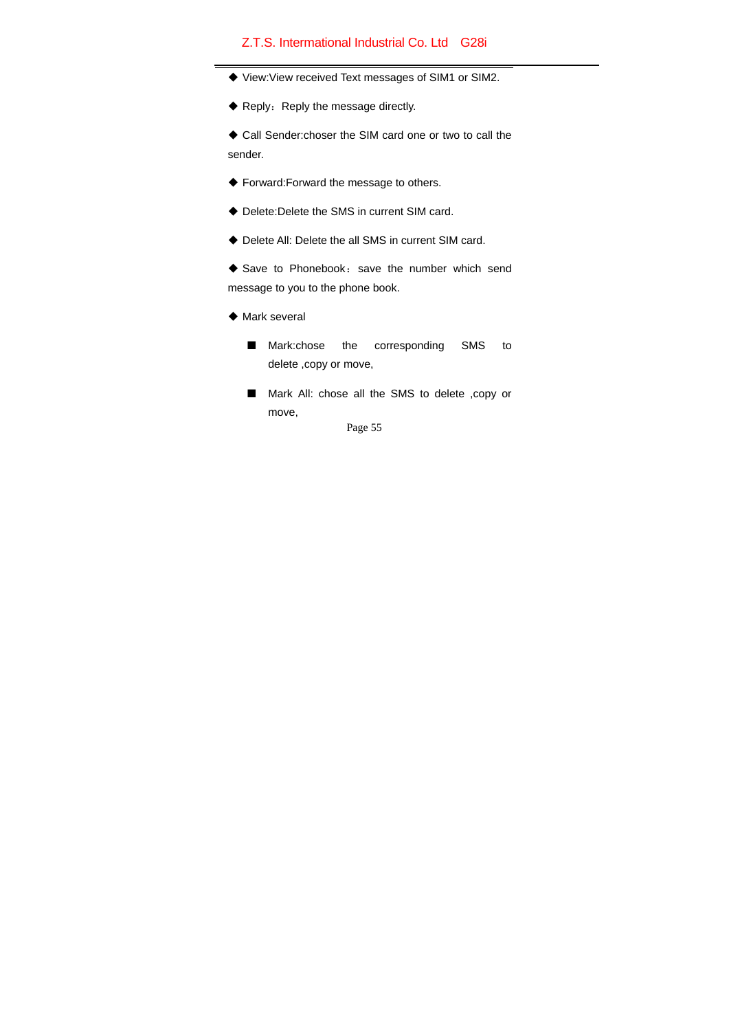- View:View received Text messages of SIM1 or SIM2.
- Reply：Reply the message directly.
- Call Sender:choser the SIM card one or two to call the sender.
- Forward:Forward the message to others.
- Delete:Delete the SMS in current SIM card.
- Delete All: Delete the all SMS in current SIM card.
- Save to Phonebook：save the number which send message to you to the phone book.
- Mark several
  - Mark:chose the corresponding SMS to delete ,copy or move,
  - Mark All: chose all the SMS to delete ,copy or move,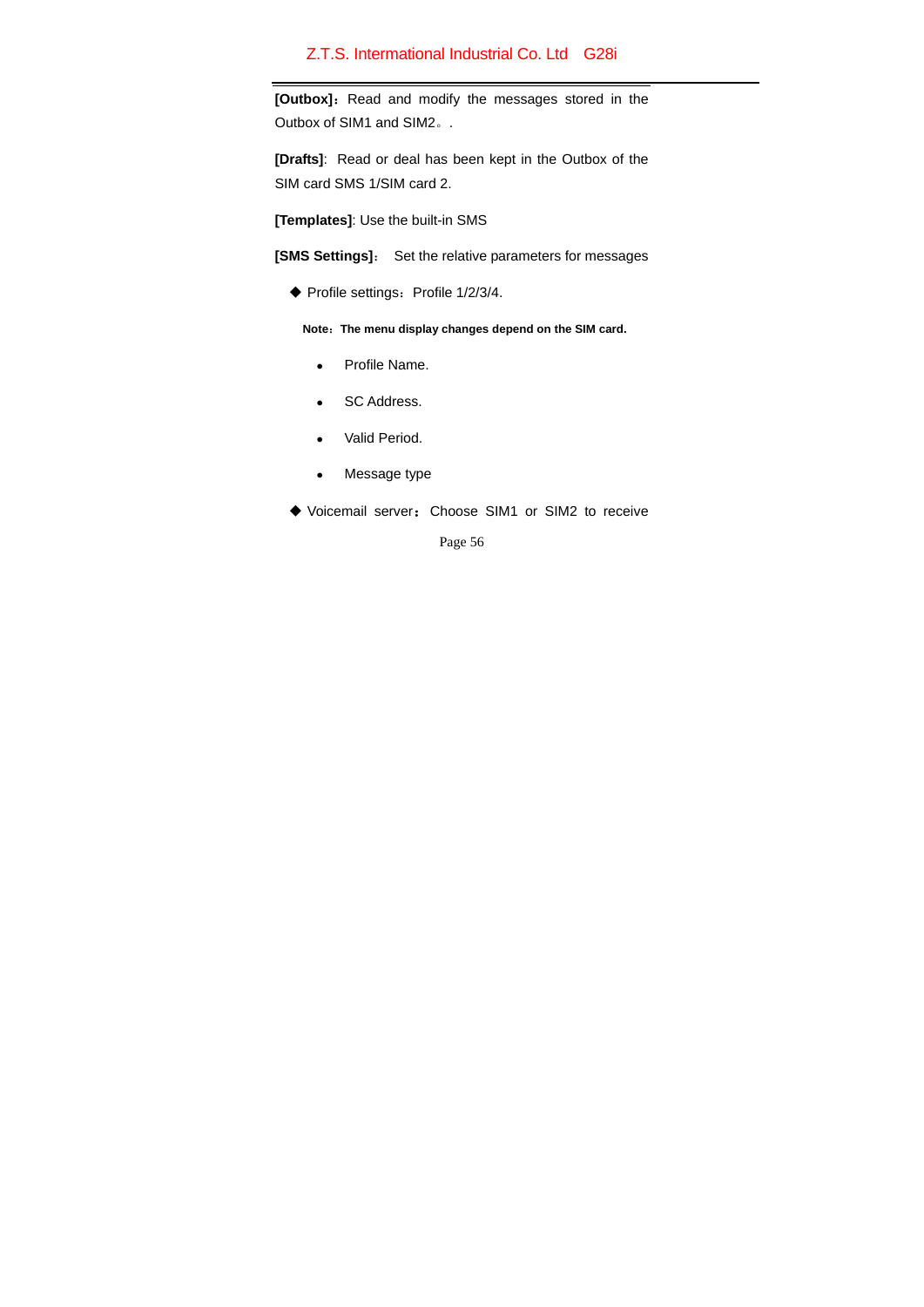**[Outbox]**：Read and modify the messages stored in the Outbox of SIM1 and SIM2。.

**[Drafts]**: Read or deal has been kept in the Outbox of the SIM card SMS 1/SIM card 2.

**[Templates]**: Use the built-in SMS

**[SMS Settings]**：Set the relative parameters for messages

- ◆ Profile settings：Profile 1/2/3/4.

**Note：The menu display changes depend on the SIM card.**

- Profile Name.
- SC Address.
- Valid Period.
- Message type

- ◆ Voicemail server：Choose SIM1 or SIM2 to receive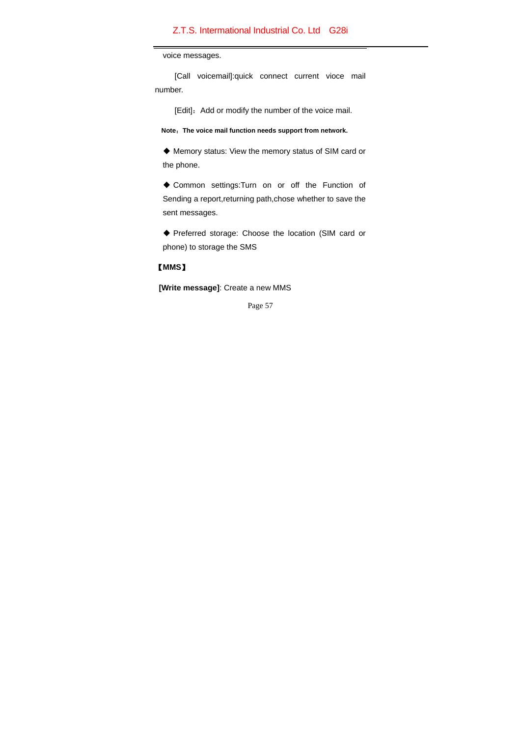voice messages.

[Call voicemail]:quick connect current vioce mail number.

[Edit]：Add or modify the number of the voice mail.

**Note：The voice mail function needs support from network.**

◆ Memory status: View the memory status of SIM card or the phone.

◆ Common settings:Turn on or off the Function of Sending a report,returning path,chose whether to save the sent messages.

◆ Preferred storage: Choose the location (SIM card or phone) to storage the SMS

**【MMS】**

**[Write message]**: Create a new MMS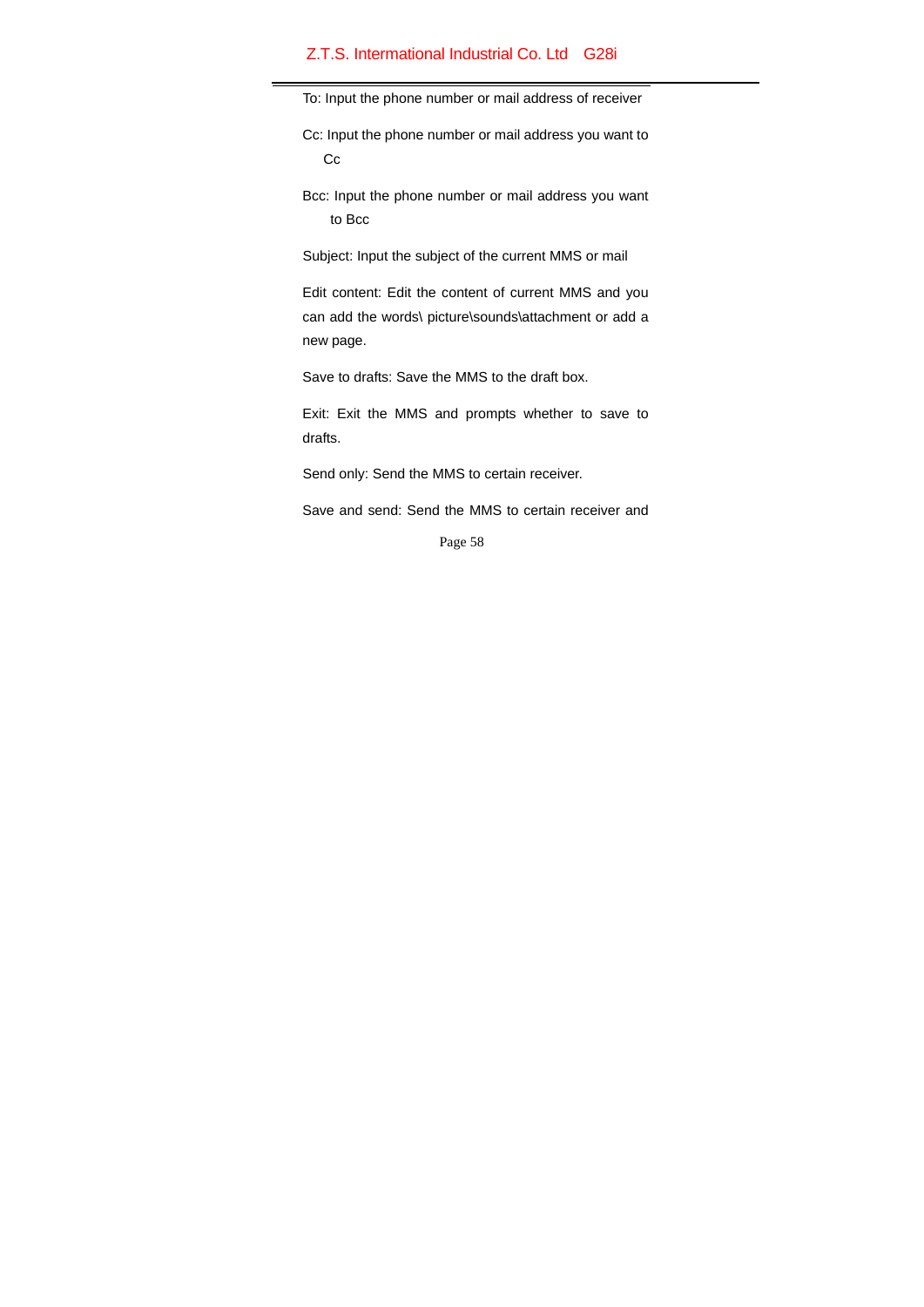To: Input the phone number or mail address of receiver

Cc: Input the phone number or mail address you want to Cc

Bcc: Input the phone number or mail address you want to Bcc

Subject: Input the subject of the current MMS or mail

Edit content: Edit the content of current MMS and you can add the words\ picture\sounds\attachment or add a new page.

Save to drafts: Save the MMS to the draft box.

Exit: Exit the MMS and prompts whether to save to drafts.

Send only: Send the MMS to certain receiver.

Save and send: Send the MMS to certain receiver and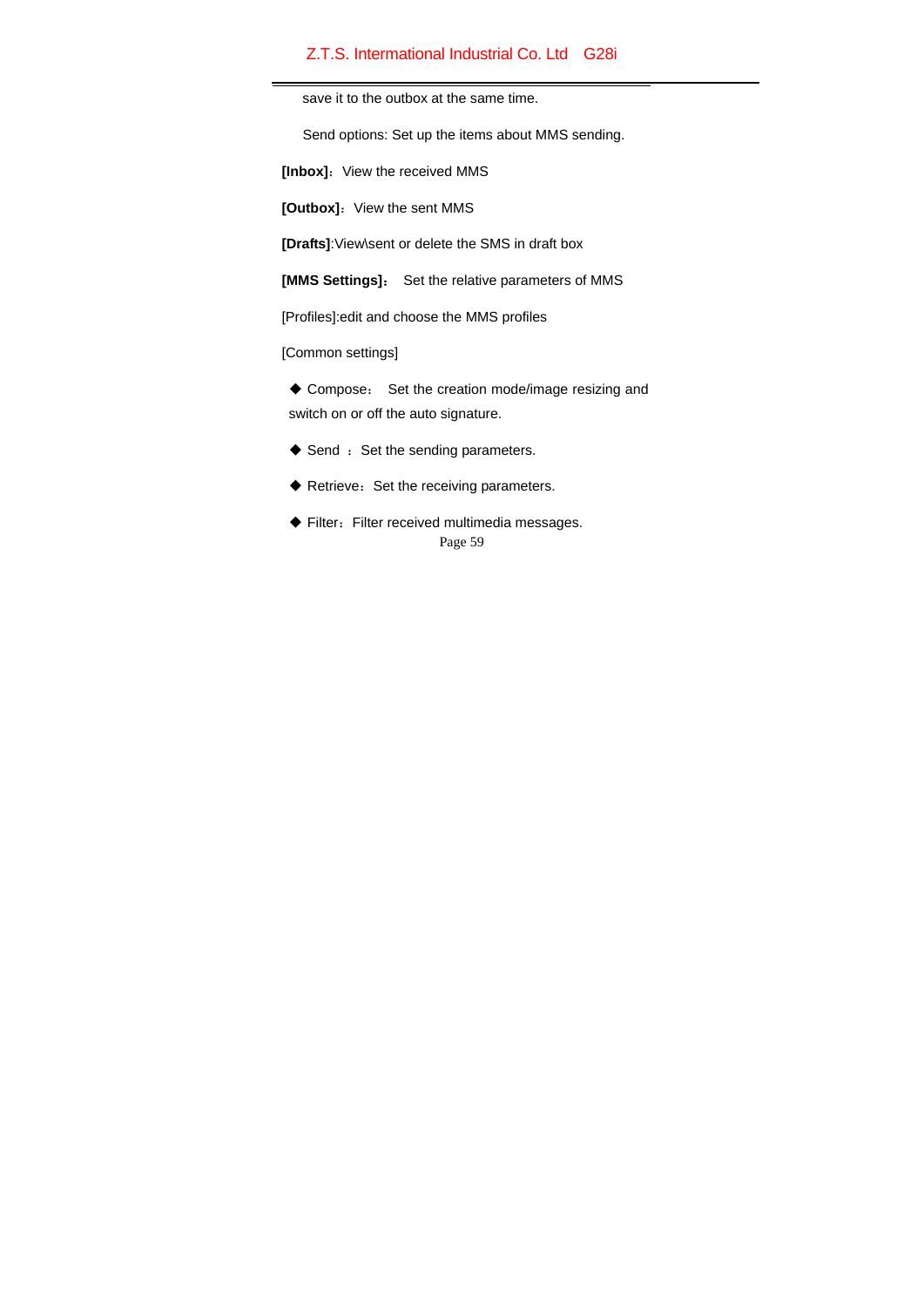save it to the outbox at the same time.

Send options: Set up the items about MMS sending.

**[Inbox]**：View the received MMS

**[Outbox]**：View the sent MMS

**[Drafts]**:View\sent or delete the SMS in draft box

**[MMS Settings]**： Set the relative parameters of MMS

[Profiles]:edit and choose the MMS profiles

[Common settings]

◆ Compose： Set the creation mode/image resizing and switch on or off the auto signature.

◆ Send ：Set the sending parameters.

◆ Retrieve：Set the receiving parameters.

◆ Filter：Filter received multimedia messages.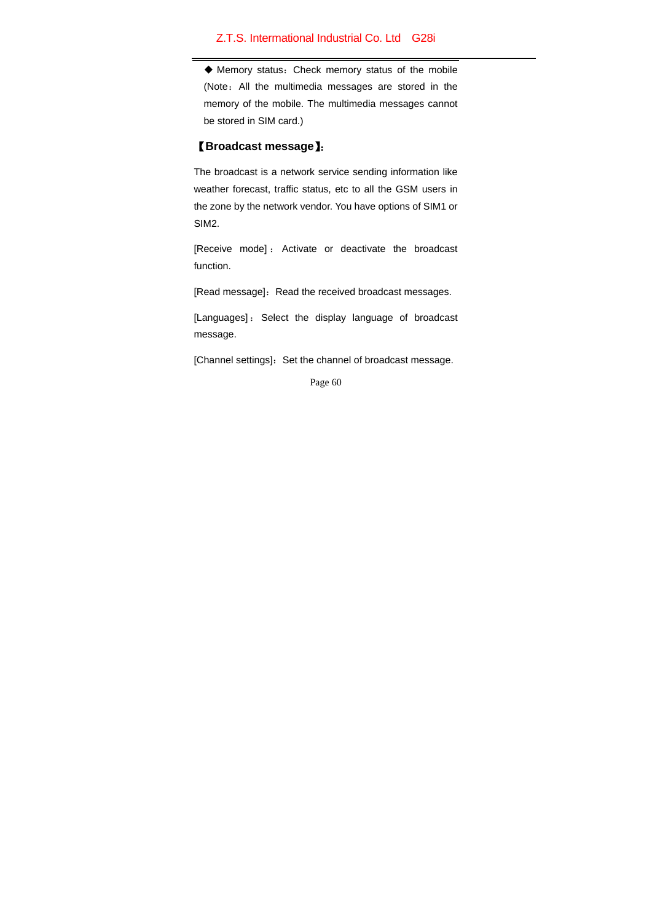◆ Memory status：Check memory status of the mobile (Note：All the multimedia messages are stored in the memory of the mobile. The multimedia messages cannot be stored in SIM card.)

**【Broadcast message】:**

The broadcast is a network service sending information like weather forecast, traffic status, etc to all the GSM users in the zone by the network vendor. You have options of SIM1 or SIM2.

[Receive mode]：Activate or deactivate the broadcast function.

[Read message]：Read the received broadcast messages.

[Languages]：Select the display language of broadcast message.

[Channel settings]：Set the channel of broadcast message.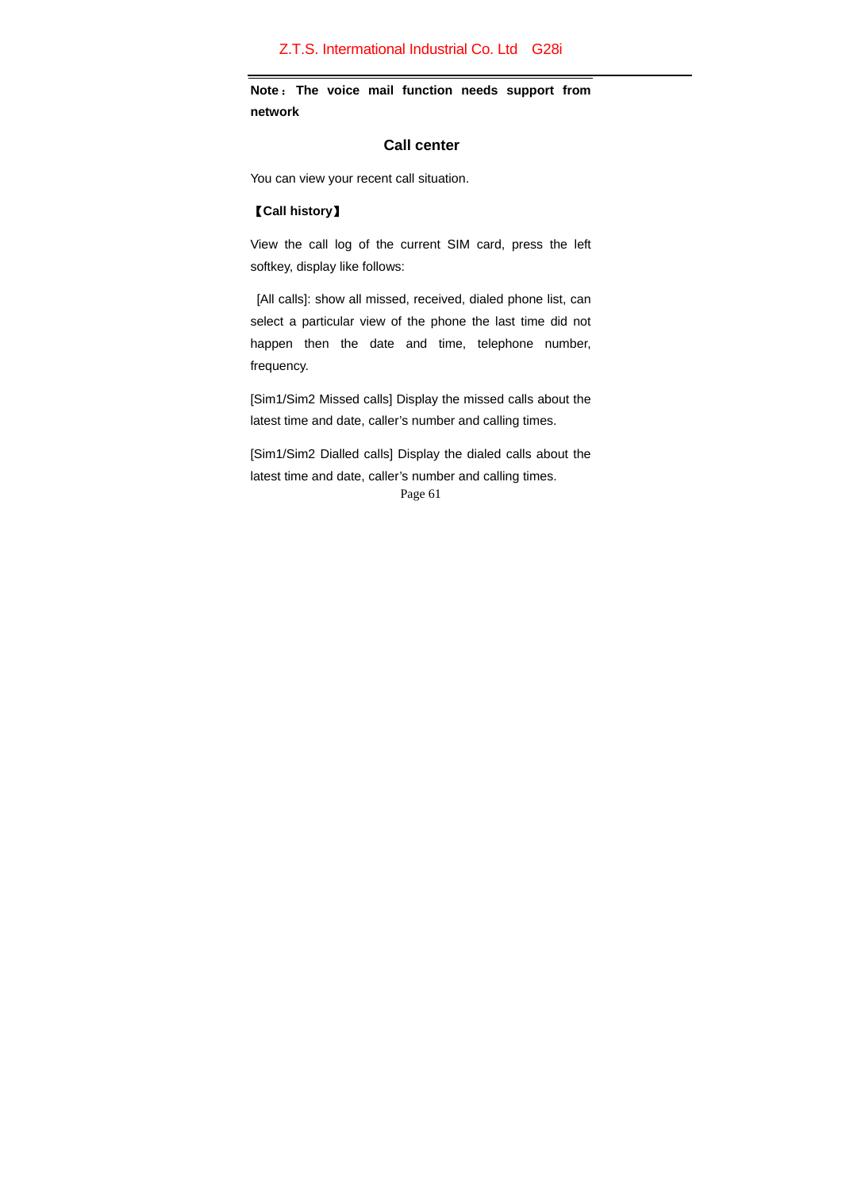**Note：The voice mail function needs support from network**

## Call center

You can view your recent call situation.

**【Call history】**

View the call log of the current SIM card, press the left softkey, display like follows:

[All calls]: show all missed, received, dialed phone list, can select a particular view of the phone the last time did not happen then the date and time, telephone number, frequency.

[Sim1/Sim2 Missed calls] Display the missed calls about the latest time and date, caller's number and calling times.

[Sim1/Sim2 Dialled calls] Display the dialed calls about the latest time and date, caller's number and calling times.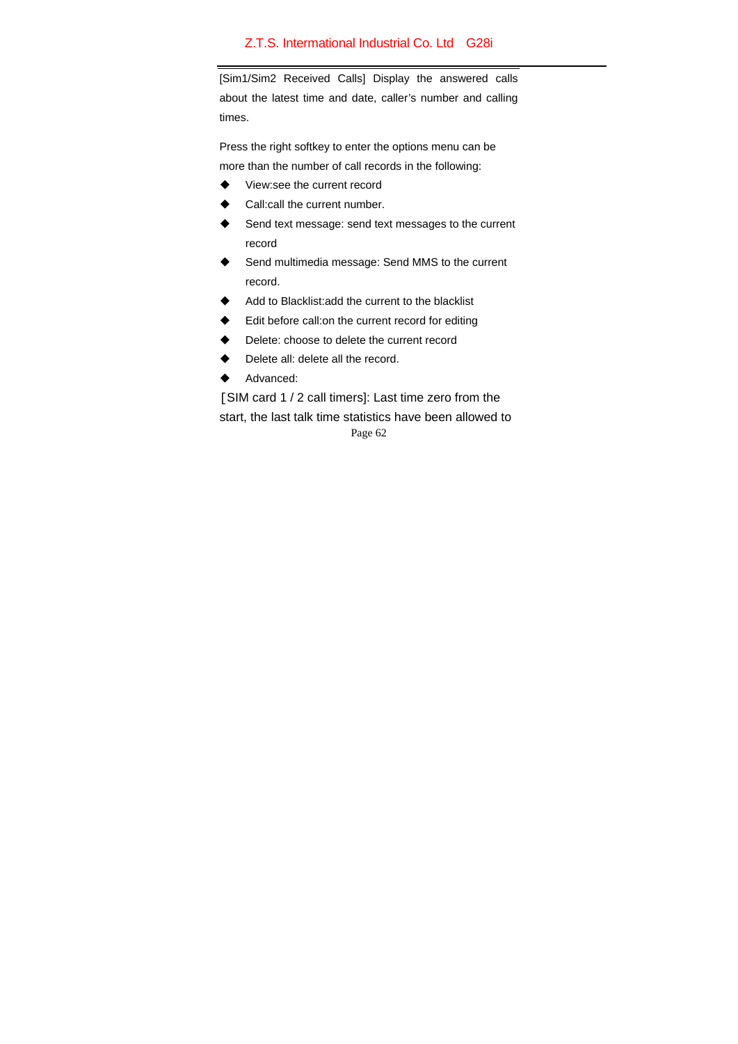[Sim1/Sim2 Received Calls] Display the answered calls about the latest time and date, caller's number and calling times.

Press the right softkey to enter the options menu can be more than the number of call records in the following:

- View:see the current record
- Call:call the current number.
- Send text message: send text messages to the current record
- Send multimedia message: Send MMS to the current record.
- Add to Blacklist:add the current to the blacklist
- Edit before call:on the current record for editing
- Delete: choose to delete the current record
- Delete all: delete all the record.
- Advanced:

［SIM card 1 / 2 call timers]: Last time zero from the start, the last talk time statistics have been allowed to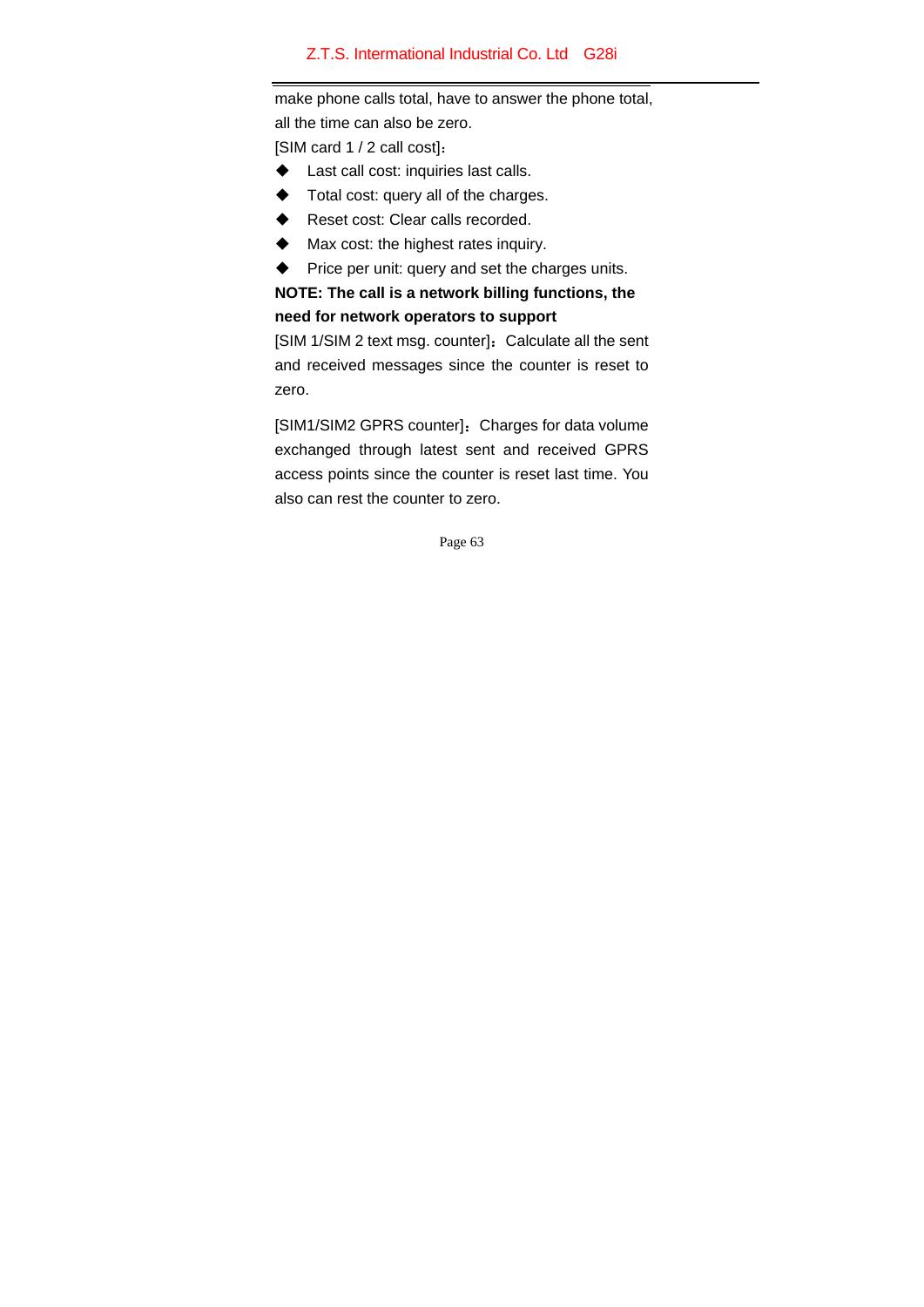make phone calls total, have to answer the phone total, all the time can also be zero.

[SIM card 1 / 2 call cost]：

- Last call cost: inquiries last calls.
- Total cost: query all of the charges.
- Reset cost: Clear calls recorded.
- Max cost: the highest rates inquiry.
- Price per unit: query and set the charges units.

**NOTE: The call is a network billing functions, the need for network operators to support**

[SIM 1/SIM 2 text msg. counter]：Calculate all the sent and received messages since the counter is reset to zero.

[SIM1/SIM2 GPRS counter]：Charges for data volume exchanged through latest sent and received GPRS access points since the counter is reset last time. You also can rest the counter to zero.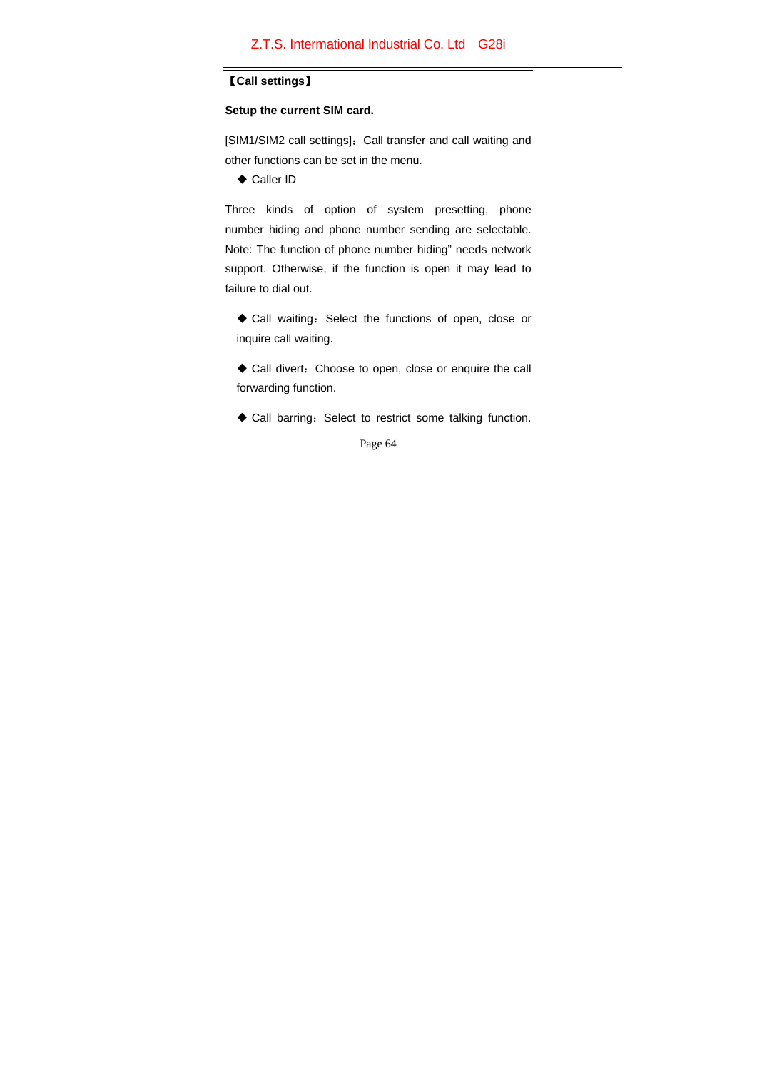**【Call settings】**

**Setup the current SIM card.**

[SIM1/SIM2 call settings]：Call transfer and call waiting and other functions can be set in the menu.

◆ Caller ID

Three kinds of option of system presetting, phone number hiding and phone number sending are selectable. Note: The function of phone number hiding" needs network support. Otherwise, if the function is open it may lead to failure to dial out.

◆ Call waiting：Select the functions of open, close or inquire call waiting.

◆ Call divert：Choose to open, close or enquire the call forwarding function.

◆ Call barring：Select to restrict some talking function.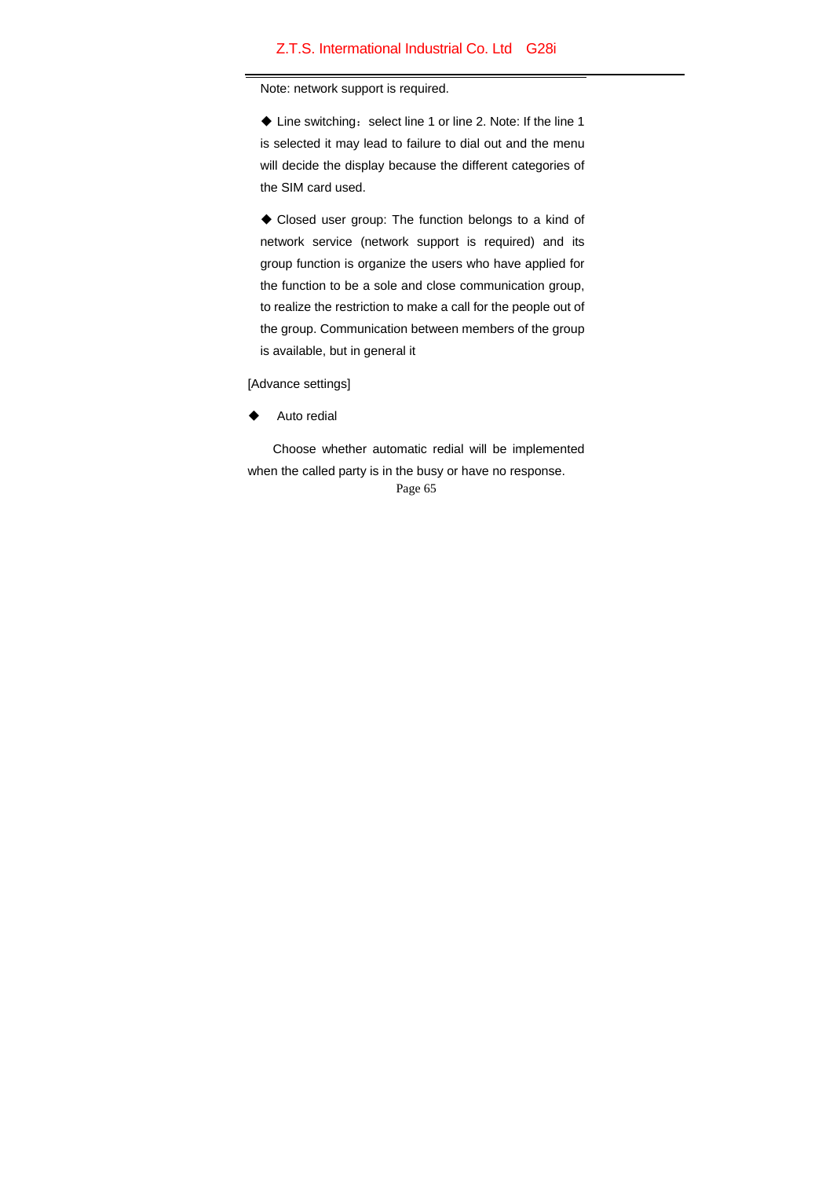Note: network support is required.

◆ Line switching：select line 1 or line 2. Note: If the line 1 is selected it may lead to failure to dial out and the menu will decide the display because the different categories of the SIM card used.

◆ Closed user group: The function belongs to a kind of network service (network support is required) and its group function is organize the users who have applied for the function to be a sole and close communication group, to realize the restriction to make a call for the people out of the group. Communication between members of the group is available, but in general it

[Advance settings]

◆ Auto redial

Choose whether automatic redial will be implemented when the called party is in the busy or have no response.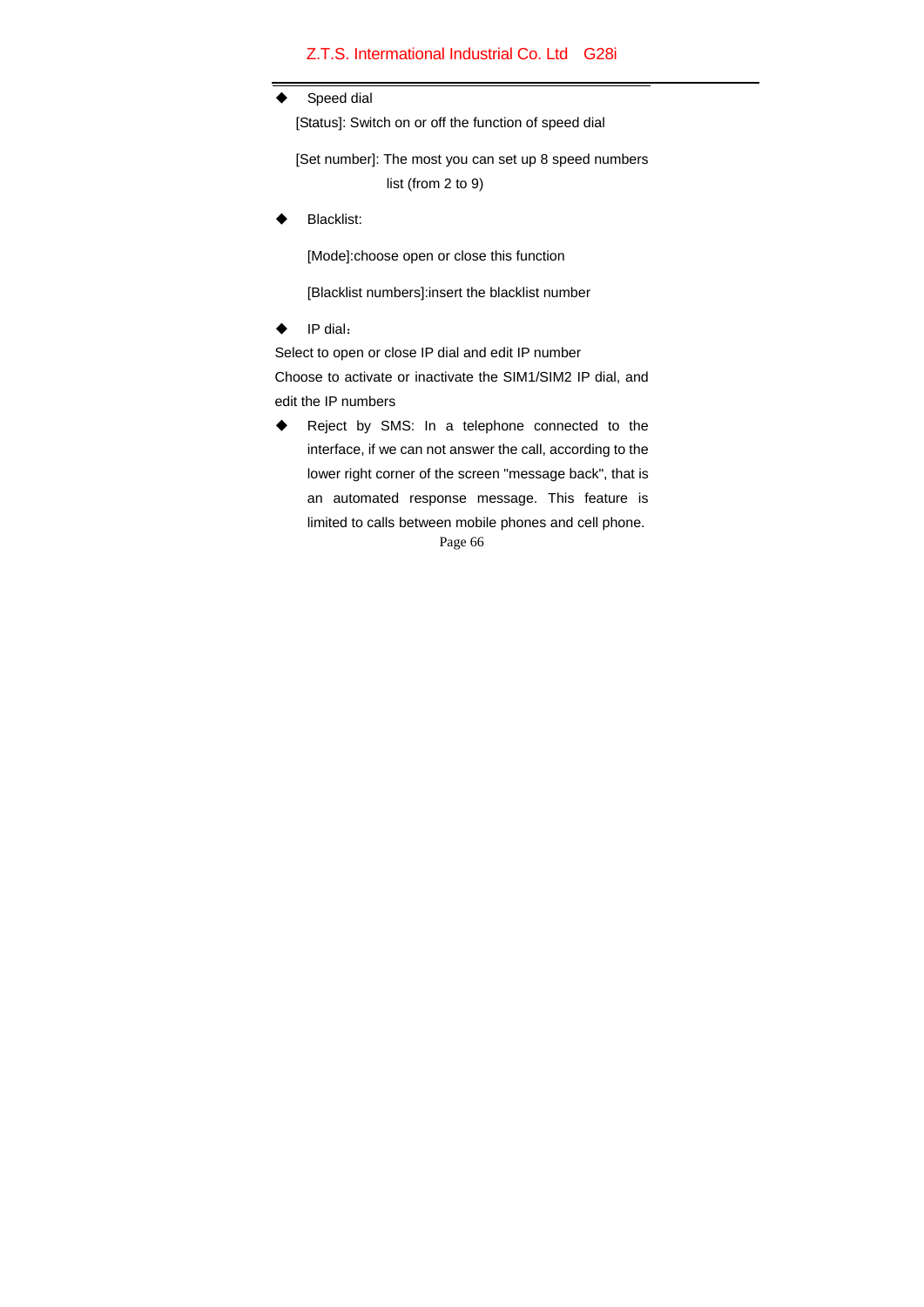- Speed dial

  [Status]: Switch on or off the function of speed dial

  [Set number]: The most you can set up 8 speed numbers list (from 2 to 9)

- Blacklist:

  [Mode]:choose open or close this function

  [Blacklist numbers]:insert the blacklist number

- IP dial：

Select to open or close IP dial and edit IP number
Choose to activate or inactivate the SIM1/SIM2 IP dial, and edit the IP numbers

- Reject by SMS: In a telephone connected to the interface, if we can not answer the call, according to the lower right corner of the screen "message back", that is an automated response message. This feature is limited to calls between mobile phones and cell phone.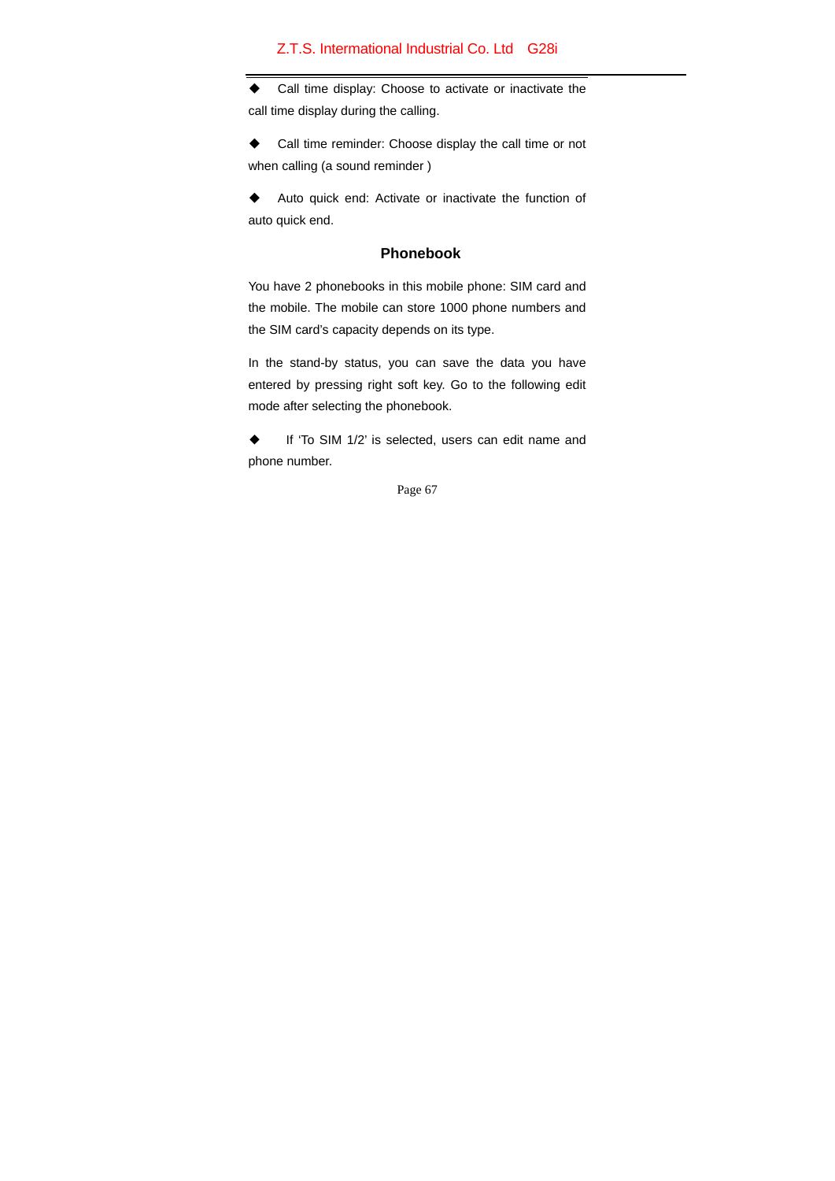- Call time display: Choose to activate or inactivate the call time display during the calling.

- Call time reminder: Choose display the call time or not when calling (a sound reminder )

- Auto quick end: Activate or inactivate the function of auto quick end.

## Phonebook

You have 2 phonebooks in this mobile phone: SIM card and the mobile. The mobile can store 1000 phone numbers and the SIM card's capacity depends on its type.

In the stand-by status, you can save the data you have entered by pressing right soft key. Go to the following edit mode after selecting the phonebook.

- If 'To SIM 1/2' is selected, users can edit name and phone number.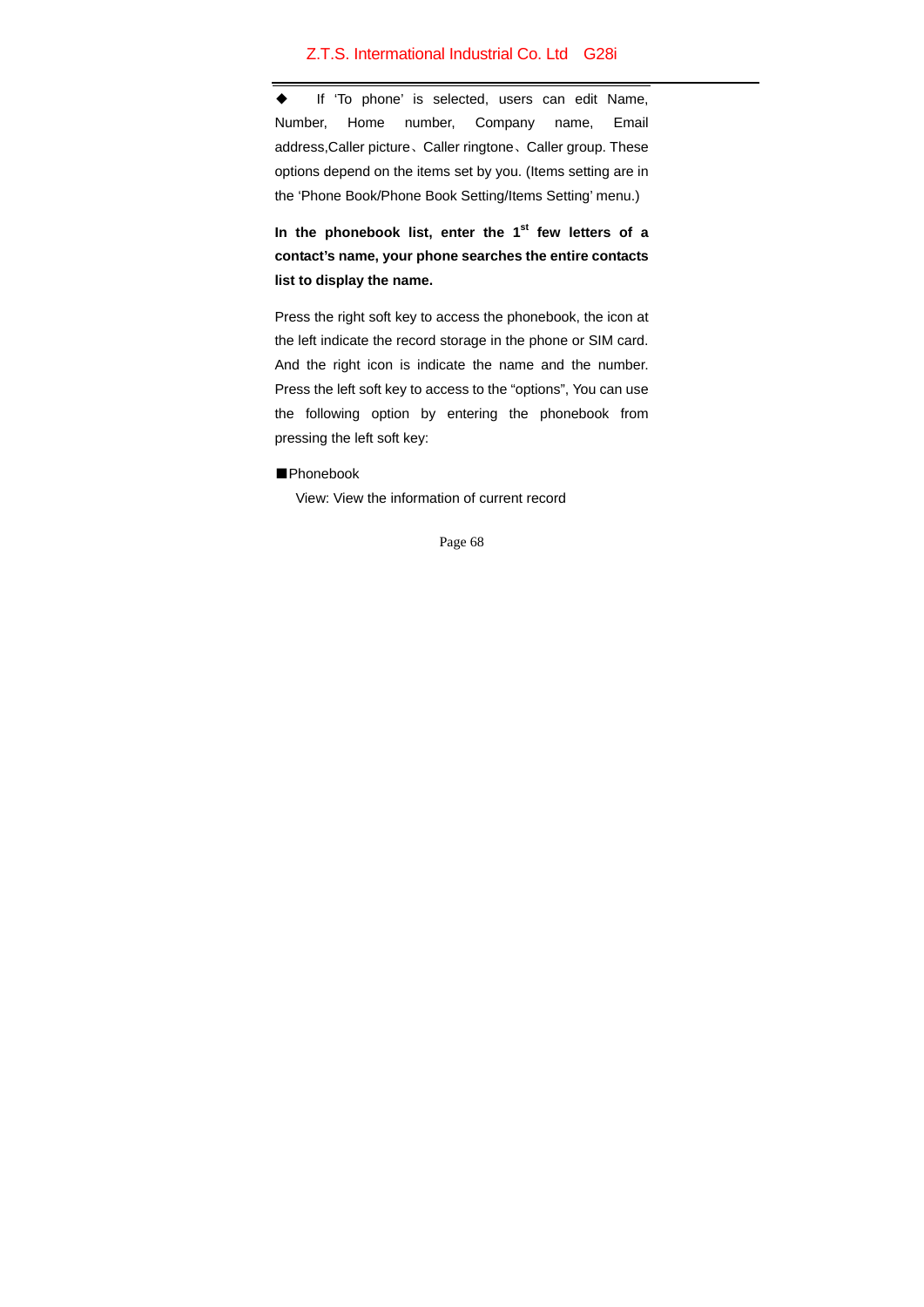◆ If 'To phone' is selected, users can edit Name, Number, Home number, Company name, Email address,Caller picture、Caller ringtone、Caller group. These options depend on the items set by you. (Items setting are in the 'Phone Book/Phone Book Setting/Items Setting' menu.)

**In the phonebook list, enter the 1st few letters of a contact's name, your phone searches the entire contacts list to display the name.**

Press the right soft key to access the phonebook, the icon at the left indicate the record storage in the phone or SIM card. And the right icon is indicate the name and the number. Press the left soft key to access to the "options", You can use the following option by entering the phonebook from pressing the left soft key:

■Phonebook

View: View the information of current record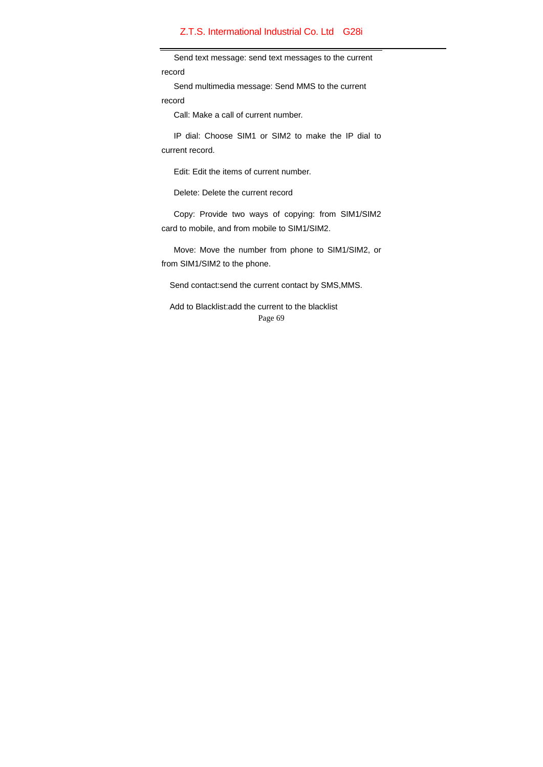Send text message: send text messages to the current record

Send multimedia message: Send MMS to the current record

Call: Make a call of current number.

IP dial: Choose SIM1 or SIM2 to make the IP dial to current record.

Edit: Edit the items of current number.

Delete: Delete the current record

Copy: Provide two ways of copying: from SIM1/SIM2 card to mobile, and from mobile to SIM1/SIM2.

Move: Move the number from phone to SIM1/SIM2, or from SIM1/SIM2 to the phone.

Send contact:send the current contact by SMS,MMS.

Add to Blacklist:add the current to the blacklist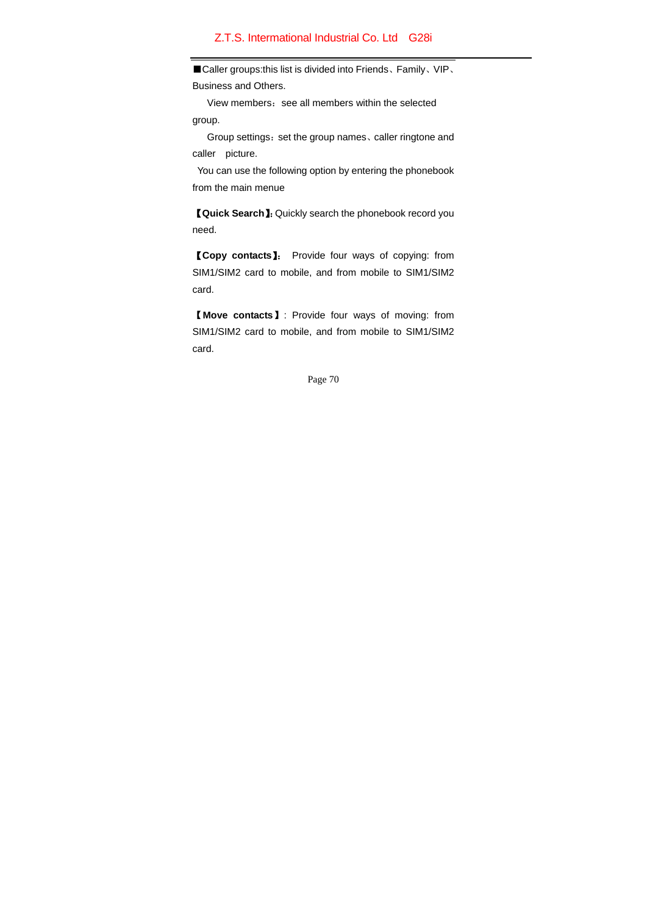■Caller groups:this list is divided into Friends、Family、VIP、Business and Others.

View members：see all members within the selected group.

Group settings：set the group names、caller ringtone and caller picture.

You can use the following option by entering the phonebook from the main menue

【**Quick Search**】: Quickly search the phonebook record you need.

【**Copy contacts**】: Provide four ways of copying: from SIM1/SIM2 card to mobile, and from mobile to SIM1/SIM2 card.

【**Move contacts**】: Provide four ways of moving: from SIM1/SIM2 card to mobile, and from mobile to SIM1/SIM2 card.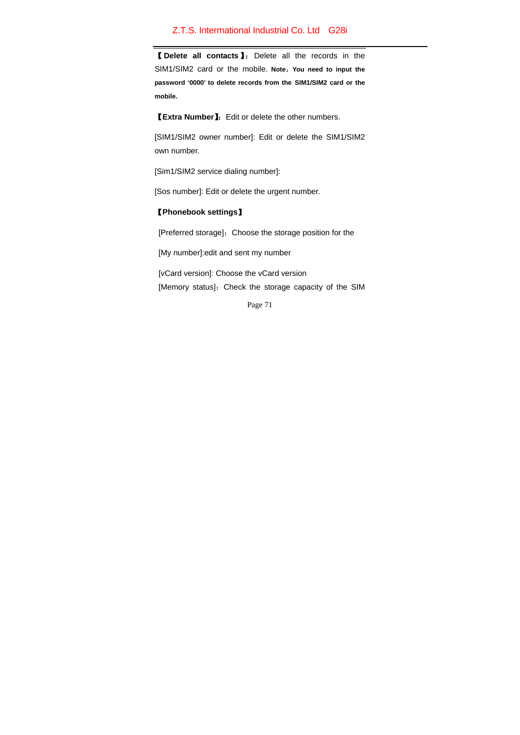**【Delete all contacts】**: Delete all the records in the SIM1/SIM2 card or the mobile. **Note：You need to input the password '0000' to delete records from the SIM1/SIM2 card or the mobile.**

**【Extra Number】**: Edit or delete the other numbers.

[SIM1/SIM2 owner number]: Edit or delete the SIM1/SIM2 own number.

[Sim1/SIM2 service dialing number]:

[Sos number]: Edit or delete the urgent number.

**【Phonebook settings】**

[Preferred storage]：Choose the storage position for the

[My number]:edit and sent my number

[vCard version]: Choose the vCard version

[Memory status]：Check the storage capacity of the SIM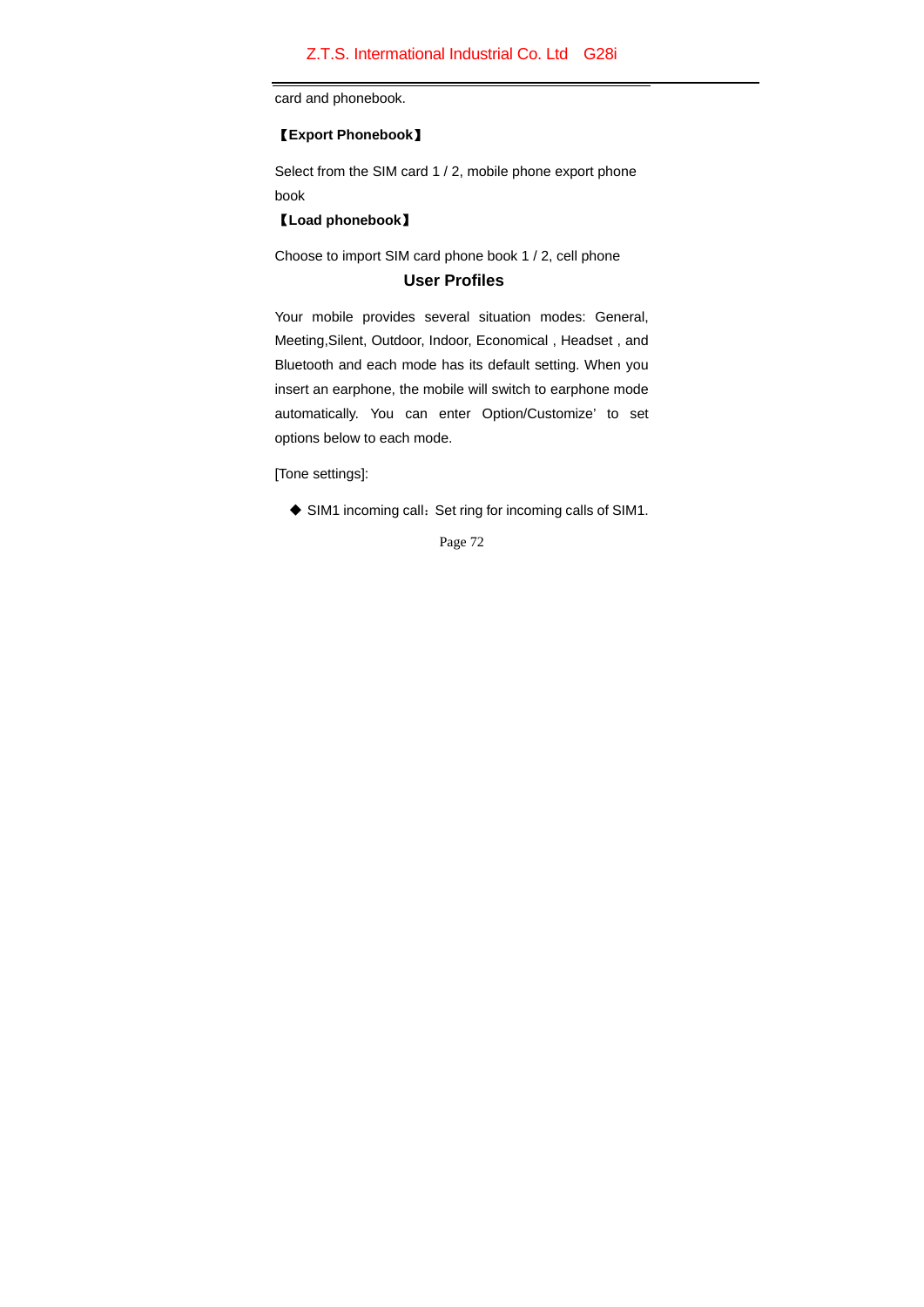card and phonebook.

**【Export Phonebook】**

Select from the SIM card 1 / 2, mobile phone export phone book

**【Load phonebook】**

Choose to import SIM card phone book 1 / 2, cell phone

## User Profiles

Your mobile provides several situation modes: General, Meeting,Silent, Outdoor, Indoor, Economical , Headset , and Bluetooth and each mode has its default setting. When you insert an earphone, the mobile will switch to earphone mode automatically. You can enter Option/Customize' to set options below to each mode.

[Tone settings]:

- SIM1 incoming call：Set ring for incoming calls of SIM1.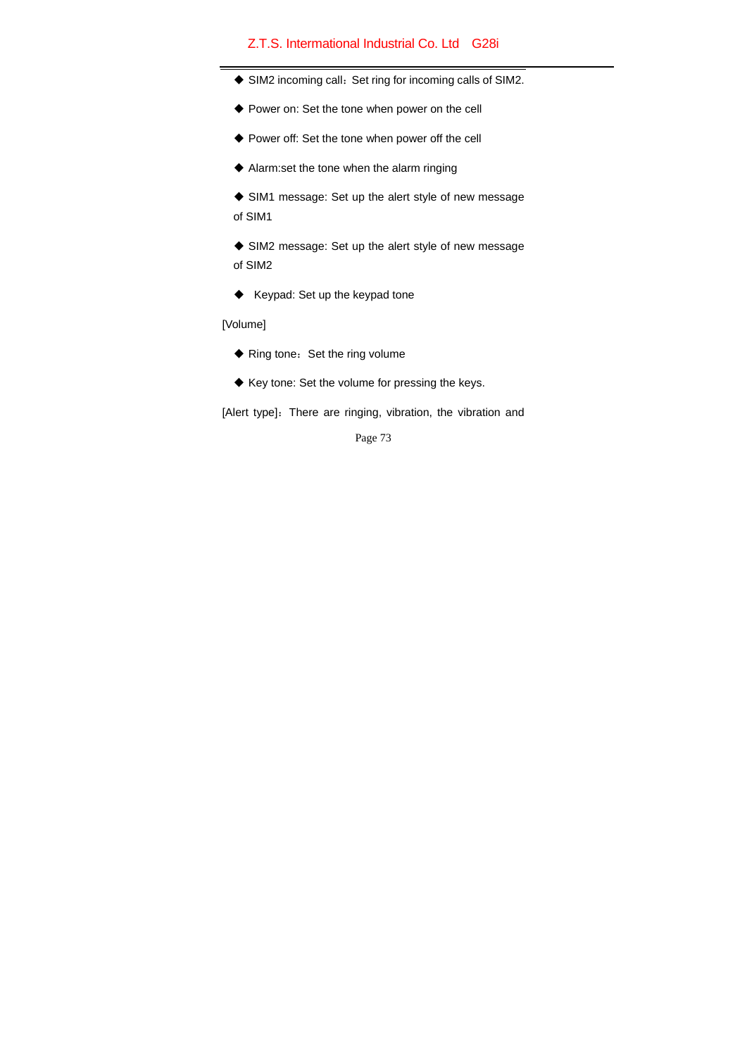- SIM2 incoming call：Set ring for incoming calls of SIM2.
- Power on: Set the tone when power on the cell
- Power off: Set the tone when power off the cell
- Alarm:set the tone when the alarm ringing
- SIM1 message: Set up the alert style of new message of SIM1
- SIM2 message: Set up the alert style of new message of SIM2
- Keypad: Set up the keypad tone

[Volume]

- Ring tone：Set the ring volume
- Key tone: Set the volume for pressing the keys.

[Alert type]：There are ringing, vibration, the vibration and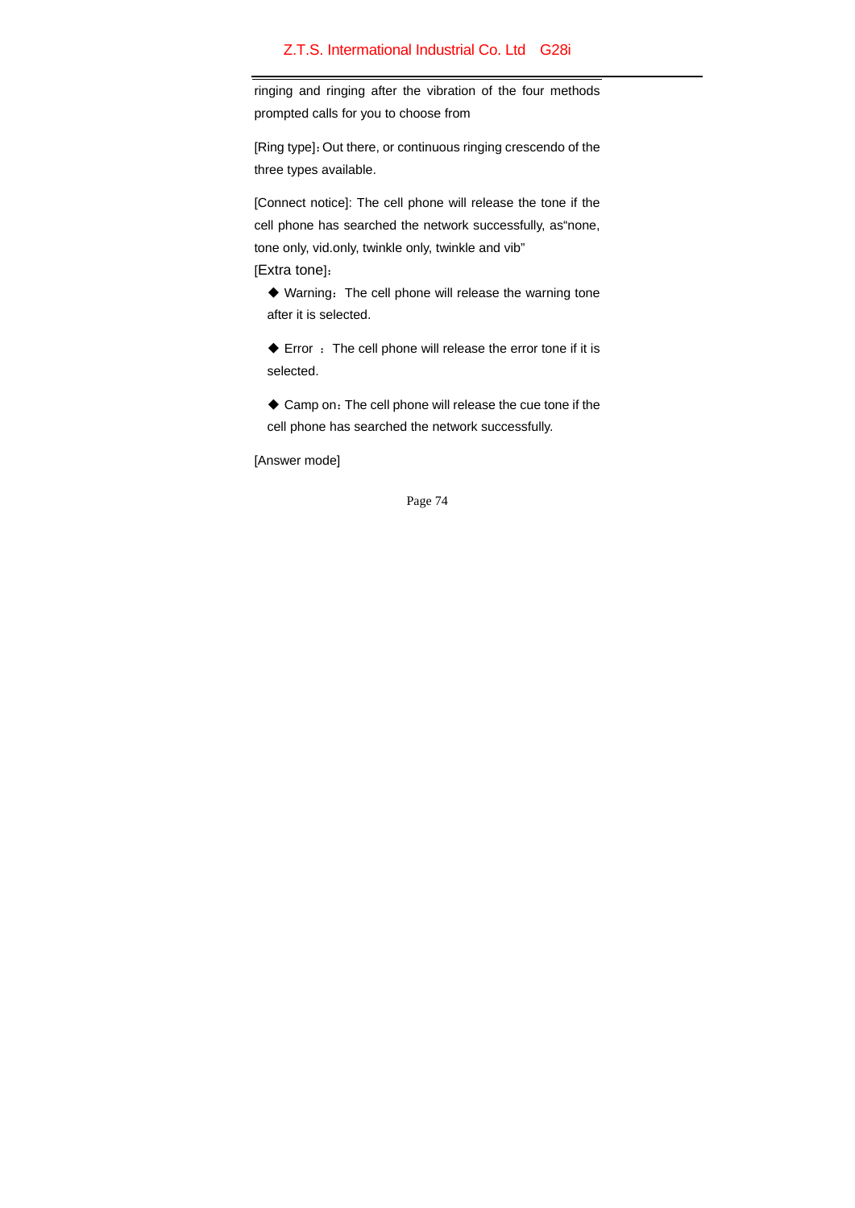ringing and ringing after the vibration of the four methods prompted calls for you to choose from

[Ring type]：Out there, or continuous ringing crescendo of the three types available.

[Connect notice]: The cell phone will release the tone if the cell phone has searched the network successfully, as"none, tone only, vid.only, twinkle only, twinkle and vib"

[Extra tone]：

- Warning：The cell phone will release the warning tone after it is selected.
- Error ：The cell phone will release the error tone if it is selected.
- Camp on：The cell phone will release the cue tone if the cell phone has searched the network successfully.

[Answer mode]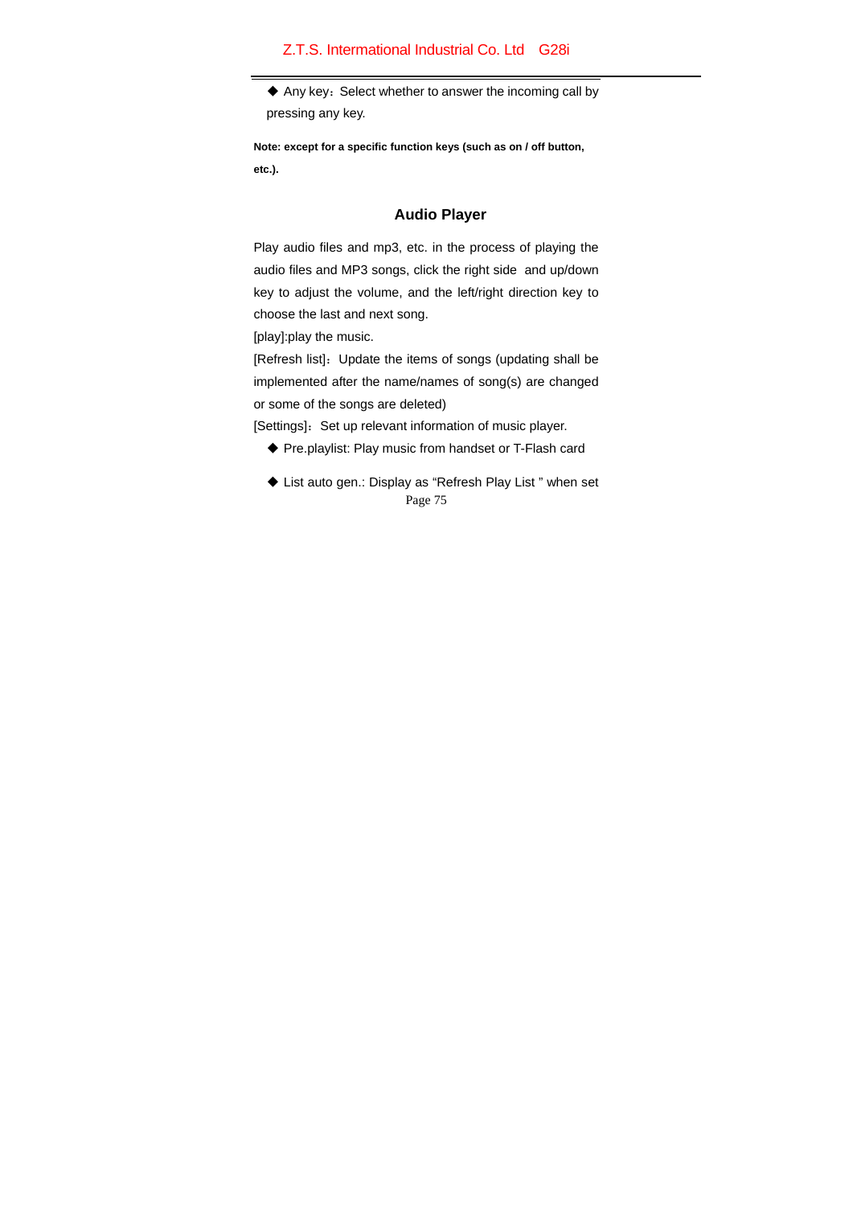◆ Any key：Select whether to answer the incoming call by pressing any key.

**Note: except for a specific function keys (such as on / off button, etc.).**

## Audio Player

Play audio files and mp3, etc. in the process of playing the audio files and MP3 songs, click the right side and up/down key to adjust the volume, and the left/right direction key to choose the last and next song.

[play]:play the music.

[Refresh list]：Update the items of songs (updating shall be implemented after the name/names of song(s) are changed or some of the songs are deleted)

[Settings]：Set up relevant information of music player.

◆ Pre.playlist: Play music from handset or T-Flash card

◆ List auto gen.: Display as “Refresh Play List ” when set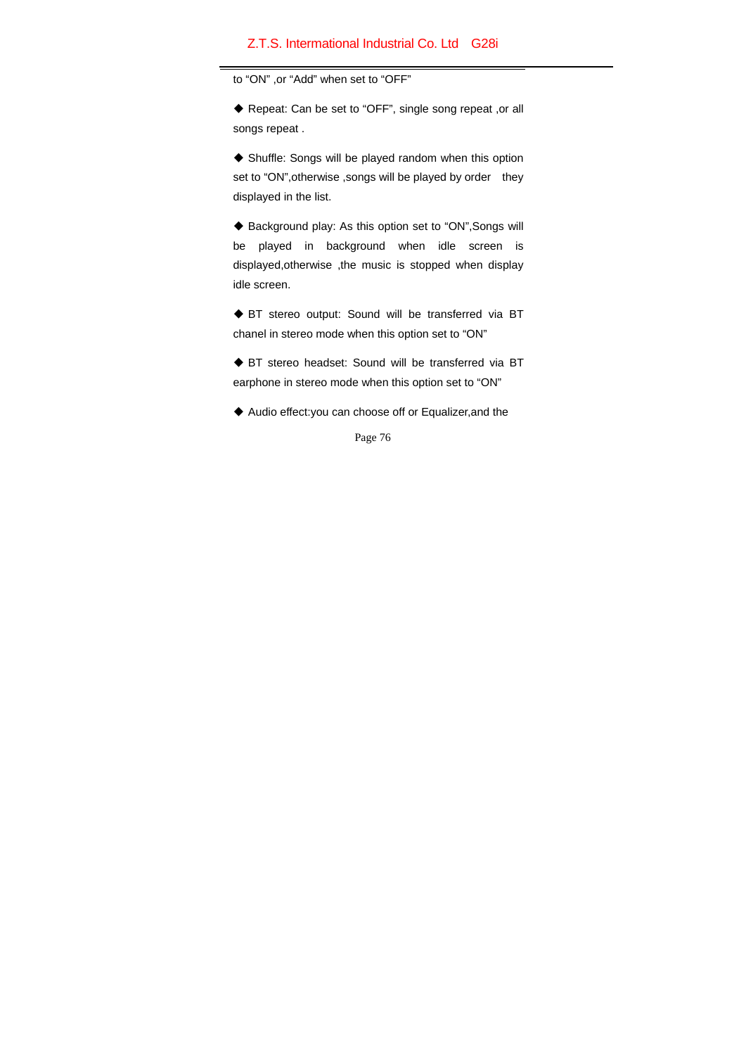to "ON" ,or "Add" when set to "OFF"

◆ Repeat: Can be set to "OFF", single song repeat ,or all songs repeat .

◆ Shuffle: Songs will be played random when this option set to "ON",otherwise ,songs will be played by order they displayed in the list.

◆ Background play: As this option set to "ON",Songs will be played in background when idle screen is displayed,otherwise ,the music is stopped when display idle screen.

◆ BT stereo output: Sound will be transferred via BT chanel in stereo mode when this option set to "ON"

◆ BT stereo headset: Sound will be transferred via BT earphone in stereo mode when this option set to "ON"

◆ Audio effect:you can choose off or Equalizer,and the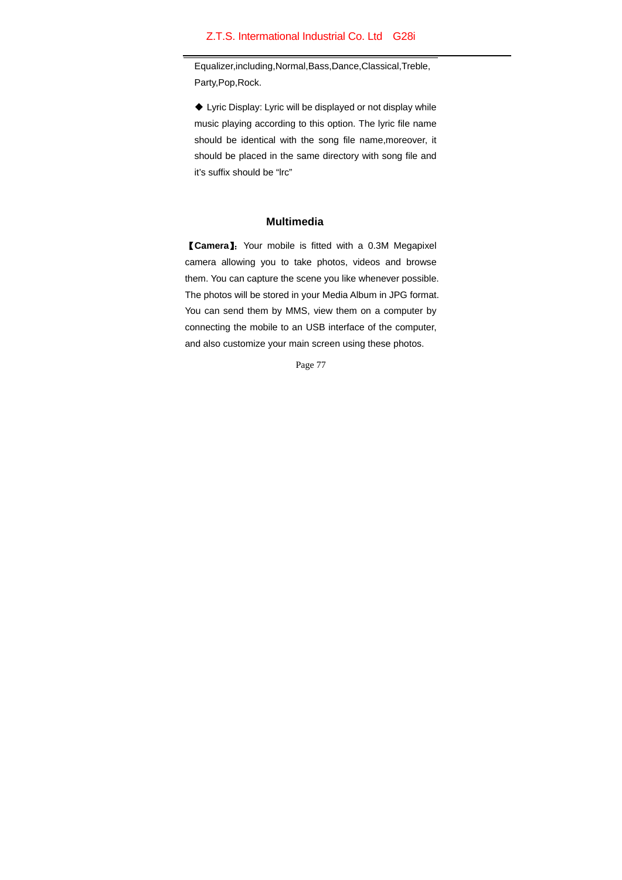Equalizer,including,Normal,Bass,Dance,Classical,Treble, Party,Pop,Rock.

◆ Lyric Display: Lyric will be displayed or not display while music playing according to this option. The lyric file name should be identical with the song file name,moreover, it should be placed in the same directory with song file and it's suffix should be "lrc"

## Multimedia

**【Camera】:** Your mobile is fitted with a 0.3M Megapixel camera allowing you to take photos, videos and browse them. You can capture the scene you like whenever possible. The photos will be stored in your Media Album in JPG format. You can send them by MMS, view them on a computer by connecting the mobile to an USB interface of the computer, and also customize your main screen using these photos.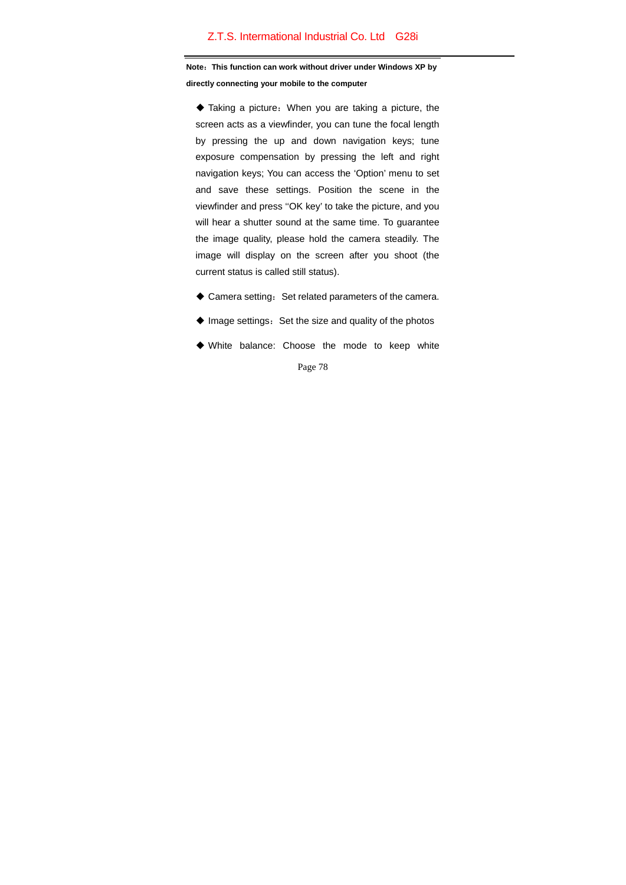**Note：This function can work without driver under Windows XP by directly connecting your mobile to the computer**

◆ Taking a picture：When you are taking a picture, the screen acts as a viewfinder, you can tune the focal length by pressing the up and down navigation keys; tune exposure compensation by pressing the left and right navigation keys; You can access the 'Option' menu to set and save these settings. Position the scene in the viewfinder and press ''OK key' to take the picture, and you will hear a shutter sound at the same time. To guarantee the image quality, please hold the camera steadily. The image will display on the screen after you shoot (the current status is called still status).

◆ Camera setting：Set related parameters of the camera.

◆ Image settings：Set the size and quality of the photos

◆ White balance: Choose the mode to keep white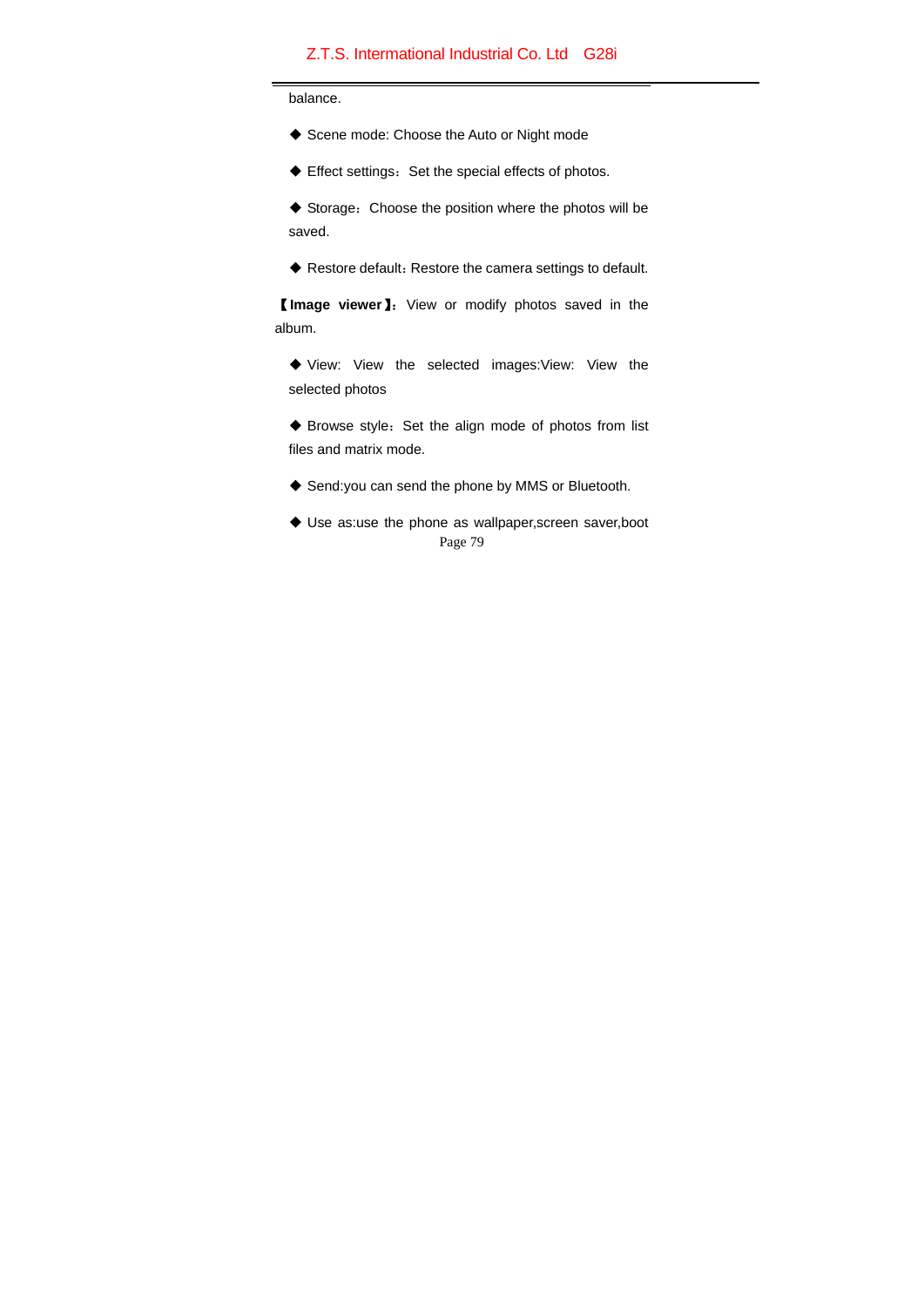balance.

◆ Scene mode: Choose the Auto or Night mode

◆ Effect settings：Set the special effects of photos.

◆ Storage：Choose the position where the photos will be saved.

◆ Restore default：Restore the camera settings to default.

【**Image viewer**】：View or modify photos saved in the album.

◆ View: View the selected images:View: View the selected photos

◆ Browse style：Set the align mode of photos from list files and matrix mode.

◆ Send:you can send the phone by MMS or Bluetooth.

◆ Use as:use the phone as wallpaper,screen saver,boot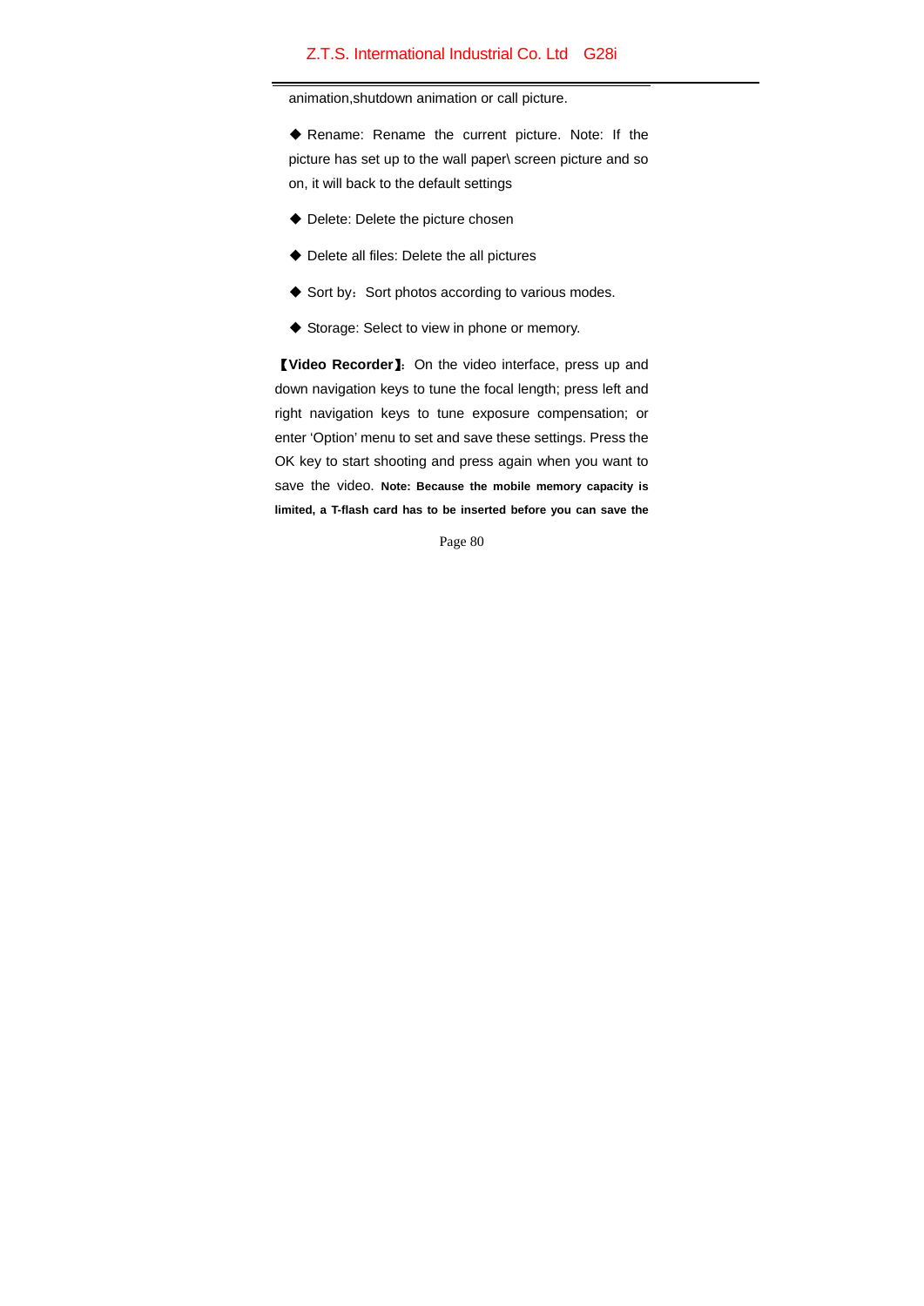animation,shutdown animation or call picture.

◆ Rename: Rename the current picture. Note: If the picture has set up to the wall paper\ screen picture and so on, it will back to the default settings

◆ Delete: Delete the picture chosen

◆ Delete all files: Delete the all pictures

◆ Sort by：Sort photos according to various modes.

◆ Storage: Select to view in phone or memory.

**【Video Recorder】**: On the video interface, press up and down navigation keys to tune the focal length; press left and right navigation keys to tune exposure compensation; or enter 'Option' menu to set and save these settings. Press the OK key to start shooting and press again when you want to save the video. **Note: Because the mobile memory capacity is limited, a T-flash card has to be inserted before you can save the**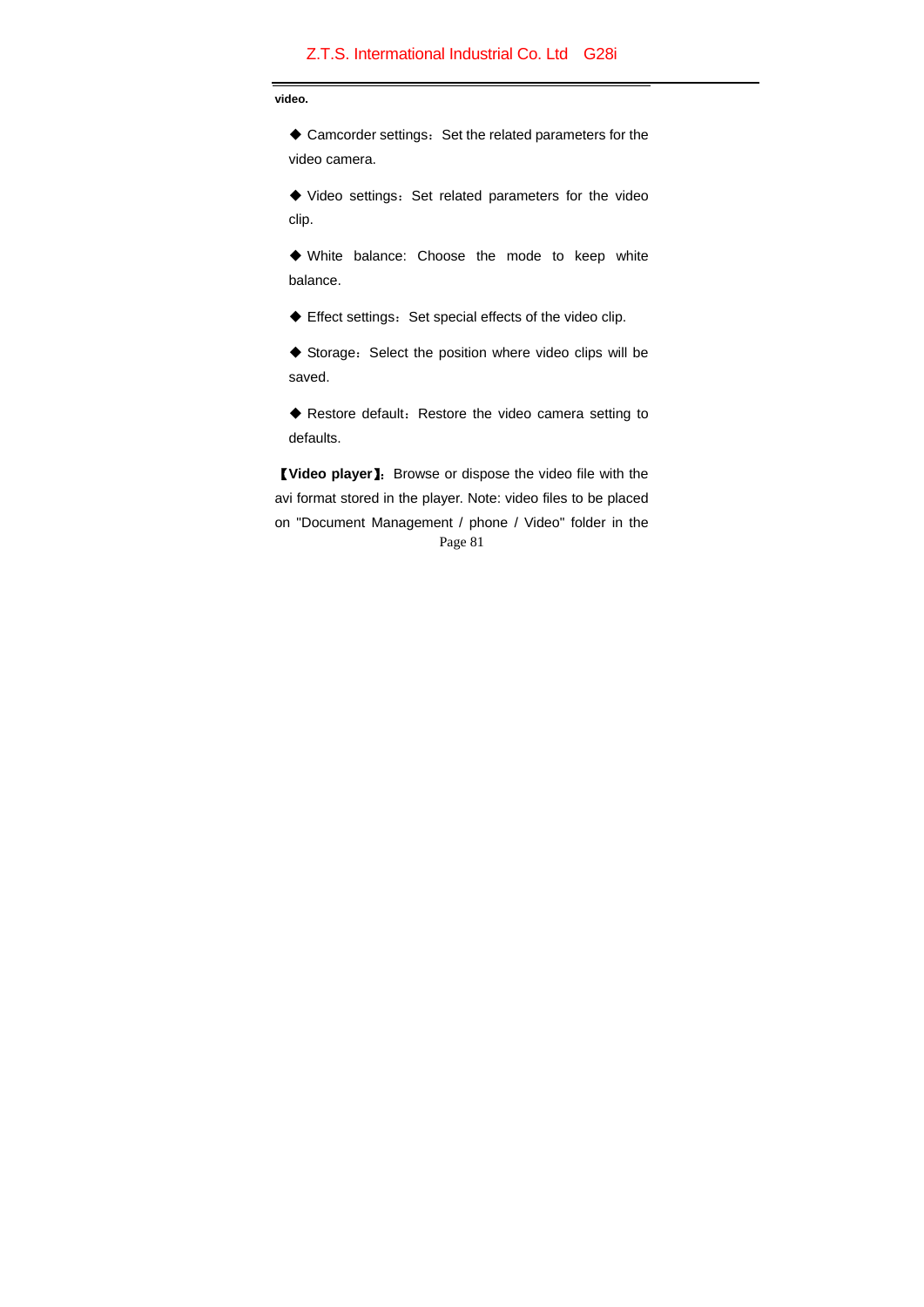video.

◆ Camcorder settings：Set the related parameters for the video camera.

◆ Video settings：Set related parameters for the video clip.

◆ White balance: Choose the mode to keep white balance.

◆ Effect settings：Set special effects of the video clip.

◆ Storage：Select the position where video clips will be saved.

◆ Restore default：Restore the video camera setting to defaults.

**【Video player】**：Browse or dispose the video file with the avi format stored in the player. Note: video files to be placed on "Document Management / phone / Video" folder in the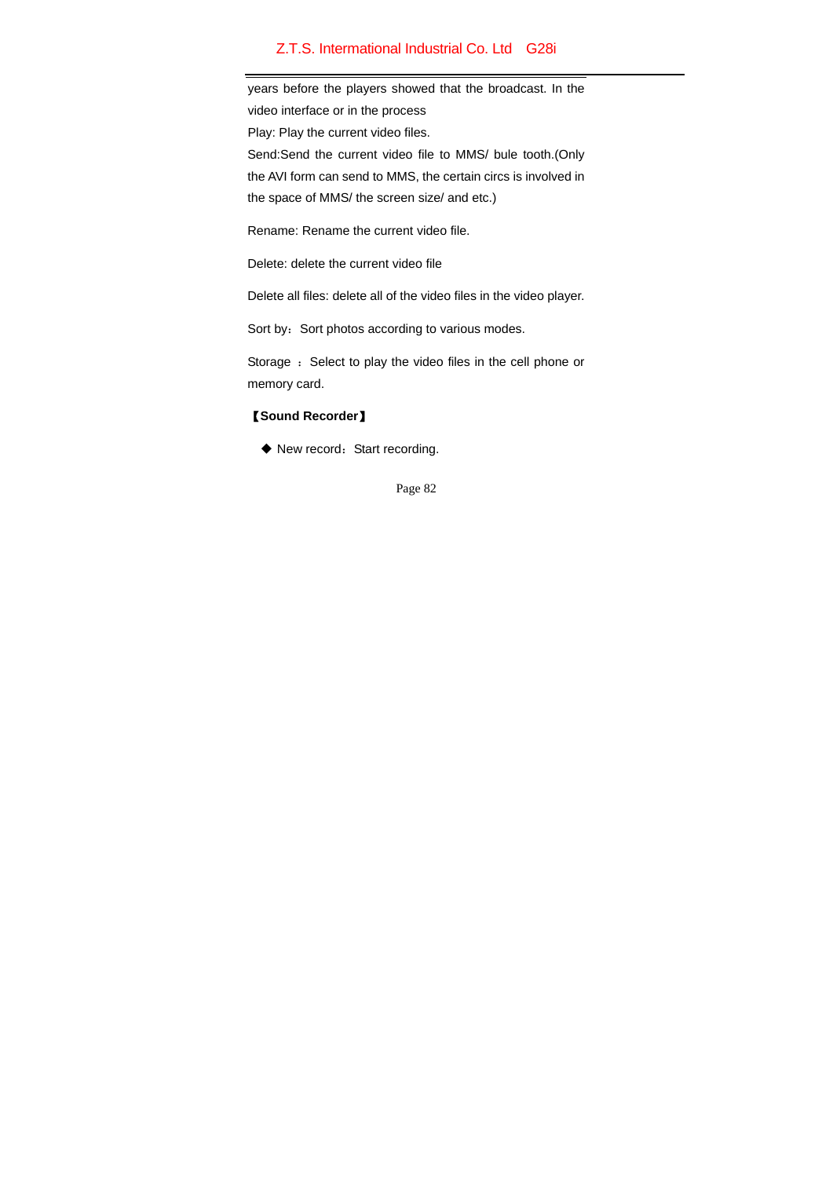years before the players showed that the broadcast. In the video interface or in the process

Play: Play the current video files.

Send:Send the current video file to MMS/ bule tooth.(Only the AVI form can send to MMS, the certain circs is involved in the space of MMS/ the screen size/ and etc.)

Rename: Rename the current video file.

Delete: delete the current video file

Delete all files: delete all of the video files in the video player.

Sort by：Sort photos according to various modes.

Storage ：Select to play the video files in the cell phone or memory card.

**【Sound Recorder】**

◆ New record：Start recording.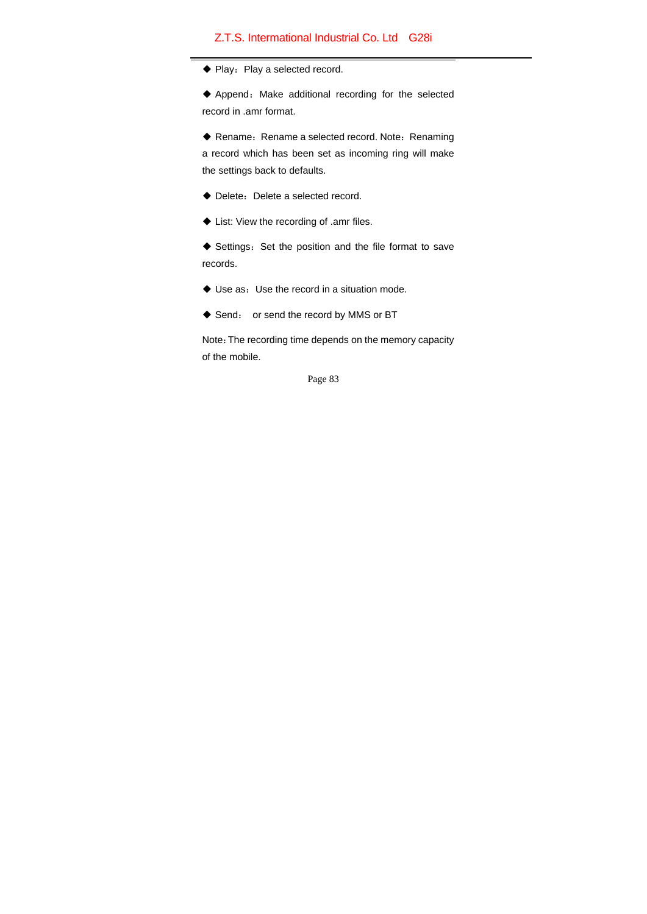◆ Play：Play a selected record.

◆ Append：Make additional recording for the selected record in .amr format.

◆ Rename：Rename a selected record. Note：Renaming a record which has been set as incoming ring will make the settings back to defaults.

◆ Delete：Delete a selected record.

◆ List: View the recording of .amr files.

◆ Settings：Set the position and the file format to save records.

◆ Use as：Use the record in a situation mode.

◆ Send： or send the record by MMS or BT

Note：The recording time depends on the memory capacity of the mobile.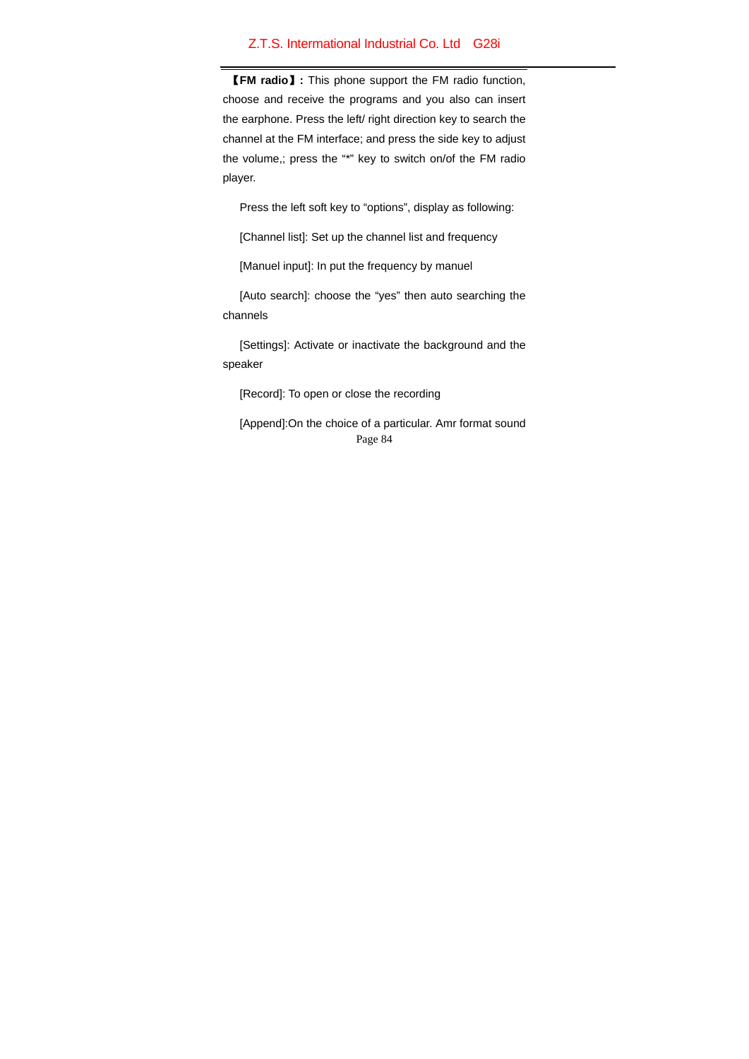**【FM radio】:** This phone support the FM radio function, choose and receive the programs and you also can insert the earphone. Press the left/ right direction key to search the channel at the FM interface; and press the side key to adjust the volume,; press the "*" key to switch on/of the FM radio player.

Press the left soft key to "options", display as following:

[Channel list]: Set up the channel list and frequency

[Manuel input]: In put the frequency by manuel

[Auto search]: choose the "yes" then auto searching the channels

[Settings]: Activate or inactivate the background and the speaker

[Record]: To open or close the recording

[Append]:On the choice of a particular. Amr format sound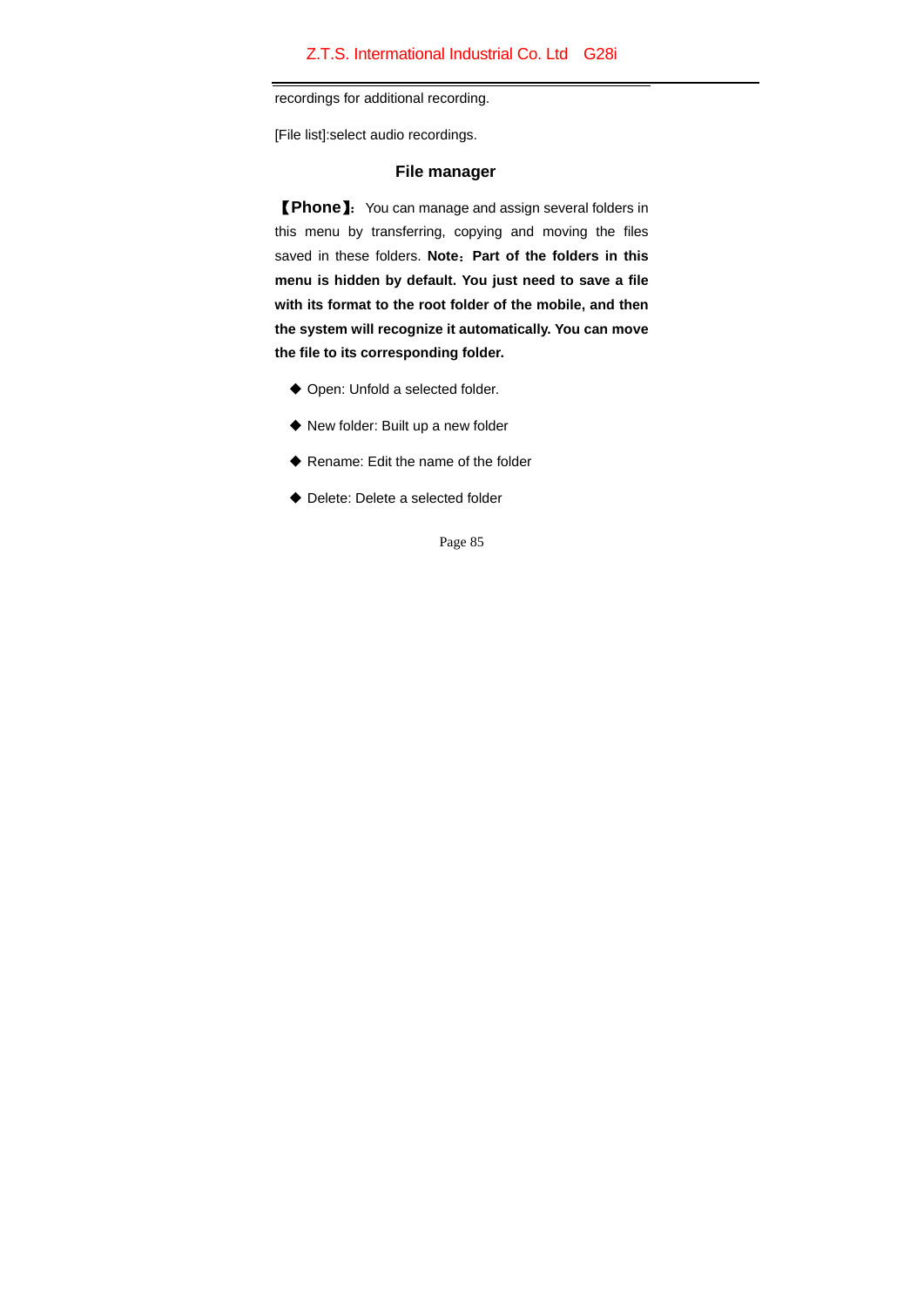recordings for additional recording.

[File list]:select audio recordings.

### File manager

**【Phone】**: You can manage and assign several folders in this menu by transferring, copying and moving the files saved in these folders. **Note：Part of the folders in this menu is hidden by default. You just need to save a file with its format to the root folder of the mobile, and then the system will recognize it automatically. You can move the file to its corresponding folder.**

- Open: Unfold a selected folder.
- New folder: Built up a new folder
- Rename: Edit the name of the folder
- Delete: Delete a selected folder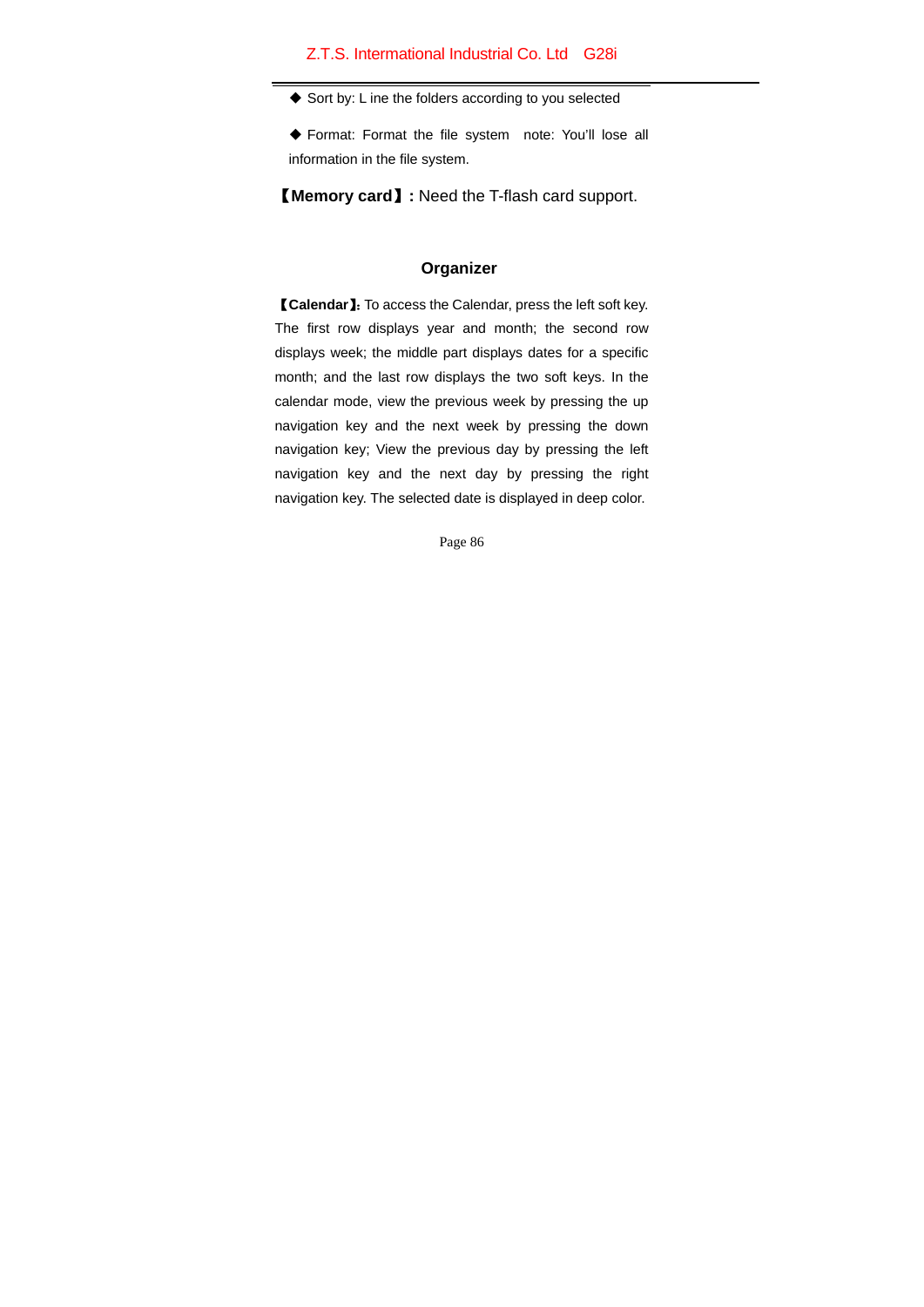◆ Sort by: L ine the folders according to you selected

◆ Format: Format the file system note: You'll lose all information in the file system.

【**Memory card**】**:** Need the T-flash card support.

## Organizer

【**Calendar**】: To access the Calendar, press the left soft key. The first row displays year and month; the second row displays week; the middle part displays dates for a specific month; and the last row displays the two soft keys. In the calendar mode, view the previous week by pressing the up navigation key and the next week by pressing the down navigation key; View the previous day by pressing the left navigation key and the next day by pressing the right navigation key. The selected date is displayed in deep color.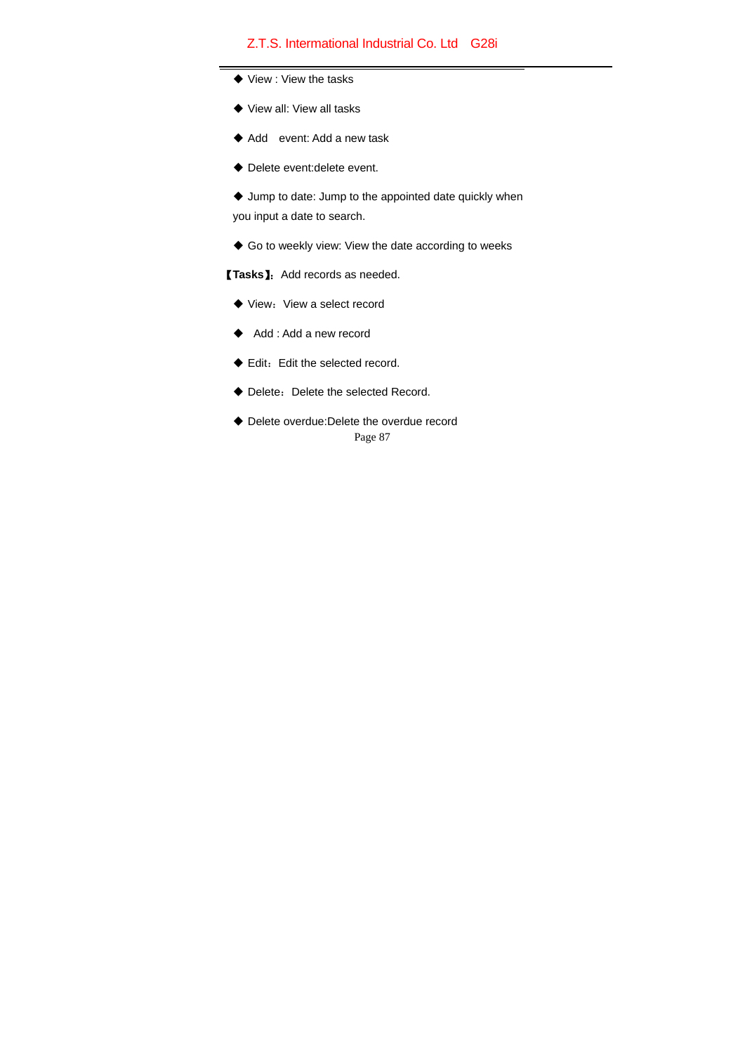- View : View the tasks
- View all: View all tasks
- Add event: Add a new task
- Delete event:delete event.
- Jump to date: Jump to the appointed date quickly when you input a date to search.
- Go to weekly view: View the date according to weeks

【**Tasks**】: Add records as needed.

- View：View a select record
- Add : Add a new record
- Edit：Edit the selected record.
- Delete：Delete the selected Record.
- Delete overdue:Delete the overdue record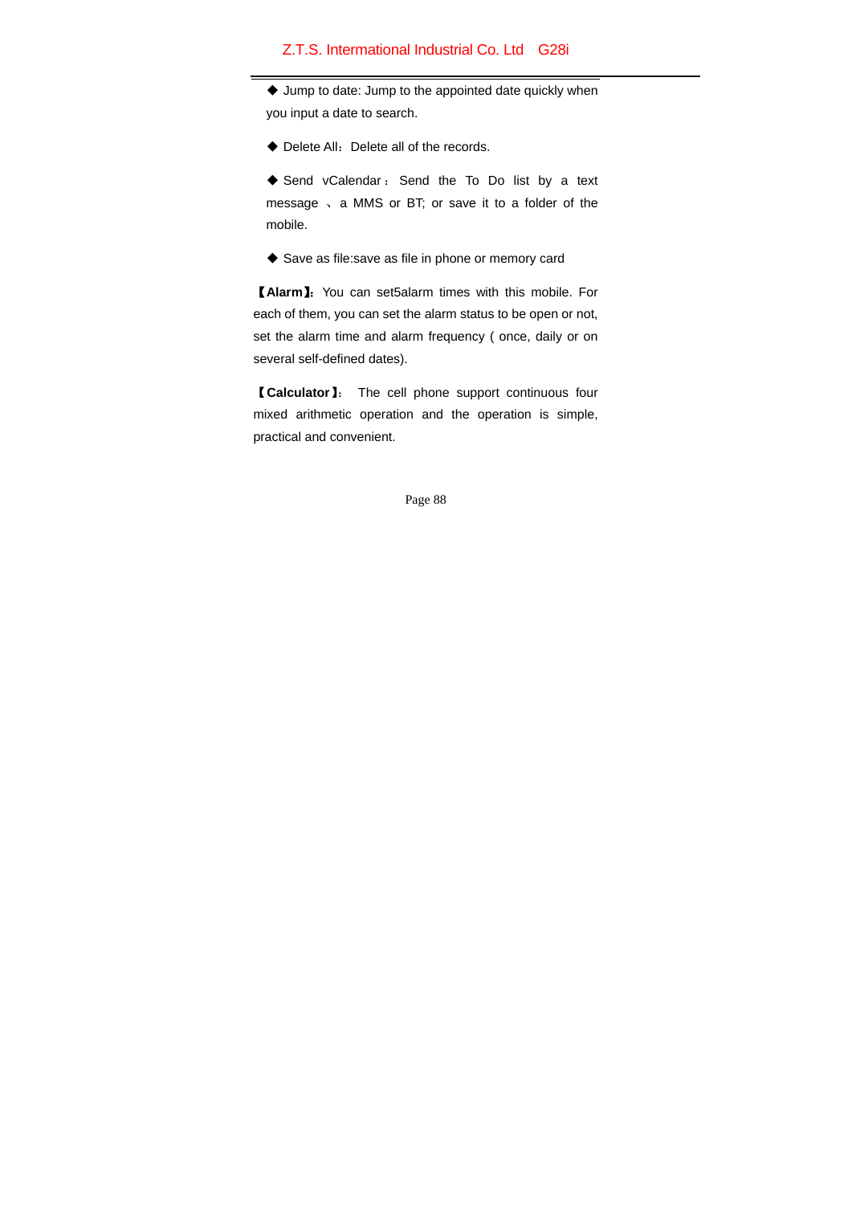◆ Jump to date: Jump to the appointed date quickly when you input a date to search.

◆ Delete All：Delete all of the records.

◆ Send vCalendar：Send the To Do list by a text message 、a MMS or BT; or save it to a folder of the mobile.

◆ Save as file:save as file in phone or memory card

【**Alarm**】**:** You can set5alarm times with this mobile. For each of them, you can set the alarm status to be open or not, set the alarm time and alarm frequency ( once, daily or on several self-defined dates).

【**Calculator**】: The cell phone support continuous four mixed arithmetic operation and the operation is simple, practical and convenient.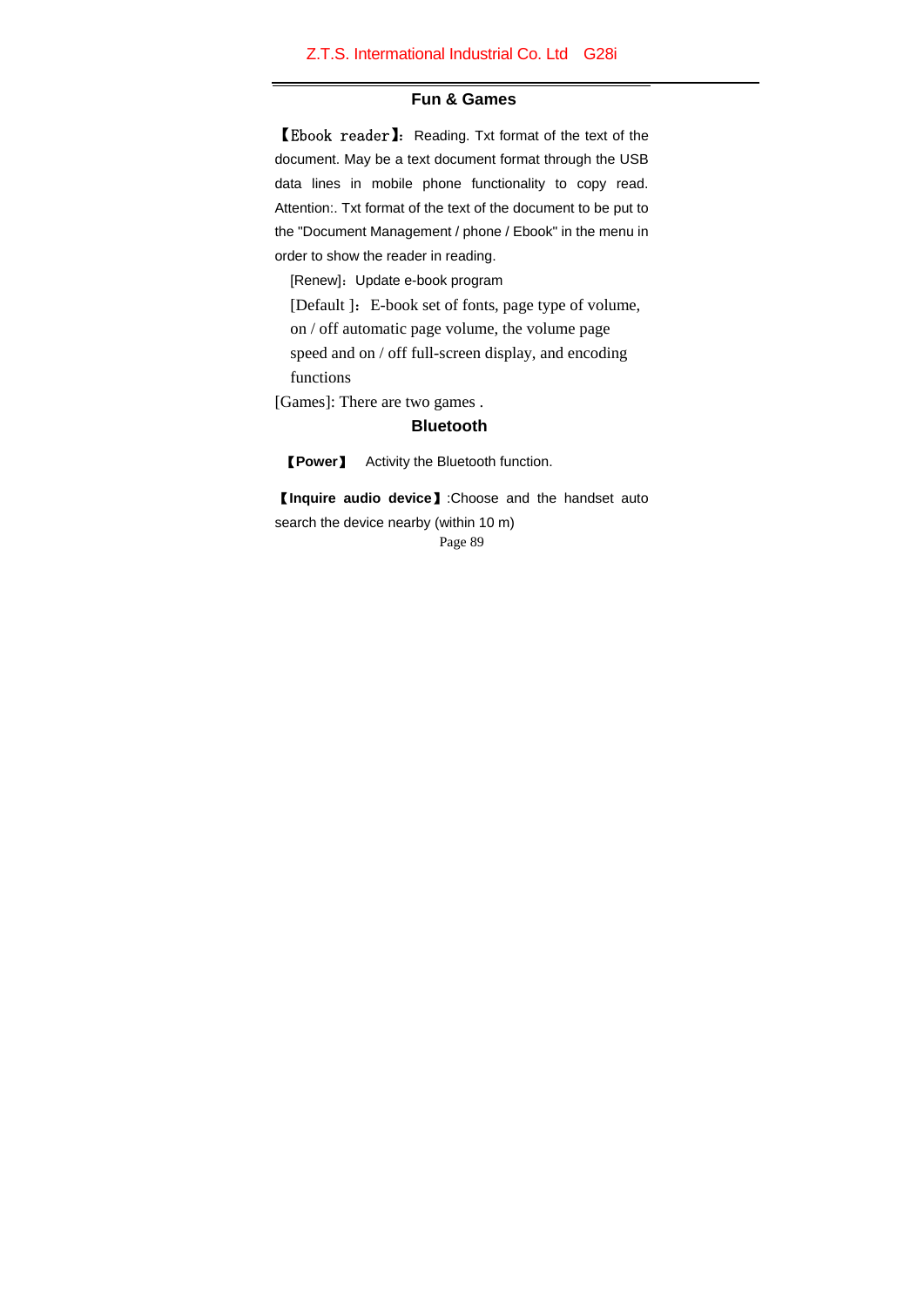## Fun & Games

【Ebook reader】: Reading. Txt format of the text of the document. May be a text document format through the USB data lines in mobile phone functionality to copy read. Attention:. Txt format of the text of the document to be put to the "Document Management / phone / Ebook" in the menu in order to show the reader in reading.

[Renew]：Update e-book program

[Default ]：E-book set of fonts, page type of volume, on / off automatic page volume, the volume page speed and on / off full-screen display, and encoding functions

[Games]: There are two games .

## Bluetooth

**【Power】** Activity the Bluetooth function.

**【Inquire audio device】**:Choose and the handset auto search the device nearby (within 10 m)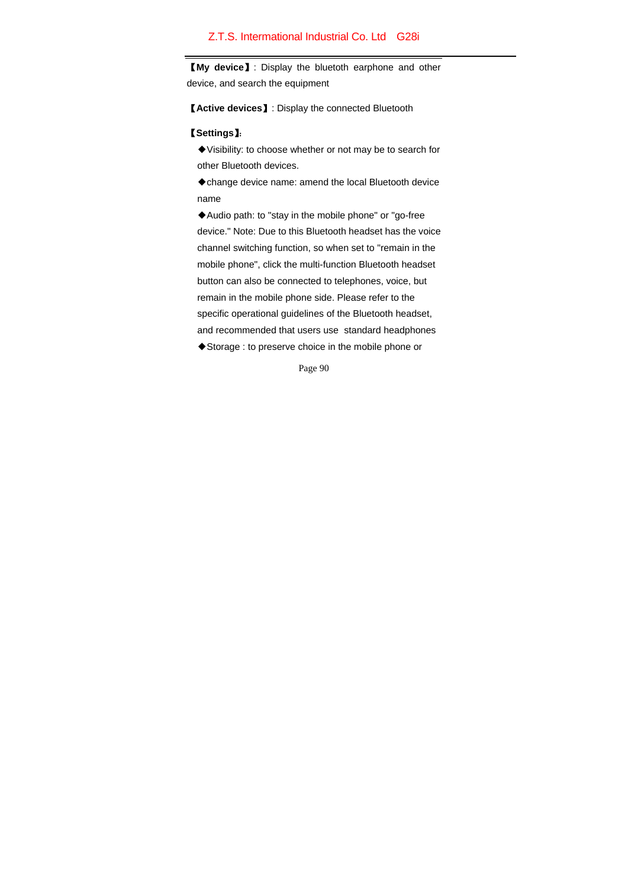【**My device**】: Display the bluetooth earphone and other device, and search the equipment

【**Active devices**】: Display the connected Bluetooth

【**Settings**】:

◆Visibility: to choose whether or not may be to search for other Bluetooth devices.

◆change device name: amend the local Bluetooth device name

◆Audio path: to "stay in the mobile phone" or "go-free device." Note: Due to this Bluetooth headset has the voice channel switching function, so when set to "remain in the mobile phone", click the multi-function Bluetooth headset button can also be connected to telephones, voice, but remain in the mobile phone side. Please refer to the specific operational guidelines of the Bluetooth headset, and recommended that users use standard headphones

◆Storage : to preserve choice in the mobile phone or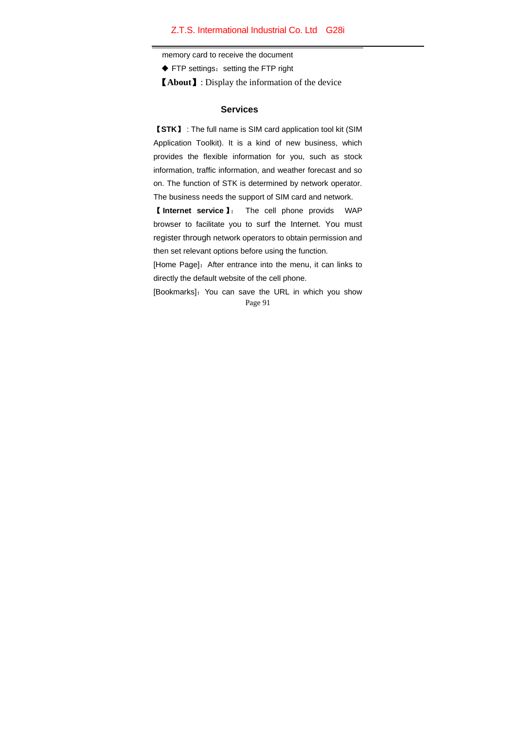memory card to receive the document

◆ FTP settings：setting the FTP right

【**About**】: Display the information of the device

## Services

【**STK**】 : The full name is SIM card application tool kit (SIM Application Toolkit). It is a kind of new business, which provides the flexible information for you, such as stock information, traffic information, and weather forecast and so on. The function of STK is determined by network operator. The business needs the support of SIM card and network.

【**Internet service**】： The cell phone provids WAP browser to facilitate you to surf the Internet. You must register through network operators to obtain permission and then set relevant options before using the function.

[Home Page]：After entrance into the menu, it can links to directly the default website of the cell phone.

[Bookmarks]：You can save the URL in which you show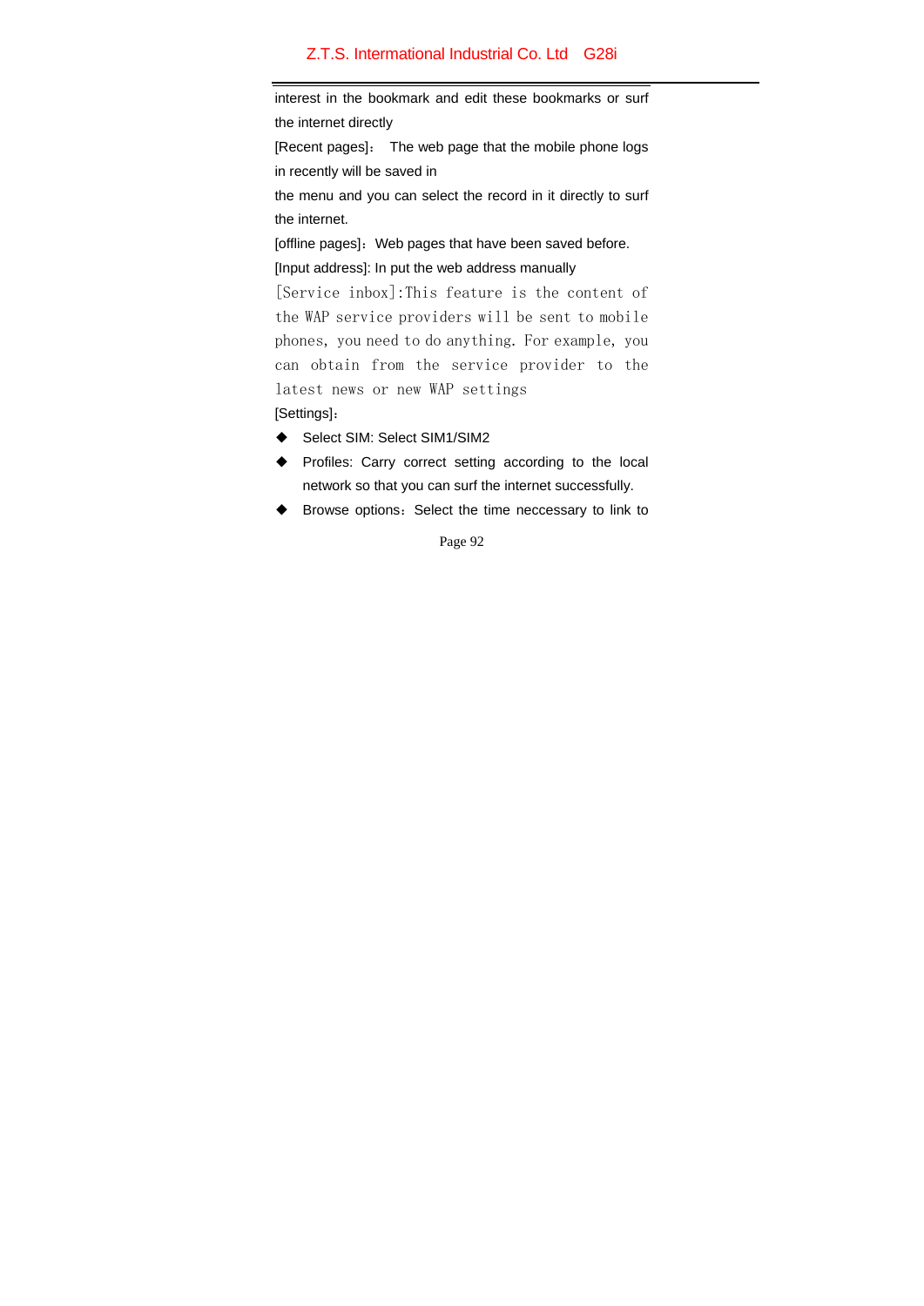interest in the bookmark and edit these bookmarks or surf the internet directly

[Recent pages]： The web page that the mobile phone logs in recently will be saved in

the menu and you can select the record in it directly to surf the internet.

[offline pages]：Web pages that have been saved before.

[Input address]: In put the web address manually

[Service inbox]:This feature is the content of the WAP service providers will be sent to mobile phones, you need to do anything. For example, you can obtain from the service provider to the latest news or new WAP settings

[Settings]：

- Select SIM: Select SIM1/SIM2
- Profiles: Carry correct setting according to the local network so that you can surf the internet successfully.
- Browse options：Select the time neccessary to link to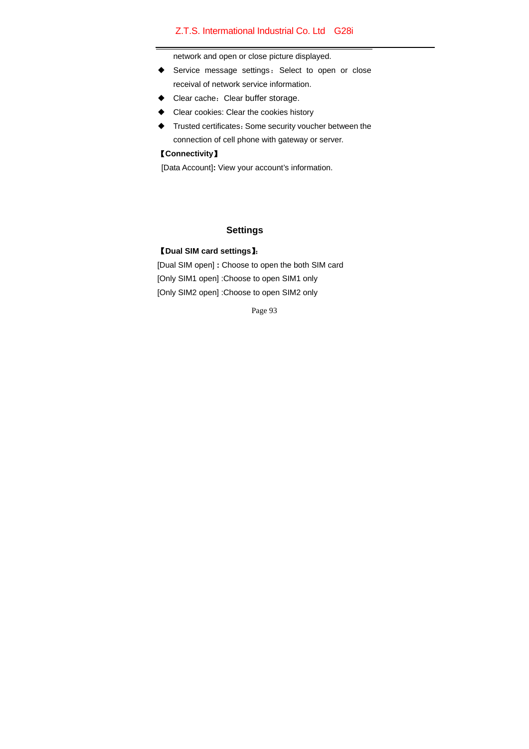network and open or close picture displayed.

- Service message settings：Select to open or close receival of network service information.
- Clear cache：Clear buffer storage.
- Clear cookies: Clear the cookies history
- Trusted certificates：Some security voucher between the connection of cell phone with gateway or server.

**【Connectivity】**

[Data Account]**:** View your account's information.

## Settings

**【Dual SIM card settings】:**

[Dual SIM open] **:** Choose to open the both SIM card

[Only SIM1 open] :Choose to open SIM1 only

[Only SIM2 open] :Choose to open SIM2 only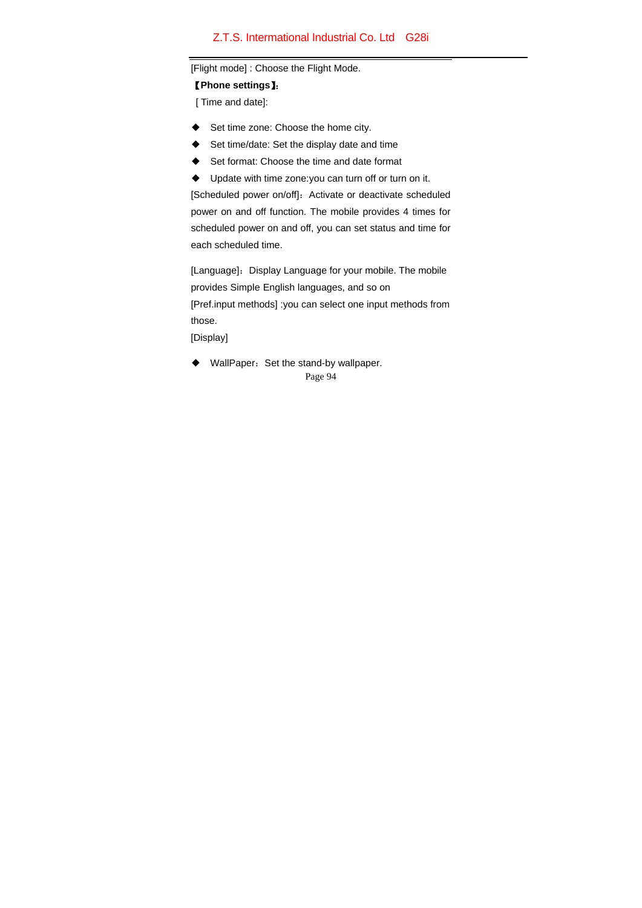[Flight mode] : Choose the Flight Mode.

**【Phone settings】:**

[ Time and date]:

- Set time zone: Choose the home city.
- Set time/date: Set the display date and time
- Set format: Choose the time and date format
- Update with time zone:you can turn off or turn on it.

[Scheduled power on/off]：Activate or deactivate scheduled power on and off function. The mobile provides 4 times for scheduled power on and off, you can set status and time for each scheduled time.

[Language]：Display Language for your mobile. The mobile provides Simple English languages, and so on

[Pref.input methods] :you can select one input methods from those.

[Display]

- WallPaper：Set the stand-by wallpaper.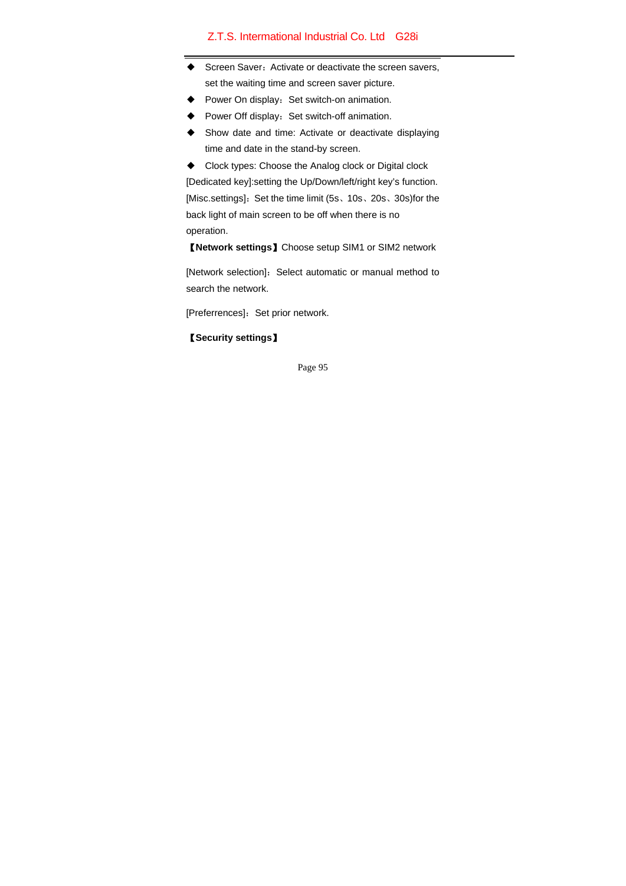- Screen Saver：Activate or deactivate the screen savers, set the waiting time and screen saver picture.
- Power On display：Set switch-on animation.
- Power Off display：Set switch-off animation.
- Show date and time: Activate or deactivate displaying time and date in the stand-by screen.
- Clock types: Choose the Analog clock or Digital clock

[Dedicated key]:setting the Up/Down/left/right key's function.

[Misc.settings]：Set the time limit (5s、10s、20s、30s)for the back light of main screen to be off when there is no operation.

【**Network settings**】Choose setup SIM1 or SIM2 network

[Network selection]：Select automatic or manual method to search the network.

[Preferrences]：Set prior network.

【**Security settings**】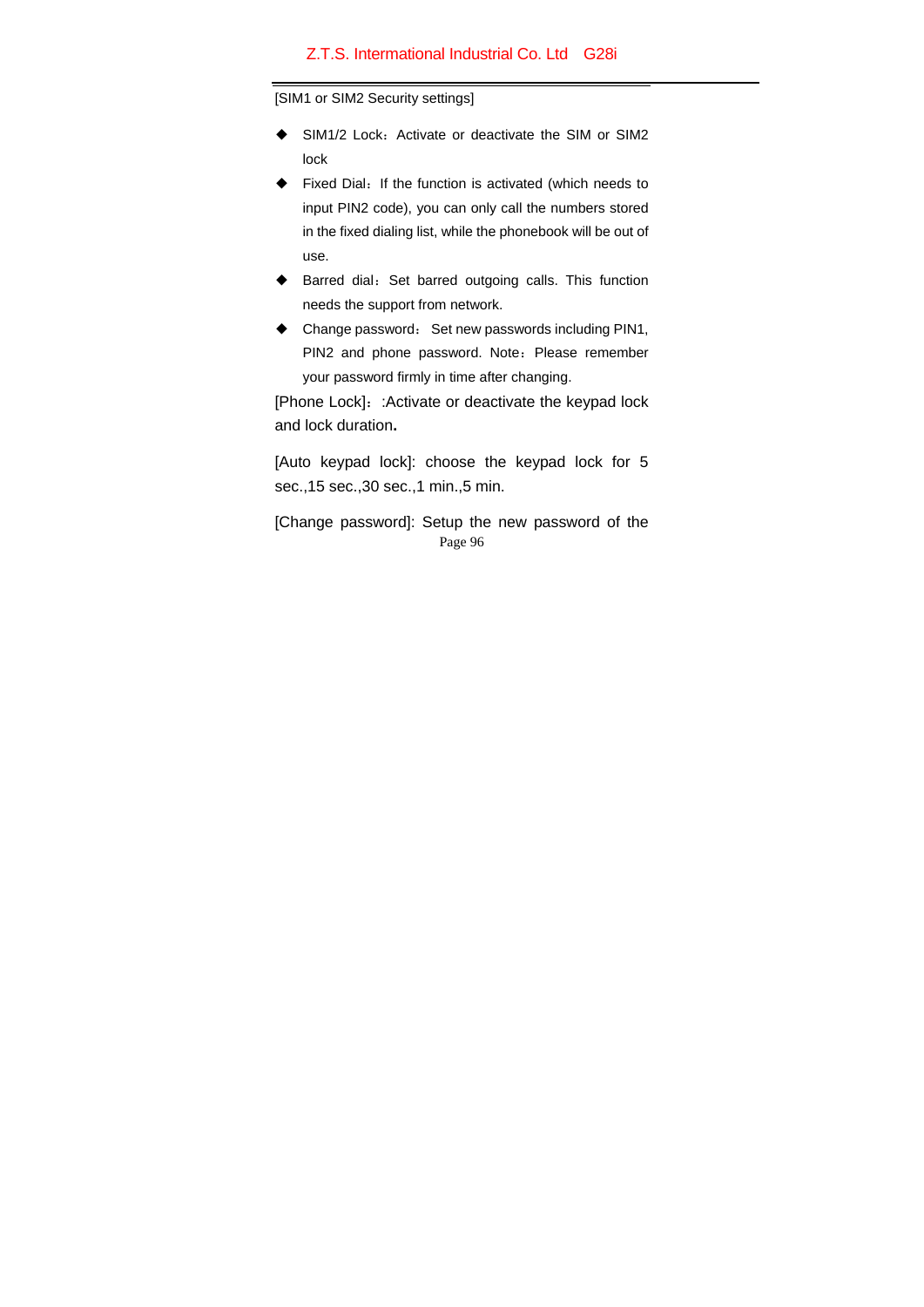[SIM1 or SIM2 Security settings]

- SIM1/2 Lock：Activate or deactivate the SIM or SIM2 lock
- Fixed Dial：If the function is activated (which needs to input PIN2 code), you can only call the numbers stored in the fixed dialing list, while the phonebook will be out of use.
- Barred dial：Set barred outgoing calls. This function needs the support from network.
- Change password： Set new passwords including PIN1, PIN2 and phone password. Note：Please remember your password firmly in time after changing.

[Phone Lock]：:Activate or deactivate the keypad lock and lock duration**.**

[Auto keypad lock]: choose the keypad lock for 5 sec.,15 sec.,30 sec.,1 min.,5 min.

[Change password]: Setup the new password of the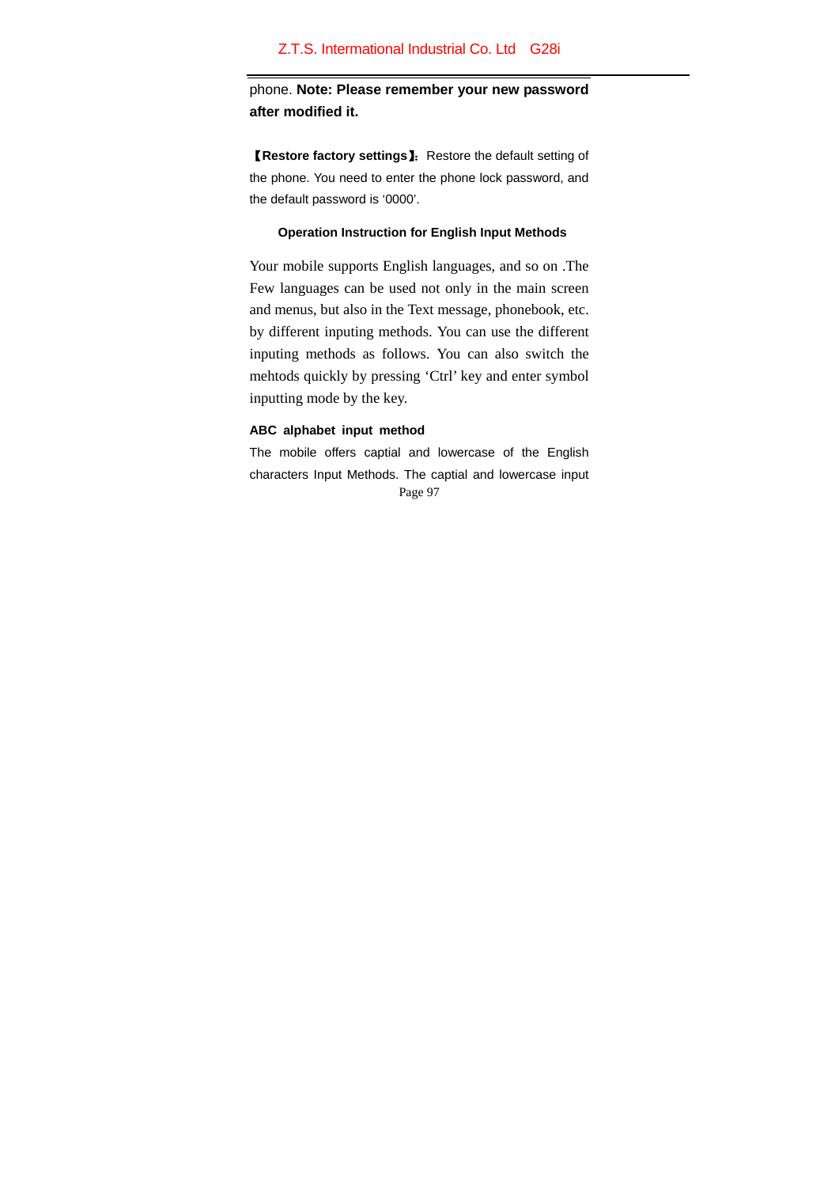phone. **Note: Please remember your new password after modified it.**

【**Restore factory settings**】: Restore the default setting of the phone. You need to enter the phone lock password, and the default password is '0000'.

### Operation Instruction for English Input Methods

Your mobile supports English languages, and so on .The Few languages can be used not only in the main screen and menus, but also in the Text message, phonebook, etc. by different inputing methods. You can use the different inputing methods as follows. You can also switch the mehtods quickly by pressing 'Ctrl' key and enter symbol inputting mode by the key.

**ABC alphabet input method**

The mobile offers captial and lowercase of the English characters Input Methods. The captial and lowercase input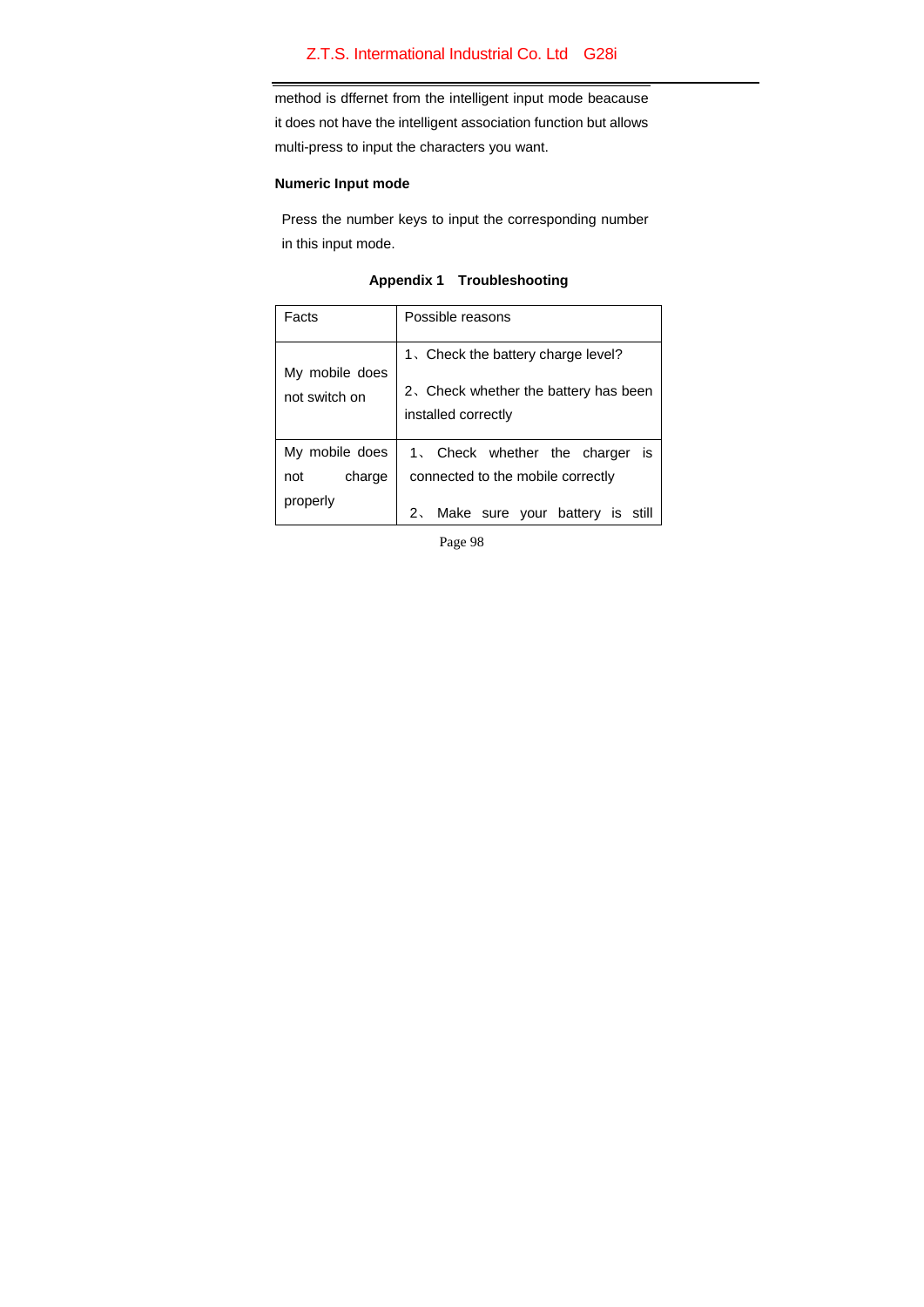method is dffernet from the intelligent input mode beacause it does not have the intelligent association function but allows multi-press to input the characters you want.

**Numeric Input mode**

Press the number keys to input the corresponding number in this input mode.

## Appendix 1　Troubleshooting

| Facts | Possible reasons |
| --- | --- |
| My mobile does not switch on | 1、Check the battery charge level?<br>2、Check whether the battery has been installed correctly |
| My mobile does not charge properly | 1、Check whether the charger is connected to the mobile correctly<br>2、Make sure your battery is still |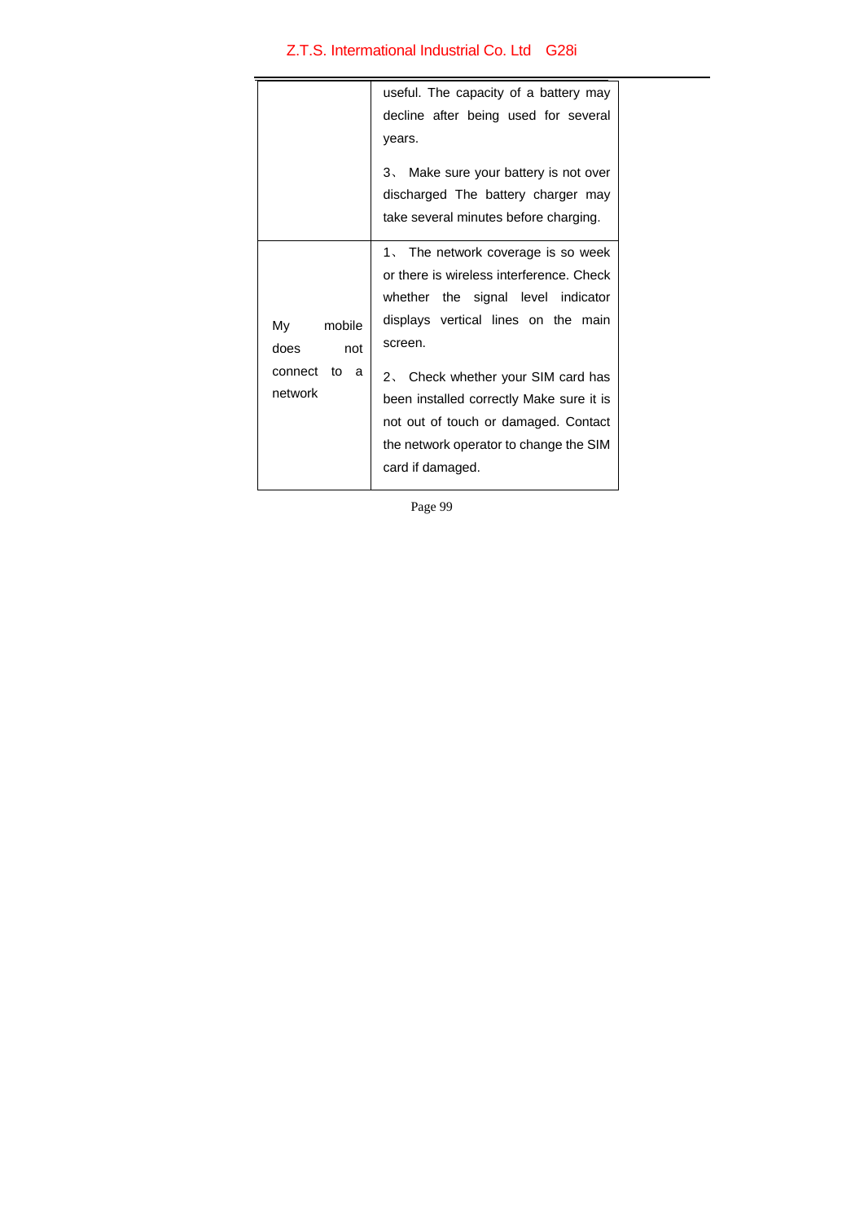| | |
|---|---|
| | useful. The capacity of a battery may decline after being used for several years.<br><br>3、 Make sure your battery is not over discharged The battery charger may take several minutes before charging. |
| My mobile does not connect to a network | 1、 The network coverage is so week or there is wireless interference. Check whether the signal level indicator displays vertical lines on the main screen.<br><br>2、 Check whether your SIM card has been installed correctly Make sure it is not out of touch or damaged. Contact the network operator to change the SIM card if damaged. |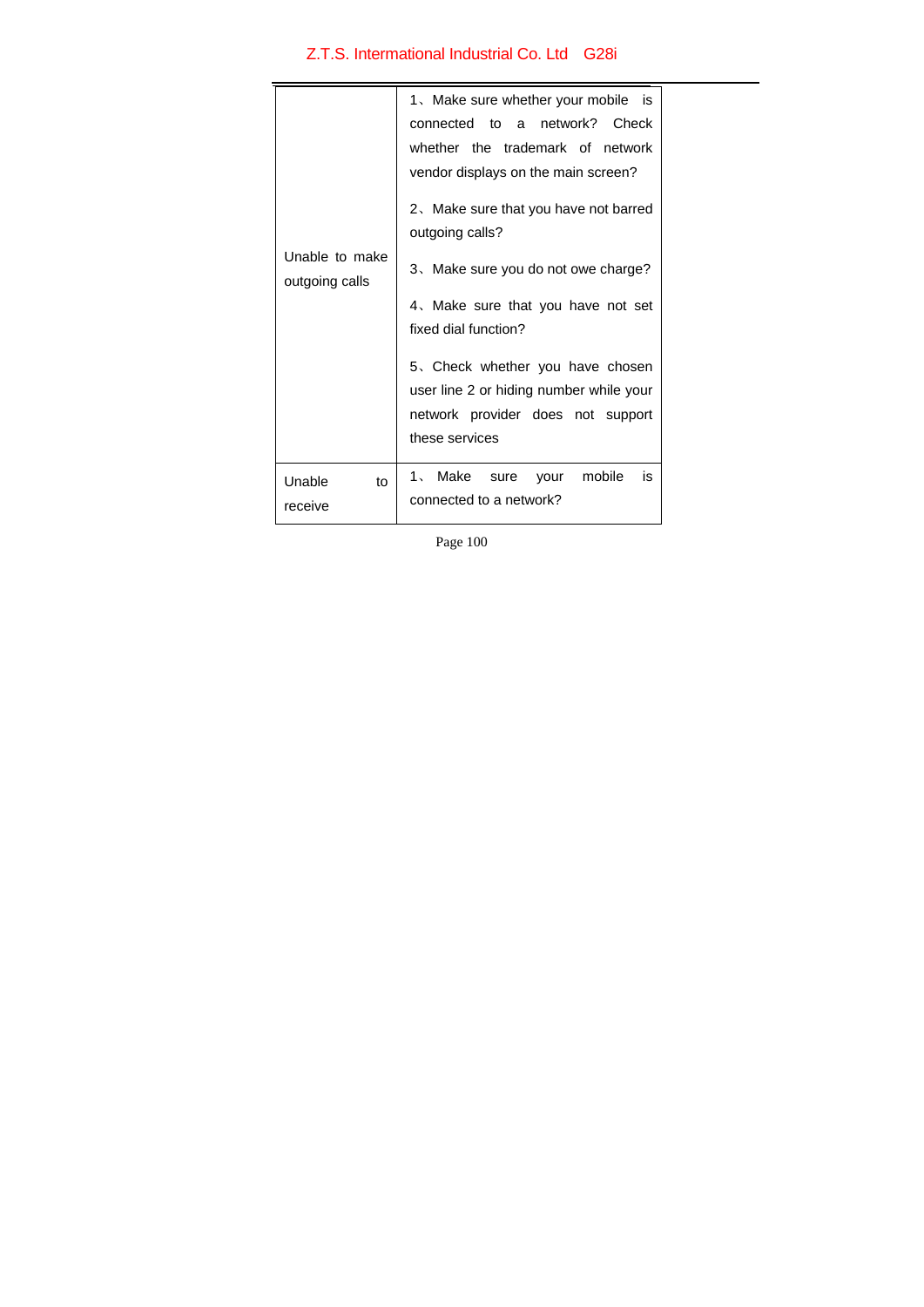| | |
|---|---|
| Unable to make outgoing calls | 1、Make sure whether your mobile is connected to a network? Check whether the trademark of network vendor displays on the main screen?<br><br>2、Make sure that you have not barred outgoing calls?<br><br>3、Make sure you do not owe charge?<br><br>4、Make sure that you have not set fixed dial function?<br><br>5、Check whether you have chosen user line 2 or hiding number while your network provider does not support these services |
| Unable to receive | 1、Make sure your mobile is connected to a network? |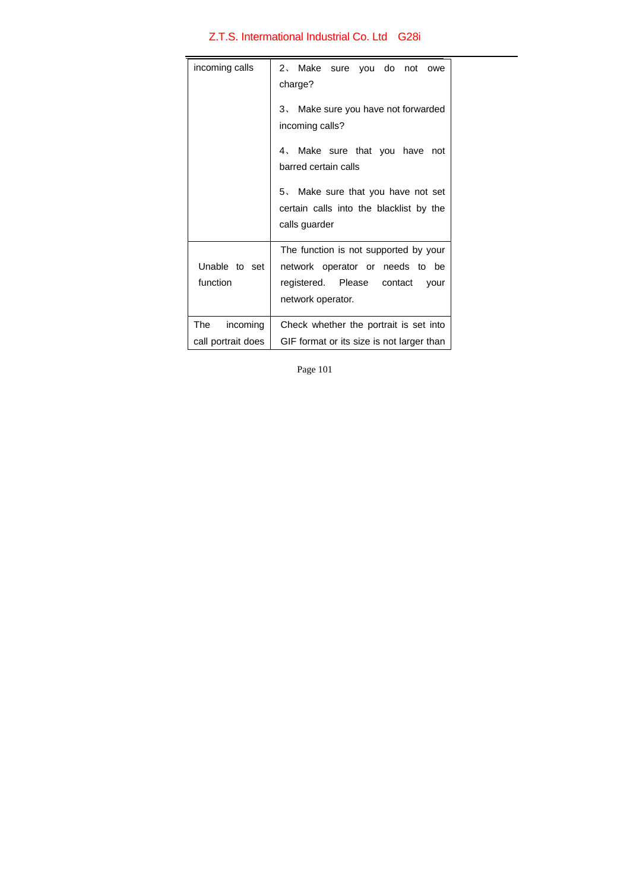| | |
|---|---|
| incoming calls | 2、 Make sure you do not owe charge?<br><br>3、 Make sure you have not forwarded incoming calls?<br><br>4、 Make sure that you have not barred certain calls<br><br>5、 Make sure that you have not set certain calls into the blacklist by the calls guarder |
| Unable to set function | The function is not supported by your network operator or needs to be registered. Please contact your network operator. |
| The incoming call portrait does | Check whether the portrait is set into GIF format or its size is not larger than |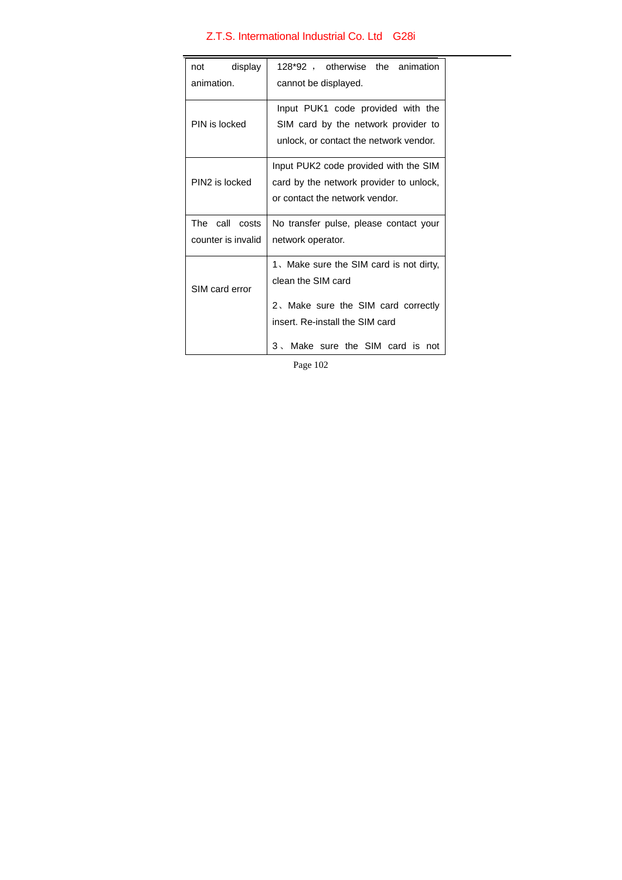| not display animation. | 128*92， otherwise the animation cannot be displayed. |
|---|---|
| PIN is locked | Input PUK1 code provided with the SIM card by the network provider to unlock, or contact the network vendor. |
| PIN2 is locked | Input PUK2 code provided with the SIM card by the network provider to unlock, or contact the network vendor. |
| The call costs counter is invalid | No transfer pulse, please contact your network operator. |
| SIM card error | 1、Make sure the SIM card is not dirty, clean the SIM card<br><br>2、Make sure the SIM card correctly insert. Re-install the SIM card<br><br>3、Make sure the SIM card is not |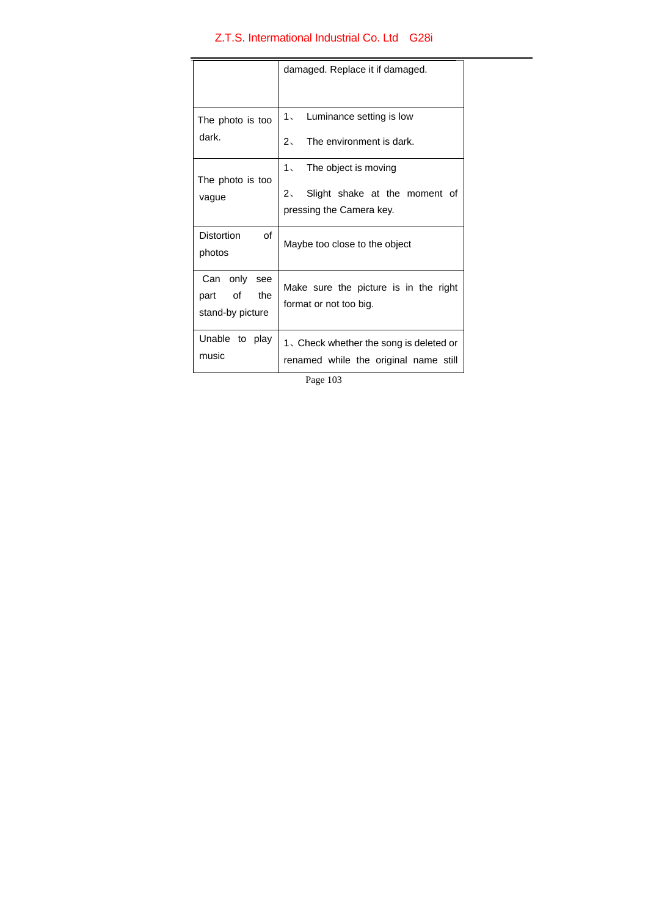| | |
|---|---|
| | damaged. Replace it if damaged. |
| The photo is too dark. | 1、 Luminance setting is low<br>2、 The environment is dark. |
| The photo is too vague | 1、 The object is moving<br>2、 Slight shake at the moment of pressing the Camera key. |
| Distortion of photos | Maybe too close to the object |
| Can only see part of the stand-by picture | Make sure the picture is in the right format or not too big. |
| Unable to play music | 1、Check whether the song is deleted or renamed while the original name still |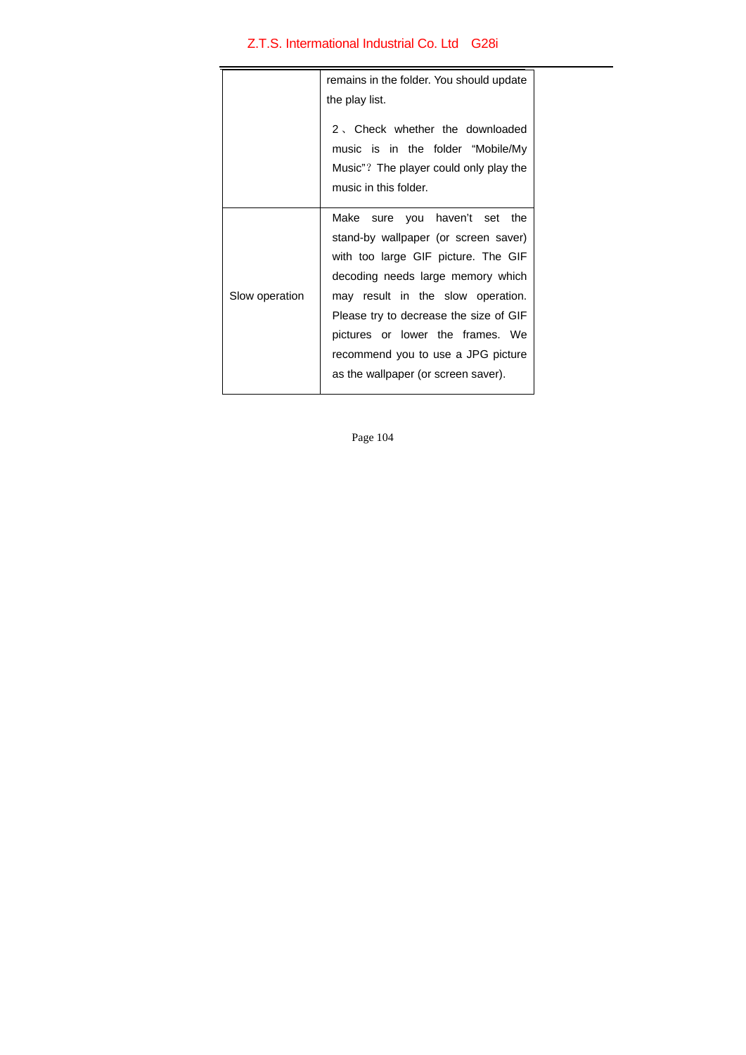| | |
|---|---|
| | remains in the folder. You should update the play list.<br><br>2、Check whether the downloaded music is in the folder “Mobile/My Music”? The player could only play the music in this folder. |
| Slow operation | Make sure you haven't set the stand-by wallpaper (or screen saver) with too large GIF picture. The GIF decoding needs large memory which may result in the slow operation. Please try to decrease the size of GIF pictures or lower the frames. We recommend you to use a JPG picture as the wallpaper (or screen saver). |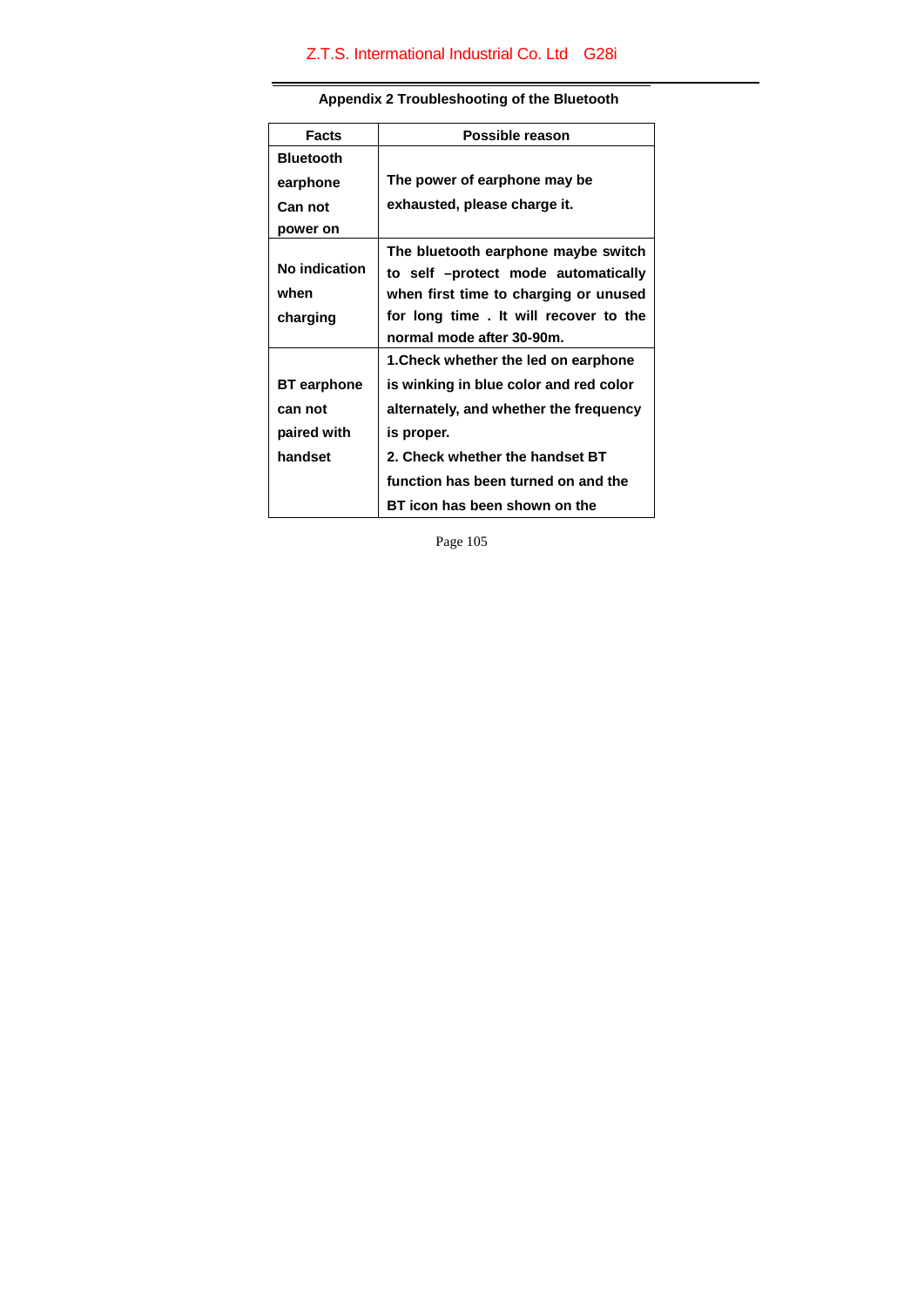## Appendix 2 Troubleshooting of the Bluetooth

| Facts | Possible reason |
|---|---|
| Bluetooth earphone Can not power on | The power of earphone may be exhausted, please charge it. |
| No indication when charging | The bluetooth earphone maybe switch to self –protect mode automatically when first time to charging or unused for long time . It will recover to the normal mode after 30-90m. |
| BT earphone can not paired with handset | 1.Check whether the led on earphone is winking in blue color and red color alternately, and whether the frequency is proper.<br>2. Check whether the handset BT function has been turned on and the BT icon has been shown on the |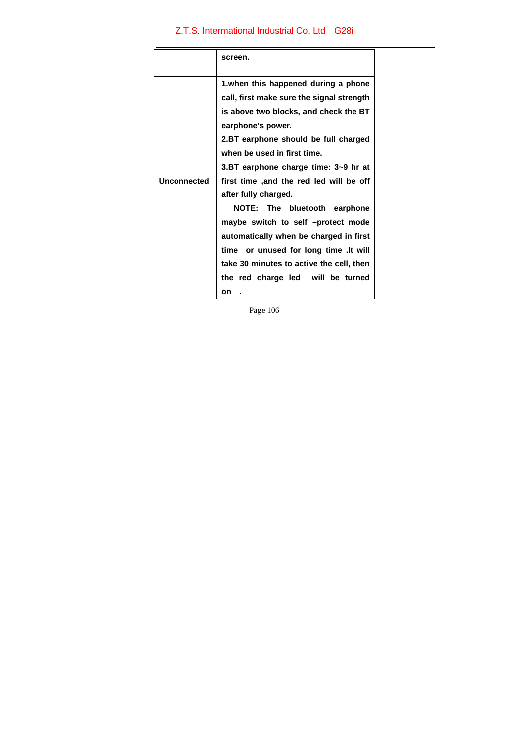| | |
|---|---|
| | **screen.** |
| **Unconnected** | **1.when this happened during a phone call, first make sure the signal strength is above two blocks, and check the BT earphone's power.**<br>**2.BT earphone should be full charged when be used in first time.**<br>**3.BT earphone charge time: 3~9 hr at first time ,and the red led will be off after fully charged.**<br>**NOTE: The bluetooth earphone maybe switch to self –protect mode automatically when be charged in first time or unused for long time .It will take 30 minutes to active the cell, then the red charge led will be turned on .** |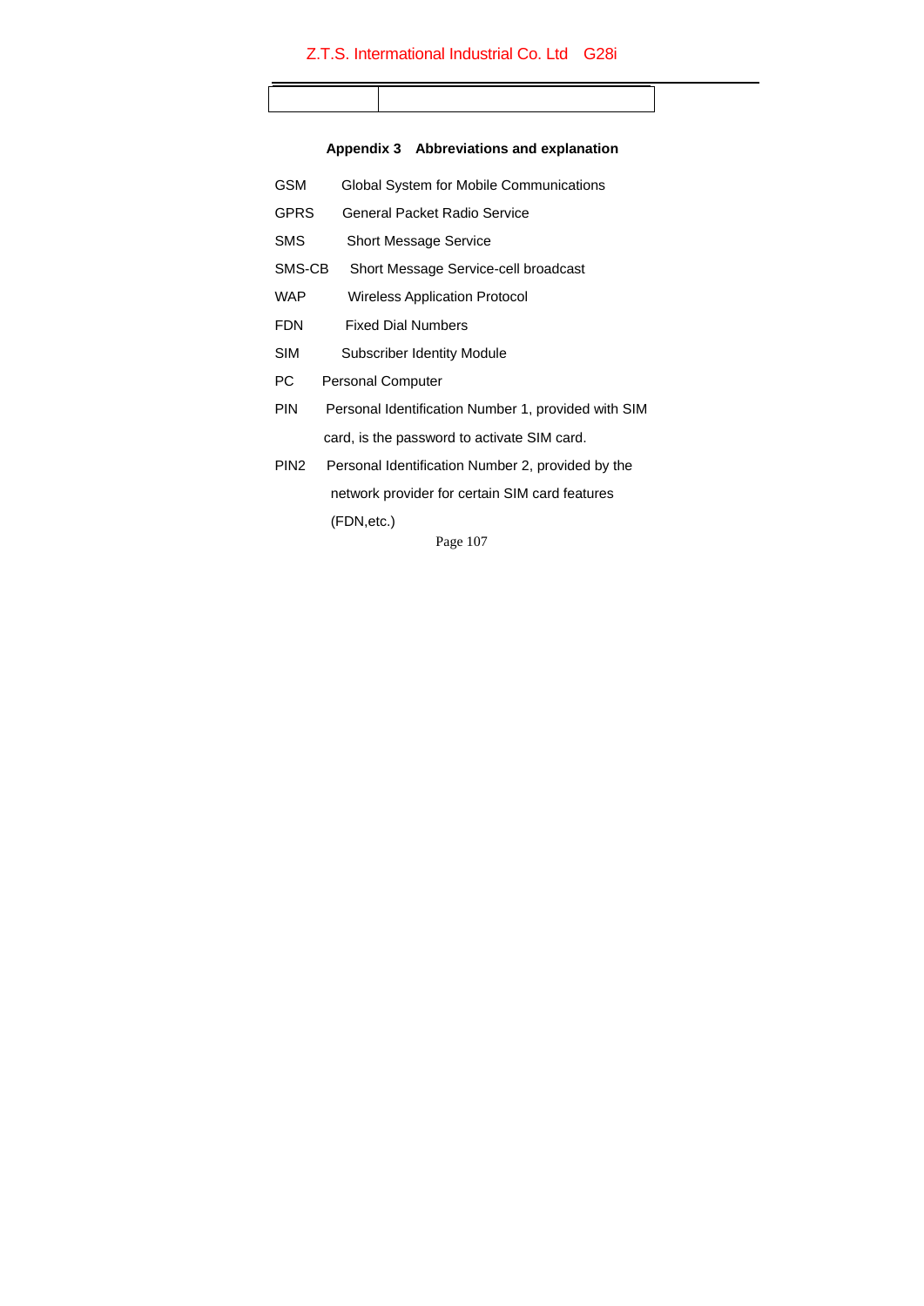### Appendix 3 Abbreviations and explanation

| | |
|---|---|
| GSM | Global System for Mobile Communications |
| GPRS | General Packet Radio Service |
| SMS | Short Message Service |
| SMS-CB | Short Message Service-cell broadcast |
| WAP | Wireless Application Protocol |
| FDN | Fixed Dial Numbers |
| SIM | Subscriber Identity Module |
| PC | Personal Computer |
| PIN | Personal Identification Number 1, provided with SIM card, is the password to activate SIM card. |
| PIN2 | Personal Identification Number 2, provided by the network provider for certain SIM card features (FDN,etc.) |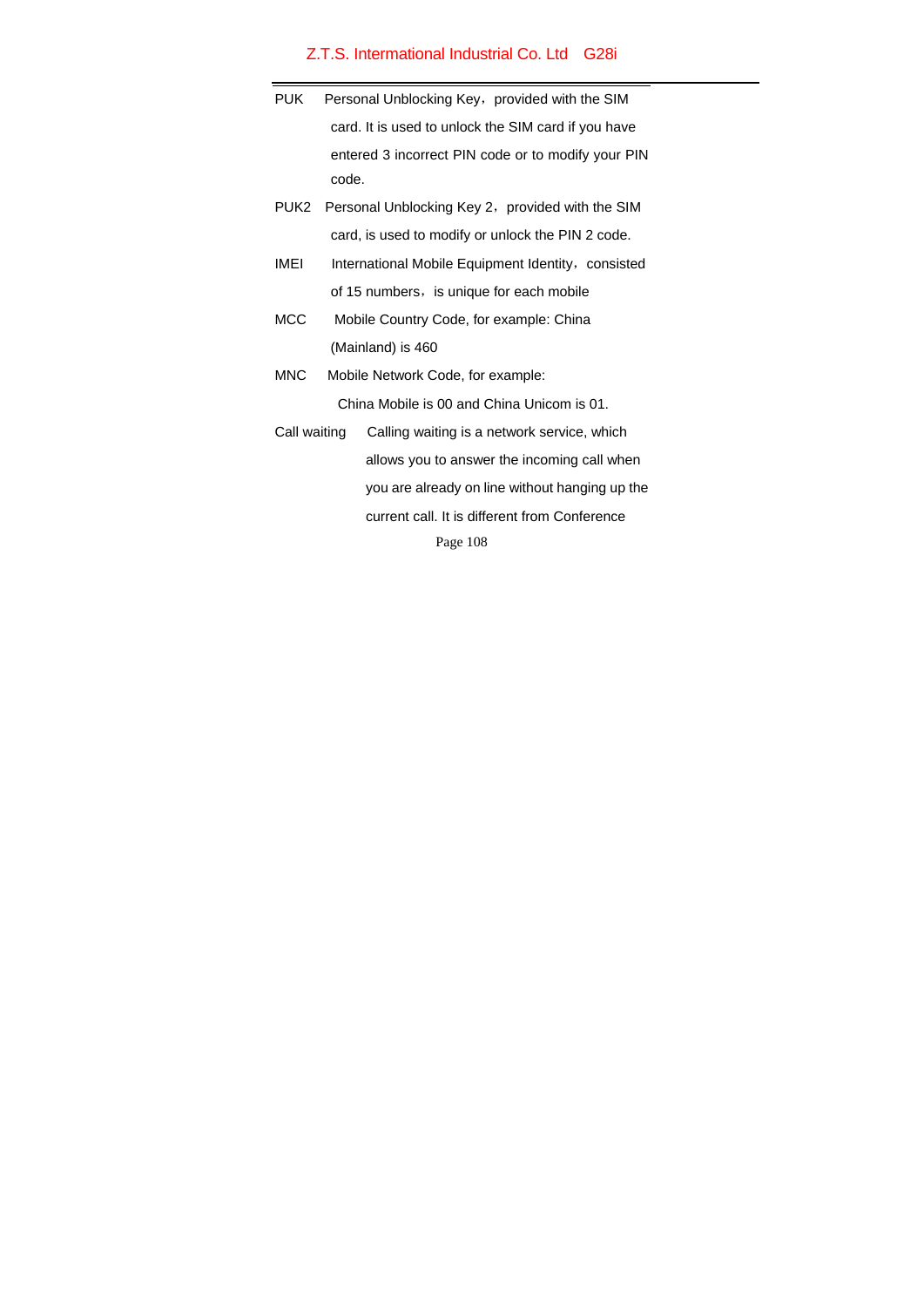PUK Personal Unblocking Key，provided with the SIM card. It is used to unlock the SIM card if you have entered 3 incorrect PIN code or to modify your PIN code.

PUK2 Personal Unblocking Key 2，provided with the SIM card, is used to modify or unlock the PIN 2 code.

IMEI International Mobile Equipment Identity，consisted of 15 numbers，is unique for each mobile

MCC Mobile Country Code, for example: China (Mainland) is 460

MNC Mobile Network Code, for example: China Mobile is 00 and China Unicom is 01.

Call waiting Calling waiting is a network service, which allows you to answer the incoming call when you are already on line without hanging up the current call. It is different from Conference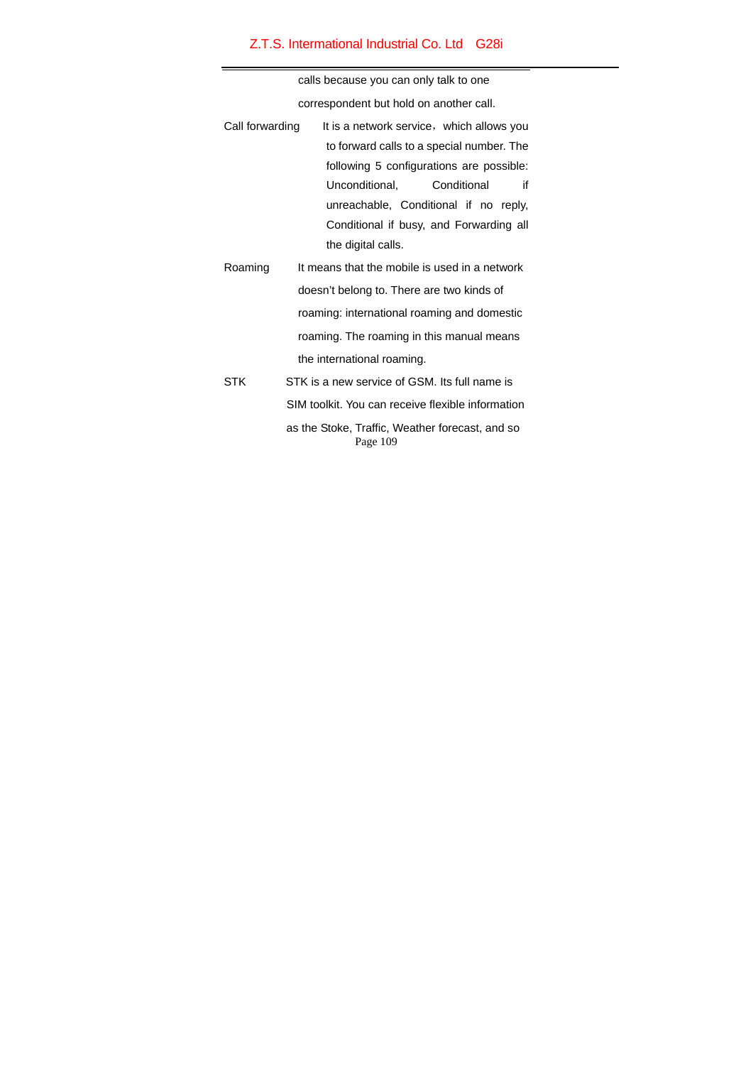calls because you can only talk to one correspondent but hold on another call.

| | |
|---|---|
| Call forwarding | It is a network service，which allows you to forward calls to a special number. The following 5 configurations are possible: Unconditional, Conditional if unreachable, Conditional if no reply, Conditional if busy, and Forwarding all the digital calls. |
| Roaming | It means that the mobile is used in a network doesn't belong to. There are two kinds of roaming: international roaming and domestic roaming. The roaming in this manual means the international roaming. |
| STK | STK is a new service of GSM. Its full name is SIM toolkit. You can receive flexible information as the Stoke, Traffic, Weather forecast, and so |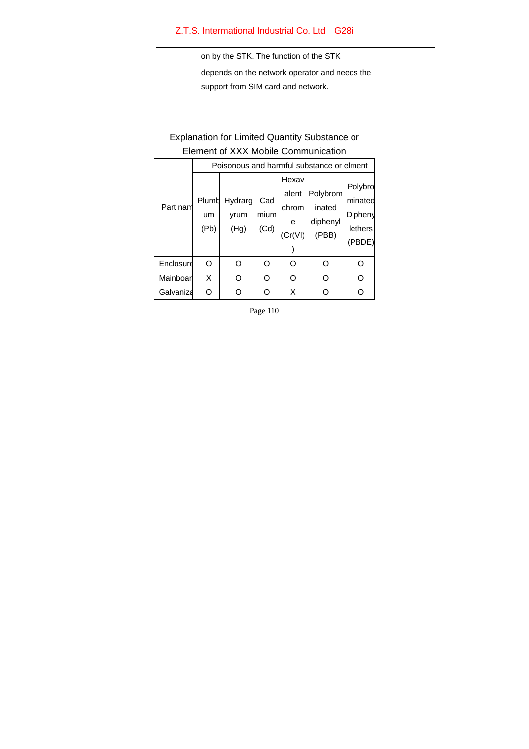on by the STK. The function of the STK depends on the network operator and needs the support from SIM card and network.

## Explanation for Limited Quantity Substance or Element of XXX Mobile Communication

| Part nam | Poisonous and harmful substance or elment | | | | | |
|---|---|---|---|---|---|---|
| | Plumbum (Pb) | Hydrargyrum (Hg) | Cadmium (Cd) | Hexavalent chrome (Cr(VI)) | Polybrominated diphenyl (PBB) | Polybrominated Diphenylethers (PBDE) |
| Enclosure | O | O | O | O | O | O |
| Mainboar | X | O | O | O | O | O |
| Galvaniza | O | O | O | X | O | O |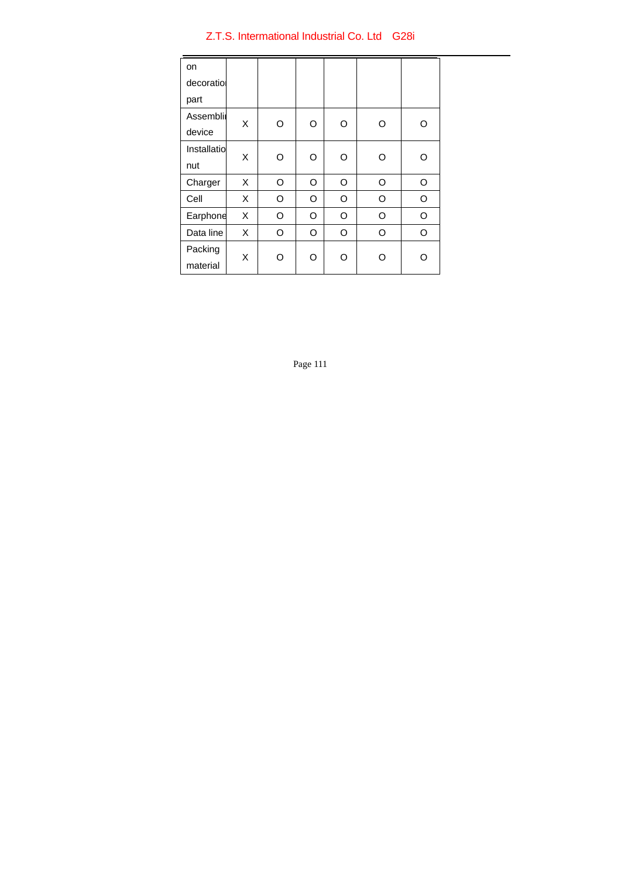| | | | | | | |
|---|---|---|---|---|---|---|
| on decoration part | | | | | | |
| Assembling device | X | O | O | O | O | O |
| Installation nut | X | O | O | O | O | O |
| Charger | X | O | O | O | O | O |
| Cell | X | O | O | O | O | O |
| Earphone | X | O | O | O | O | O |
| Data line | X | O | O | O | O | O |
| Packing material | X | O | O | O | O | O |